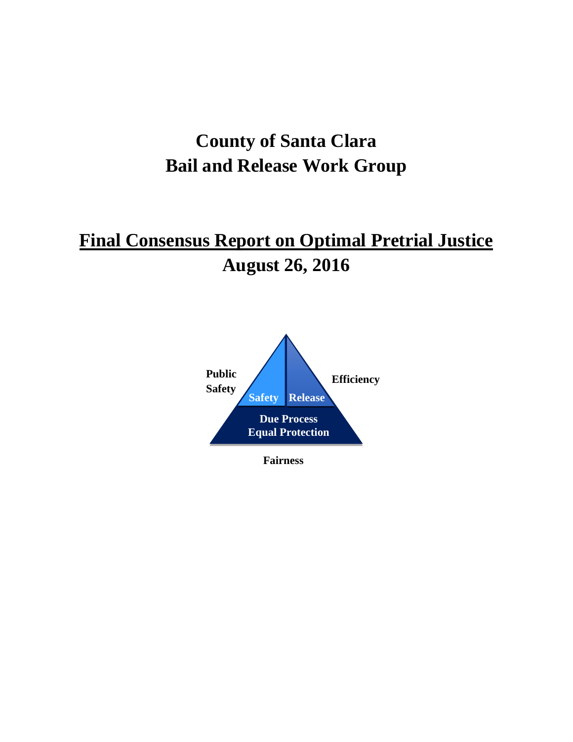# County of Santa Clara
# Bail and Release Work Group

## Final Consensus Report on Optimal Pretrial Justice
## August 26, 2016

Public Safety

Efficiency

Safety

Release

Due Process
Equal Protection

Fairness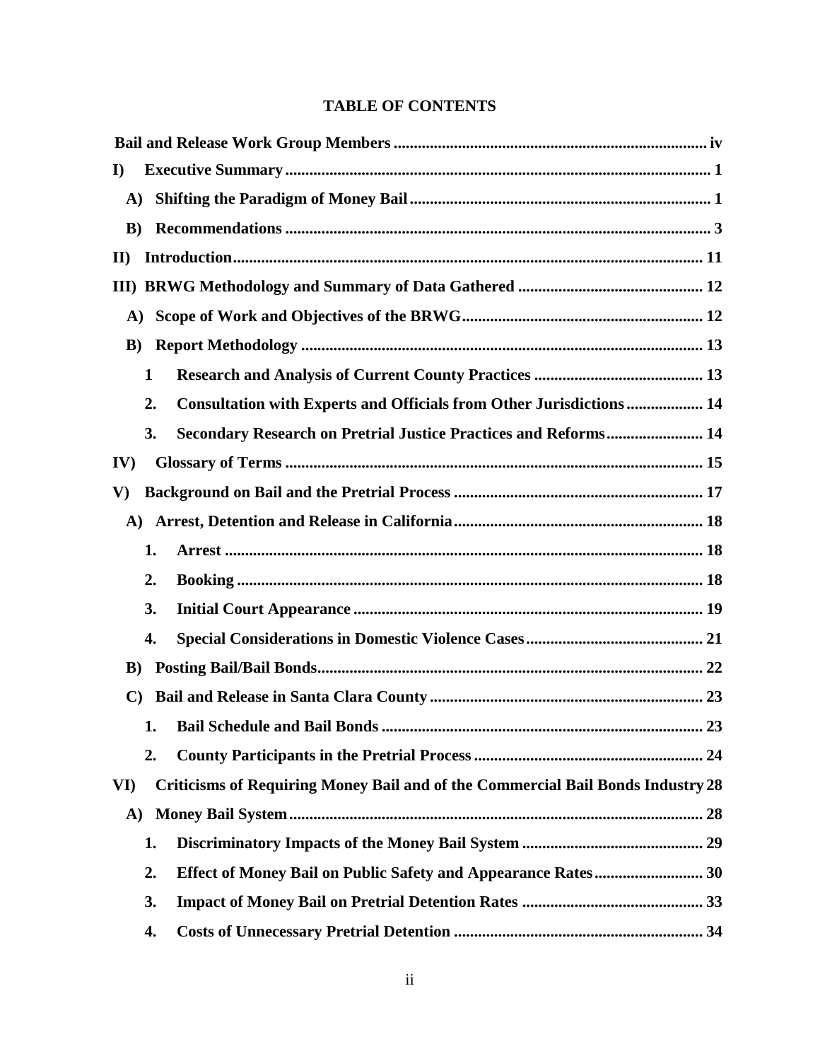# TABLE OF CONTENTS

**Bail and Release Work Group Members** ............ iv

**I) Executive Summary** ............ 1

- **A) Shifting the Paradigm of Money Bail** ............ 1
- **B) Recommendations** ............ 3

**II) Introduction** ............ 11

**III) BRWG Methodology and Summary of Data Gathered** ............ 12

- **A) Scope of Work and Objectives of the BRWG** ............ 12
- **B) Report Methodology** ............ 13
  - **1 Research and Analysis of Current County Practices** ............ 13
  - **2. Consultation with Experts and Officials from Other Jurisdictions** ............ 14
  - **3. Secondary Research on Pretrial Justice Practices and Reforms** ............ 14

**IV) Glossary of Terms** ............ 15

**V) Background on Bail and the Pretrial Process** ............ 17

- **A) Arrest, Detention and Release in California** ............ 18
  - **1. Arrest** ............ 18
  - **2. Booking** ............ 18
  - **3. Initial Court Appearance** ............ 19
  - **4. Special Considerations in Domestic Violence Cases** ............ 21
- **B) Posting Bail/Bail Bonds** ............ 22
- **C) Bail and Release in Santa Clara County** ............ 23
  - **1. Bail Schedule and Bail Bonds** ............ 23
  - **2. County Participants in the Pretrial Process** ............ 24

**VI) Criticisms of Requiring Money Bail and of the Commercial Bail Bonds Industry** ............ 28

- **A) Money Bail System** ............ 28
  - **1. Discriminatory Impacts of the Money Bail System** ............ 29
  - **2. Effect of Money Bail on Public Safety and Appearance Rates** ............ 30
  - **3. Impact of Money Bail on Pretrial Detention Rates** ............ 33
  - **4. Costs of Unnecessary Pretrial Detention** ............ 34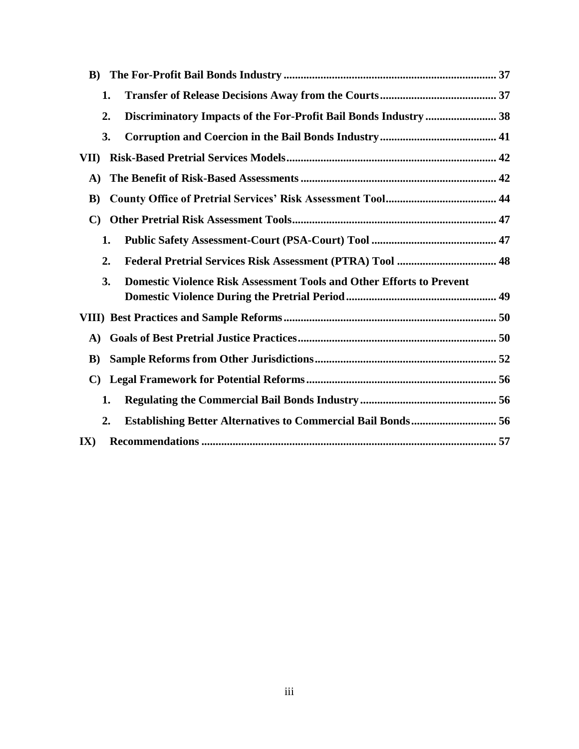**B) The For-Profit Bail Bonds Industry .......... 37**

**1. Transfer of Release Decisions Away from the Courts .......... 37**

**2. Discriminatory Impacts of the For-Profit Bail Bonds Industry .......... 38**

**3. Corruption and Coercion in the Bail Bonds Industry .......... 41**

**VII) Risk-Based Pretrial Services Models .......... 42**

**A) The Benefit of Risk-Based Assessments .......... 42**

**B) County Office of Pretrial Services' Risk Assessment Tool .......... 44**

**C) Other Pretrial Risk Assessment Tools .......... 47**

**1. Public Safety Assessment-Court (PSA-Court) Tool .......... 47**

**2. Federal Pretrial Services Risk Assessment (PTRA) Tool .......... 48**

**3. Domestic Violence Risk Assessment Tools and Other Efforts to Prevent Domestic Violence During the Pretrial Period .......... 49**

**VIII) Best Practices and Sample Reforms .......... 50**

**A) Goals of Best Pretrial Justice Practices .......... 50**

**B) Sample Reforms from Other Jurisdictions .......... 52**

**C) Legal Framework for Potential Reforms .......... 56**

**1. Regulating the Commercial Bail Bonds Industry .......... 56**

**2. Establishing Better Alternatives to Commercial Bail Bonds .......... 56**

**IX) Recommendations .......... 57**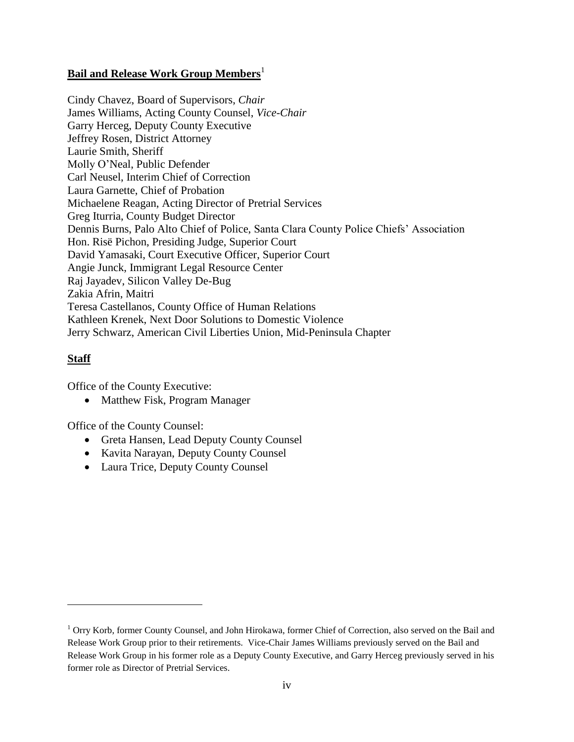## **Bail and Release Work Group Members**[1]

Cindy Chavez, Board of Supervisors, *Chair*
James Williams, Acting County Counsel, *Vice-Chair*
Garry Herceg, Deputy County Executive
Jeffrey Rosen, District Attorney
Laurie Smith, Sheriff
Molly O'Neal, Public Defender
Carl Neusel, Interim Chief of Correction
Laura Garnette, Chief of Probation
Michaelene Reagan, Acting Director of Pretrial Services
Greg Iturria, County Budget Director
Dennis Burns, Palo Alto Chief of Police, Santa Clara County Police Chiefs' Association
Hon. Risë Pichon, Presiding Judge, Superior Court
David Yamasaki, Court Executive Officer, Superior Court
Angie Junck, Immigrant Legal Resource Center
Raj Jayadev, Silicon Valley De-Bug
Zakia Afrin, Maitri
Teresa Castellanos, County Office of Human Relations
Kathleen Krenek, Next Door Solutions to Domestic Violence
Jerry Schwarz, American Civil Liberties Union, Mid-Peninsula Chapter

## **Staff**

Office of the County Executive:

- Matthew Fisk, Program Manager

Office of the County Counsel:

- Greta Hansen, Lead Deputy County Counsel
- Kavita Narayan, Deputy County Counsel
- Laura Trice, Deputy County Counsel

---

[1] Orry Korb, former County Counsel, and John Hirokawa, former Chief of Correction, also served on the Bail and Release Work Group prior to their retirements. Vice-Chair James Williams previously served on the Bail and Release Work Group in his former role as a Deputy County Executive, and Garry Herceg previously served in his former role as Director of Pretrial Services.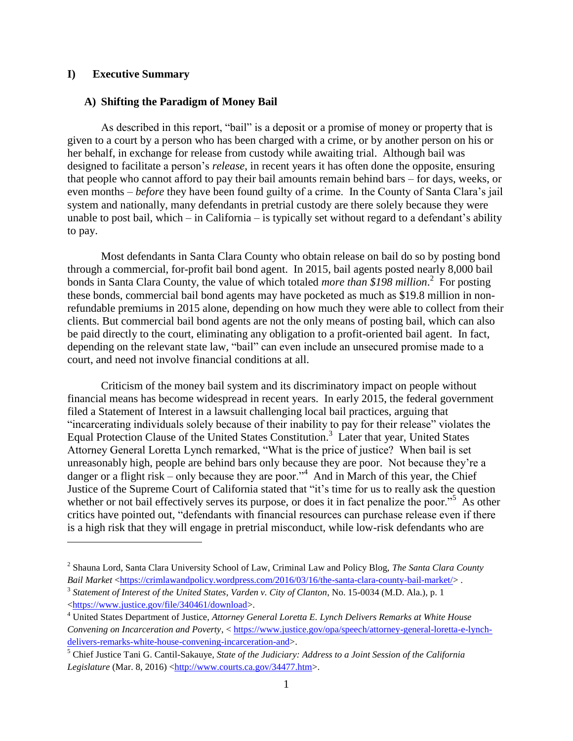## I) Executive Summary

### A) Shifting the Paradigm of Money Bail

As described in this report, "bail" is a deposit or a promise of money or property that is given to a court by a person who has been charged with a crime, or by another person on his or her behalf, in exchange for release from custody while awaiting trial. Although bail was designed to facilitate a person's *release*, in recent years it has often done the opposite, ensuring that people who cannot afford to pay their bail amounts remain behind bars – for days, weeks, or even months – *before* they have been found guilty of a crime. In the County of Santa Clara's jail system and nationally, many defendants in pretrial custody are there solely because they were unable to post bail, which – in California – is typically set without regard to a defendant's ability to pay.

Most defendants in Santa Clara County who obtain release on bail do so by posting bond through a commercial, for-profit bail bond agent. In 2015, bail agents posted nearly 8,000 bail bonds in Santa Clara County, the value of which totaled *more than $198 million*.[2] For posting these bonds, commercial bail bond agents may have pocketed as much as $19.8 million in non-refundable premiums in 2015 alone, depending on how much they were able to collect from their clients. But commercial bail bond agents are not the only means of posting bail, which can also be paid directly to the court, eliminating any obligation to a profit-oriented bail agent. In fact, depending on the relevant state law, "bail" can even include an unsecured promise made to a court, and need not involve financial conditions at all.

Criticism of the money bail system and its discriminatory impact on people without financial means has become widespread in recent years. In early 2015, the federal government filed a Statement of Interest in a lawsuit challenging local bail practices, arguing that "incarcerating individuals solely because of their inability to pay for their release" violates the Equal Protection Clause of the United States Constitution.[3] Later that year, United States Attorney General Loretta Lynch remarked, "What is the price of justice? When bail is set unreasonably high, people are behind bars only because they are poor. Not because they're a danger or a flight risk – only because they are poor."[4] And in March of this year, the Chief Justice of the Supreme Court of California stated that "it's time for us to really ask the question whether or not bail effectively serves its purpose, or does it in fact penalize the poor."[5] As other critics have pointed out, "defendants with financial resources can purchase release even if there is a high risk that they will engage in pretrial misconduct, while low-risk defendants who are

---

[2] Shauna Lord, Santa Clara University School of Law, Criminal Law and Policy Blog, *The Santa Clara County Bail Market* <https://crimlawandpolicy.wordpress.com/2016/03/16/the-santa-clara-county-bail-market/> .

[3] *Statement of Interest of the United States*, *Varden v. City of Clanton*, No. 15-0034 (M.D. Ala.), p. 1 <https://www.justice.gov/file/340461/download>.

[4] United States Department of Justice, *Attorney General Loretta E. Lynch Delivers Remarks at White House Convening on Incarceration and Poverty*, < https://www.justice.gov/opa/speech/attorney-general-loretta-e-lynch-delivers-remarks-white-house-convening-incarceration-and>.

[5] Chief Justice Tani G. Cantil-Sakauye, *State of the Judiciary: Address to a Joint Session of the California Legislature* (Mar. 8, 2016) <http://www.courts.ca.gov/34477.htm>.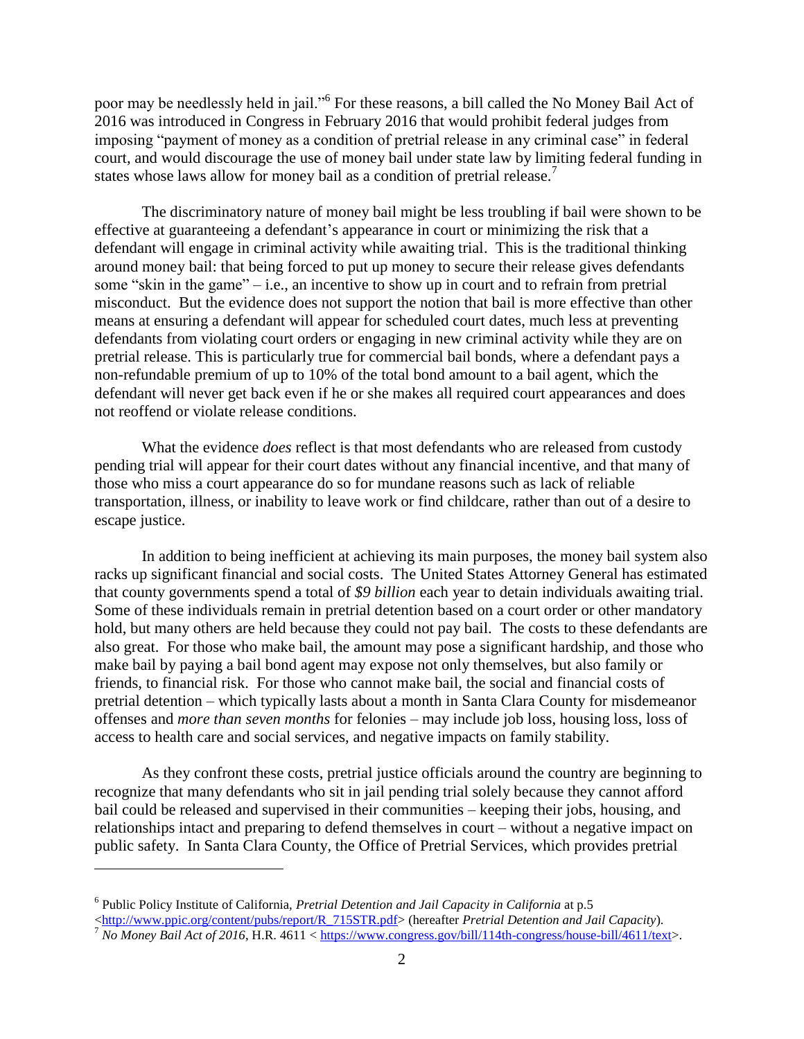poor may be needlessly held in jail."[6] For these reasons, a bill called the No Money Bail Act of 2016 was introduced in Congress in February 2016 that would prohibit federal judges from imposing "payment of money as a condition of pretrial release in any criminal case" in federal court, and would discourage the use of money bail under state law by limiting federal funding in states whose laws allow for money bail as a condition of pretrial release.[7]

The discriminatory nature of money bail might be less troubling if bail were shown to be effective at guaranteeing a defendant's appearance in court or minimizing the risk that a defendant will engage in criminal activity while awaiting trial. This is the traditional thinking around money bail: that being forced to put up money to secure their release gives defendants some "skin in the game" – i.e., an incentive to show up in court and to refrain from pretrial misconduct. But the evidence does not support the notion that bail is more effective than other means at ensuring a defendant will appear for scheduled court dates, much less at preventing defendants from violating court orders or engaging in new criminal activity while they are on pretrial release. This is particularly true for commercial bail bonds, where a defendant pays a non-refundable premium of up to 10% of the total bond amount to a bail agent, which the defendant will never get back even if he or she makes all required court appearances and does not reoffend or violate release conditions.

What the evidence *does* reflect is that most defendants who are released from custody pending trial will appear for their court dates without any financial incentive, and that many of those who miss a court appearance do so for mundane reasons such as lack of reliable transportation, illness, or inability to leave work or find childcare, rather than out of a desire to escape justice.

In addition to being inefficient at achieving its main purposes, the money bail system also racks up significant financial and social costs. The United States Attorney General has estimated that county governments spend a total of *$9 billion* each year to detain individuals awaiting trial. Some of these individuals remain in pretrial detention based on a court order or other mandatory hold, but many others are held because they could not pay bail. The costs to these defendants are also great. For those who make bail, the amount may pose a significant hardship, and those who make bail by paying a bail bond agent may expose not only themselves, but also family or friends, to financial risk. For those who cannot make bail, the social and financial costs of pretrial detention – which typically lasts about a month in Santa Clara County for misdemeanor offenses and *more than seven months* for felonies – may include job loss, housing loss, loss of access to health care and social services, and negative impacts on family stability.

As they confront these costs, pretrial justice officials around the country are beginning to recognize that many defendants who sit in jail pending trial solely because they cannot afford bail could be released and supervised in their communities – keeping their jobs, housing, and relationships intact and preparing to defend themselves in court – without a negative impact on public safety. In Santa Clara County, the Office of Pretrial Services, which provides pretrial

---

[6] Public Policy Institute of California, *Pretrial Detention and Jail Capacity in California* at p.5 <http://www.ppic.org/content/pubs/report/R_715STR.pdf> (hereafter *Pretrial Detention and Jail Capacity*).

[7] *No Money Bail Act of 2016*, H.R. 4611 < https://www.congress.gov/bill/114th-congress/house-bill/4611/text>.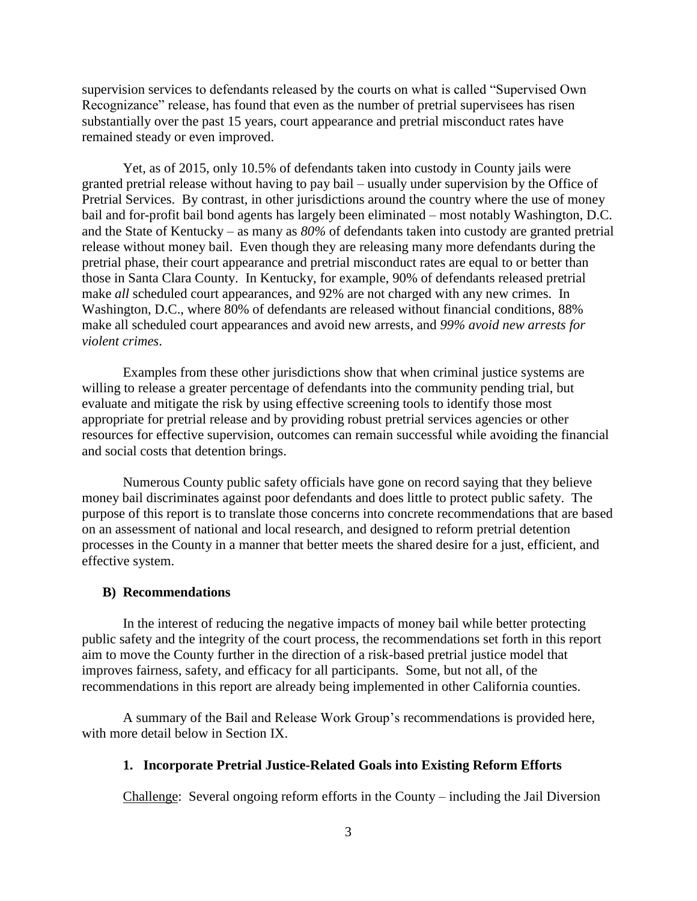supervision services to defendants released by the courts on what is called "Supervised Own Recognizance" release, has found that even as the number of pretrial supervisees has risen substantially over the past 15 years, court appearance and pretrial misconduct rates have remained steady or even improved.

Yet, as of 2015, only 10.5% of defendants taken into custody in County jails were granted pretrial release without having to pay bail – usually under supervision by the Office of Pretrial Services. By contrast, in other jurisdictions around the country where the use of money bail and for-profit bail bond agents has largely been eliminated – most notably Washington, D.C. and the State of Kentucky – as many as *80%* of defendants taken into custody are granted pretrial release without money bail. Even though they are releasing many more defendants during the pretrial phase, their court appearance and pretrial misconduct rates are equal to or better than those in Santa Clara County. In Kentucky, for example, 90% of defendants released pretrial make *all* scheduled court appearances, and 92% are not charged with any new crimes. In Washington, D.C., where 80% of defendants are released without financial conditions, 88% make all scheduled court appearances and avoid new arrests, and *99% avoid new arrests for violent crimes*.

Examples from these other jurisdictions show that when criminal justice systems are willing to release a greater percentage of defendants into the community pending trial, but evaluate and mitigate the risk by using effective screening tools to identify those most appropriate for pretrial release and by providing robust pretrial services agencies or other resources for effective supervision, outcomes can remain successful while avoiding the financial and social costs that detention brings.

Numerous County public safety officials have gone on record saying that they believe money bail discriminates against poor defendants and does little to protect public safety. The purpose of this report is to translate those concerns into concrete recommendations that are based on an assessment of national and local research, and designed to reform pretrial detention processes in the County in a manner that better meets the shared desire for a just, efficient, and effective system.

### B) Recommendations

In the interest of reducing the negative impacts of money bail while better protecting public safety and the integrity of the court process, the recommendations set forth in this report aim to move the County further in the direction of a risk-based pretrial justice model that improves fairness, safety, and efficacy for all participants. Some, but not all, of the recommendations in this report are already being implemented in other California counties.

A summary of the Bail and Release Work Group's recommendations is provided here, with more detail below in Section IX.

#### 1. Incorporate Pretrial Justice-Related Goals into Existing Reform Efforts

Challenge: Several ongoing reform efforts in the County – including the Jail Diversion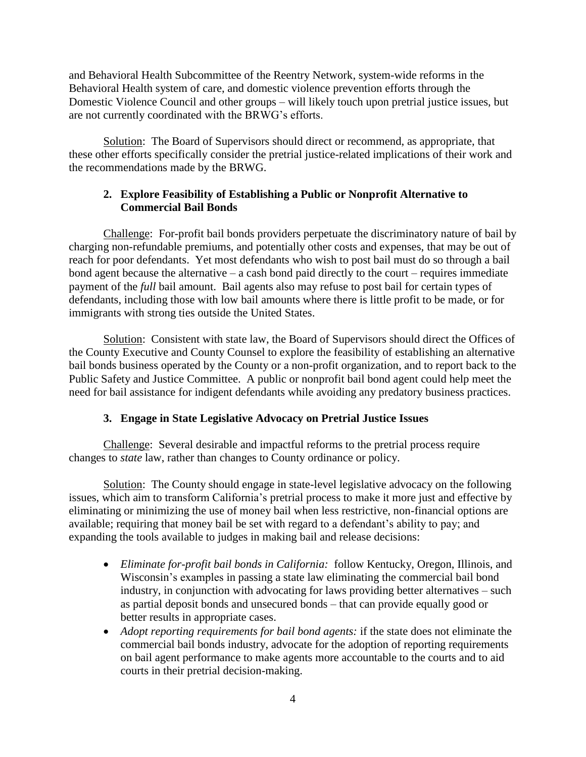and Behavioral Health Subcommittee of the Reentry Network, system-wide reforms in the Behavioral Health system of care, and domestic violence prevention efforts through the Domestic Violence Council and other groups – will likely touch upon pretrial justice issues, but are not currently coordinated with the BRWG's efforts.

Solution: The Board of Supervisors should direct or recommend, as appropriate, that these other efforts specifically consider the pretrial justice-related implications of their work and the recommendations made by the BRWG.

**2. Explore Feasibility of Establishing a Public or Nonprofit Alternative to Commercial Bail Bonds**

Challenge: For-profit bail bonds providers perpetuate the discriminatory nature of bail by charging non-refundable premiums, and potentially other costs and expenses, that may be out of reach for poor defendants. Yet most defendants who wish to post bail must do so through a bail bond agent because the alternative – a cash bond paid directly to the court – requires immediate payment of the *full* bail amount. Bail agents also may refuse to post bail for certain types of defendants, including those with low bail amounts where there is little profit to be made, or for immigrants with strong ties outside the United States.

Solution: Consistent with state law, the Board of Supervisors should direct the Offices of the County Executive and County Counsel to explore the feasibility of establishing an alternative bail bonds business operated by the County or a non-profit organization, and to report back to the Public Safety and Justice Committee. A public or nonprofit bail bond agent could help meet the need for bail assistance for indigent defendants while avoiding any predatory business practices.

**3. Engage in State Legislative Advocacy on Pretrial Justice Issues**

Challenge: Several desirable and impactful reforms to the pretrial process require changes to *state* law, rather than changes to County ordinance or policy.

Solution: The County should engage in state-level legislative advocacy on the following issues, which aim to transform California's pretrial process to make it more just and effective by eliminating or minimizing the use of money bail when less restrictive, non-financial options are available; requiring that money bail be set with regard to a defendant's ability to pay; and expanding the tools available to judges in making bail and release decisions:

- *Eliminate for-profit bail bonds in California:* follow Kentucky, Oregon, Illinois, and Wisconsin's examples in passing a state law eliminating the commercial bail bond industry, in conjunction with advocating for laws providing better alternatives – such as partial deposit bonds and unsecured bonds – that can provide equally good or better results in appropriate cases.
- *Adopt reporting requirements for bail bond agents:* if the state does not eliminate the commercial bail bonds industry, advocate for the adoption of reporting requirements on bail agent performance to make agents more accountable to the courts and to aid courts in their pretrial decision-making.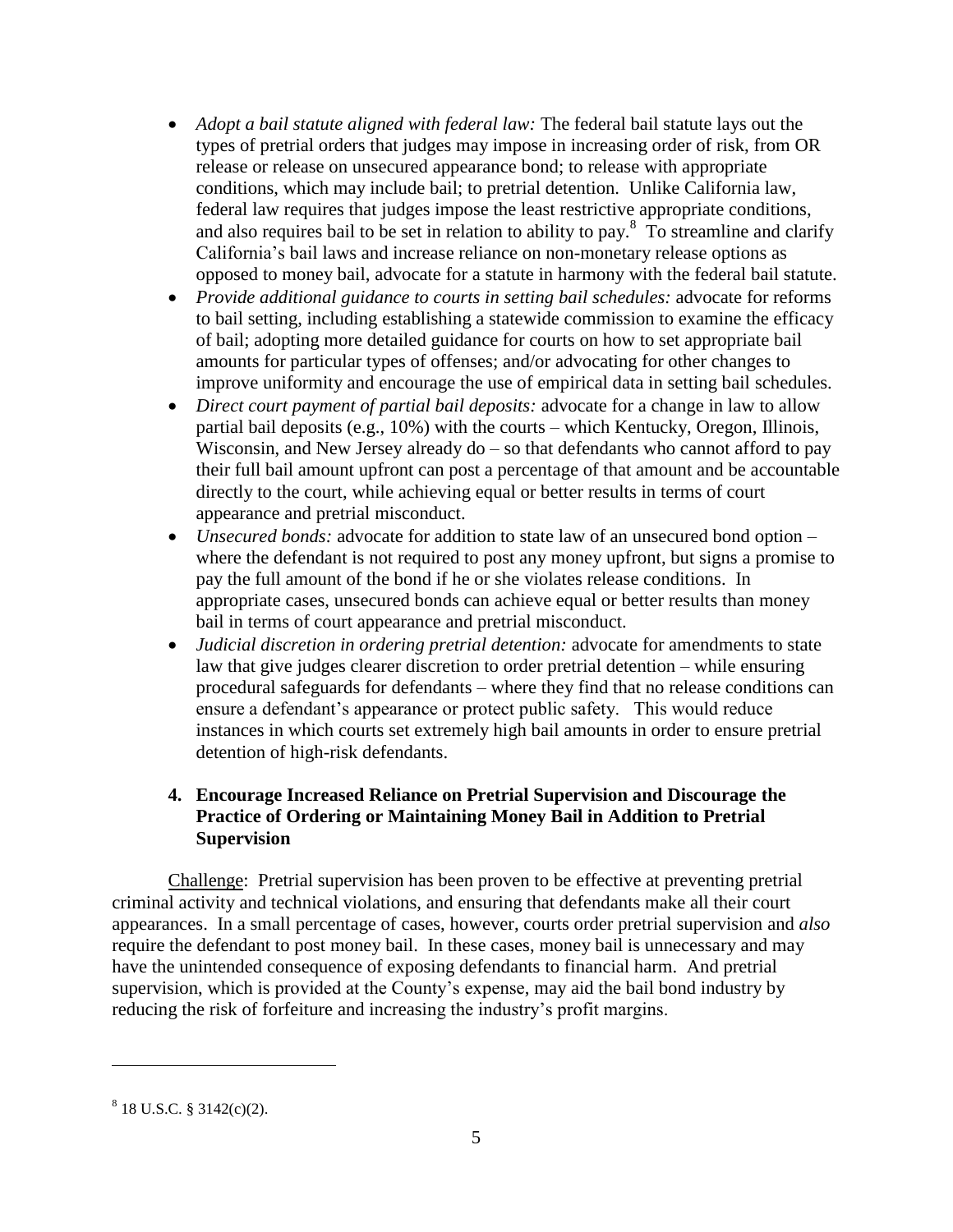- *Adopt a bail statute aligned with federal law:* The federal bail statute lays out the types of pretrial orders that judges may impose in increasing order of risk, from OR release or release on unsecured appearance bond; to release with appropriate conditions, which may include bail; to pretrial detention. Unlike California law, federal law requires that judges impose the least restrictive appropriate conditions, and also requires bail to be set in relation to ability to pay.[8] To streamline and clarify California's bail laws and increase reliance on non-monetary release options as opposed to money bail, advocate for a statute in harmony with the federal bail statute.
- *Provide additional guidance to courts in setting bail schedules:* advocate for reforms to bail setting, including establishing a statewide commission to examine the efficacy of bail; adopting more detailed guidance for courts on how to set appropriate bail amounts for particular types of offenses; and/or advocating for other changes to improve uniformity and encourage the use of empirical data in setting bail schedules.
- *Direct court payment of partial bail deposits:* advocate for a change in law to allow partial bail deposits (e.g., 10%) with the courts – which Kentucky, Oregon, Illinois, Wisconsin, and New Jersey already do – so that defendants who cannot afford to pay their full bail amount upfront can post a percentage of that amount and be accountable directly to the court, while achieving equal or better results in terms of court appearance and pretrial misconduct.
- *Unsecured bonds:* advocate for addition to state law of an unsecured bond option – where the defendant is not required to post any money upfront, but signs a promise to pay the full amount of the bond if he or she violates release conditions. In appropriate cases, unsecured bonds can achieve equal or better results than money bail in terms of court appearance and pretrial misconduct.
- *Judicial discretion in ordering pretrial detention:* advocate for amendments to state law that give judges clearer discretion to order pretrial detention – while ensuring procedural safeguards for defendants – where they find that no release conditions can ensure a defendant's appearance or protect public safety. This would reduce instances in which courts set extremely high bail amounts in order to ensure pretrial detention of high-risk defendants.

### 4. Encourage Increased Reliance on Pretrial Supervision and Discourage the Practice of Ordering or Maintaining Money Bail in Addition to Pretrial Supervision

Challenge: Pretrial supervision has been proven to be effective at preventing pretrial criminal activity and technical violations, and ensuring that defendants make all their court appearances. In a small percentage of cases, however, courts order pretrial supervision and *also* require the defendant to post money bail. In these cases, money bail is unnecessary and may have the unintended consequence of exposing defendants to financial harm. And pretrial supervision, which is provided at the County's expense, may aid the bail bond industry by reducing the risk of forfeiture and increasing the industry's profit margins.

---

[8] 18 U.S.C. § 3142(c)(2).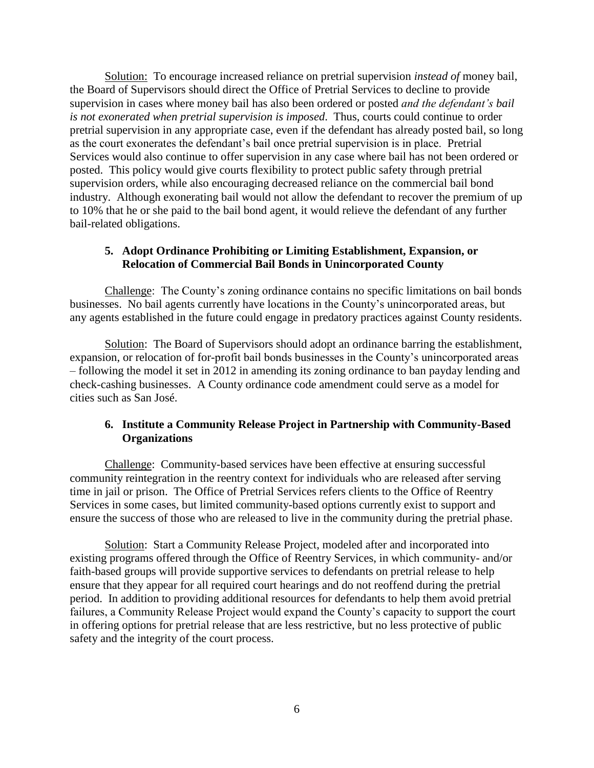Solution: To encourage increased reliance on pretrial supervision *instead of* money bail, the Board of Supervisors should direct the Office of Pretrial Services to decline to provide supervision in cases where money bail has also been ordered or posted *and the defendant's bail is not exonerated when pretrial supervision is imposed*. Thus, courts could continue to order pretrial supervision in any appropriate case, even if the defendant has already posted bail, so long as the court exonerates the defendant's bail once pretrial supervision is in place. Pretrial Services would also continue to offer supervision in any case where bail has not been ordered or posted. This policy would give courts flexibility to protect public safety through pretrial supervision orders, while also encouraging decreased reliance on the commercial bail bond industry. Although exonerating bail would not allow the defendant to recover the premium of up to 10% that he or she paid to the bail bond agent, it would relieve the defendant of any further bail-related obligations.

### 5. Adopt Ordinance Prohibiting or Limiting Establishment, Expansion, or Relocation of Commercial Bail Bonds in Unincorporated County

Challenge: The County's zoning ordinance contains no specific limitations on bail bonds businesses. No bail agents currently have locations in the County's unincorporated areas, but any agents established in the future could engage in predatory practices against County residents.

Solution: The Board of Supervisors should adopt an ordinance barring the establishment, expansion, or relocation of for-profit bail bonds businesses in the County's unincorporated areas – following the model it set in 2012 in amending its zoning ordinance to ban payday lending and check-cashing businesses. A County ordinance code amendment could serve as a model for cities such as San José.

### 6. Institute a Community Release Project in Partnership with Community-Based Organizations

Challenge: Community-based services have been effective at ensuring successful community reintegration in the reentry context for individuals who are released after serving time in jail or prison. The Office of Pretrial Services refers clients to the Office of Reentry Services in some cases, but limited community-based options currently exist to support and ensure the success of those who are released to live in the community during the pretrial phase.

Solution: Start a Community Release Project, modeled after and incorporated into existing programs offered through the Office of Reentry Services, in which community- and/or faith-based groups will provide supportive services to defendants on pretrial release to help ensure that they appear for all required court hearings and do not reoffend during the pretrial period. In addition to providing additional resources for defendants to help them avoid pretrial failures, a Community Release Project would expand the County's capacity to support the court in offering options for pretrial release that are less restrictive, but no less protective of public safety and the integrity of the court process.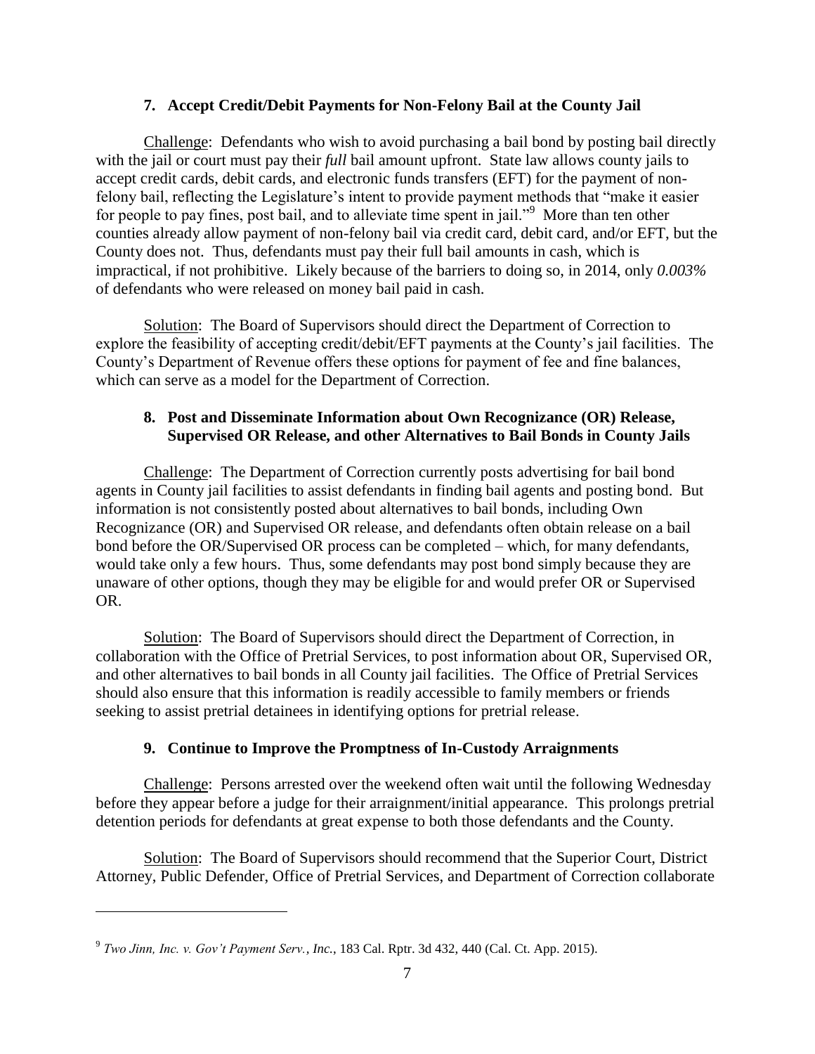### 7. Accept Credit/Debit Payments for Non-Felony Bail at the County Jail

Challenge: Defendants who wish to avoid purchasing a bail bond by posting bail directly with the jail or court must pay their *full* bail amount upfront. State law allows county jails to accept credit cards, debit cards, and electronic funds transfers (EFT) for the payment of non-felony bail, reflecting the Legislature's intent to provide payment methods that "make it easier for people to pay fines, post bail, and to alleviate time spent in jail."[9] More than ten other counties already allow payment of non-felony bail via credit card, debit card, and/or EFT, but the County does not. Thus, defendants must pay their full bail amounts in cash, which is impractical, if not prohibitive. Likely because of the barriers to doing so, in 2014, only *0.003%* of defendants who were released on money bail paid in cash.

Solution: The Board of Supervisors should direct the Department of Correction to explore the feasibility of accepting credit/debit/EFT payments at the County's jail facilities. The County's Department of Revenue offers these options for payment of fee and fine balances, which can serve as a model for the Department of Correction.

### 8. Post and Disseminate Information about Own Recognizance (OR) Release, Supervised OR Release, and other Alternatives to Bail Bonds in County Jails

Challenge: The Department of Correction currently posts advertising for bail bond agents in County jail facilities to assist defendants in finding bail agents and posting bond. But information is not consistently posted about alternatives to bail bonds, including Own Recognizance (OR) and Supervised OR release, and defendants often obtain release on a bail bond before the OR/Supervised OR process can be completed – which, for many defendants, would take only a few hours. Thus, some defendants may post bond simply because they are unaware of other options, though they may be eligible for and would prefer OR or Supervised OR.

Solution: The Board of Supervisors should direct the Department of Correction, in collaboration with the Office of Pretrial Services, to post information about OR, Supervised OR, and other alternatives to bail bonds in all County jail facilities. The Office of Pretrial Services should also ensure that this information is readily accessible to family members or friends seeking to assist pretrial detainees in identifying options for pretrial release.

### 9. Continue to Improve the Promptness of In-Custody Arraignments

Challenge: Persons arrested over the weekend often wait until the following Wednesday before they appear before a judge for their arraignment/initial appearance. This prolongs pretrial detention periods for defendants at great expense to both those defendants and the County.

Solution: The Board of Supervisors should recommend that the Superior Court, District Attorney, Public Defender, Office of Pretrial Services, and Department of Correction collaborate

---

[9] *Two Jinn, Inc. v. Gov't Payment Serv., Inc.*, 183 Cal. Rptr. 3d 432, 440 (Cal. Ct. App. 2015).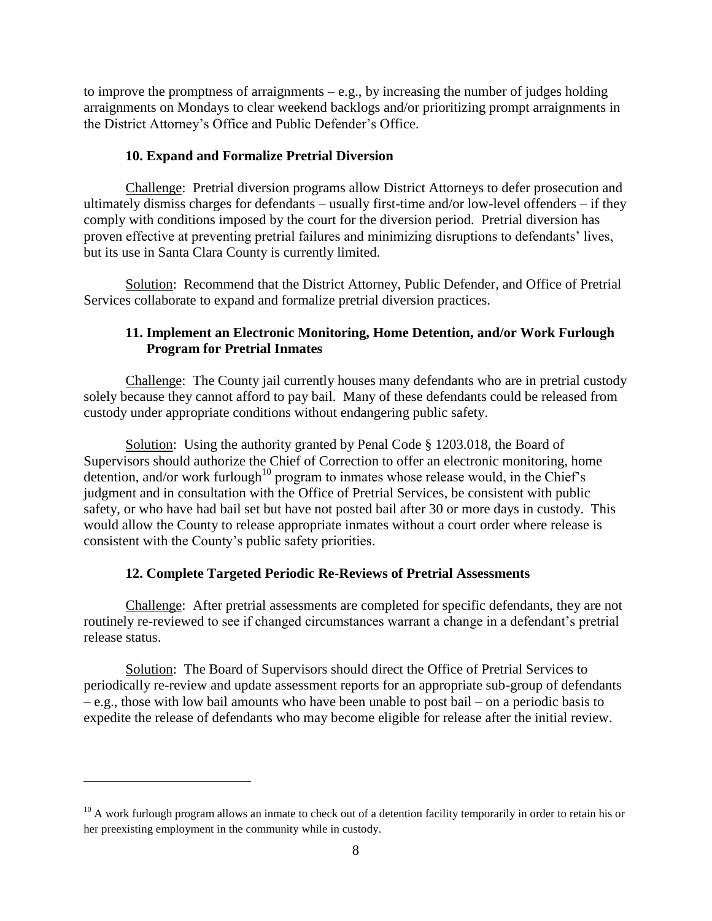to improve the promptness of arraignments – e.g., by increasing the number of judges holding arraignments on Mondays to clear weekend backlogs and/or prioritizing prompt arraignments in the District Attorney's Office and Public Defender's Office.

### 10. Expand and Formalize Pretrial Diversion

Challenge: Pretrial diversion programs allow District Attorneys to defer prosecution and ultimately dismiss charges for defendants – usually first-time and/or low-level offenders – if they comply with conditions imposed by the court for the diversion period. Pretrial diversion has proven effective at preventing pretrial failures and minimizing disruptions to defendants' lives, but its use in Santa Clara County is currently limited.

Solution: Recommend that the District Attorney, Public Defender, and Office of Pretrial Services collaborate to expand and formalize pretrial diversion practices.

### 11. Implement an Electronic Monitoring, Home Detention, and/or Work Furlough Program for Pretrial Inmates

Challenge: The County jail currently houses many defendants who are in pretrial custody solely because they cannot afford to pay bail. Many of these defendants could be released from custody under appropriate conditions without endangering public safety.

Solution: Using the authority granted by Penal Code § 1203.018, the Board of Supervisors should authorize the Chief of Correction to offer an electronic monitoring, home detention, and/or work furlough[10] program to inmates whose release would, in the Chief's judgment and in consultation with the Office of Pretrial Services, be consistent with public safety, or who have had bail set but have not posted bail after 30 or more days in custody. This would allow the County to release appropriate inmates without a court order where release is consistent with the County's public safety priorities.

### 12. Complete Targeted Periodic Re-Reviews of Pretrial Assessments

Challenge: After pretrial assessments are completed for specific defendants, they are not routinely re-reviewed to see if changed circumstances warrant a change in a defendant's pretrial release status.

Solution: The Board of Supervisors should direct the Office of Pretrial Services to periodically re-review and update assessment reports for an appropriate sub-group of defendants – e.g., those with low bail amounts who have been unable to post bail – on a periodic basis to expedite the release of defendants who may become eligible for release after the initial review.

---

[10] A work furlough program allows an inmate to check out of a detention facility temporarily in order to retain his or her preexisting employment in the community while in custody.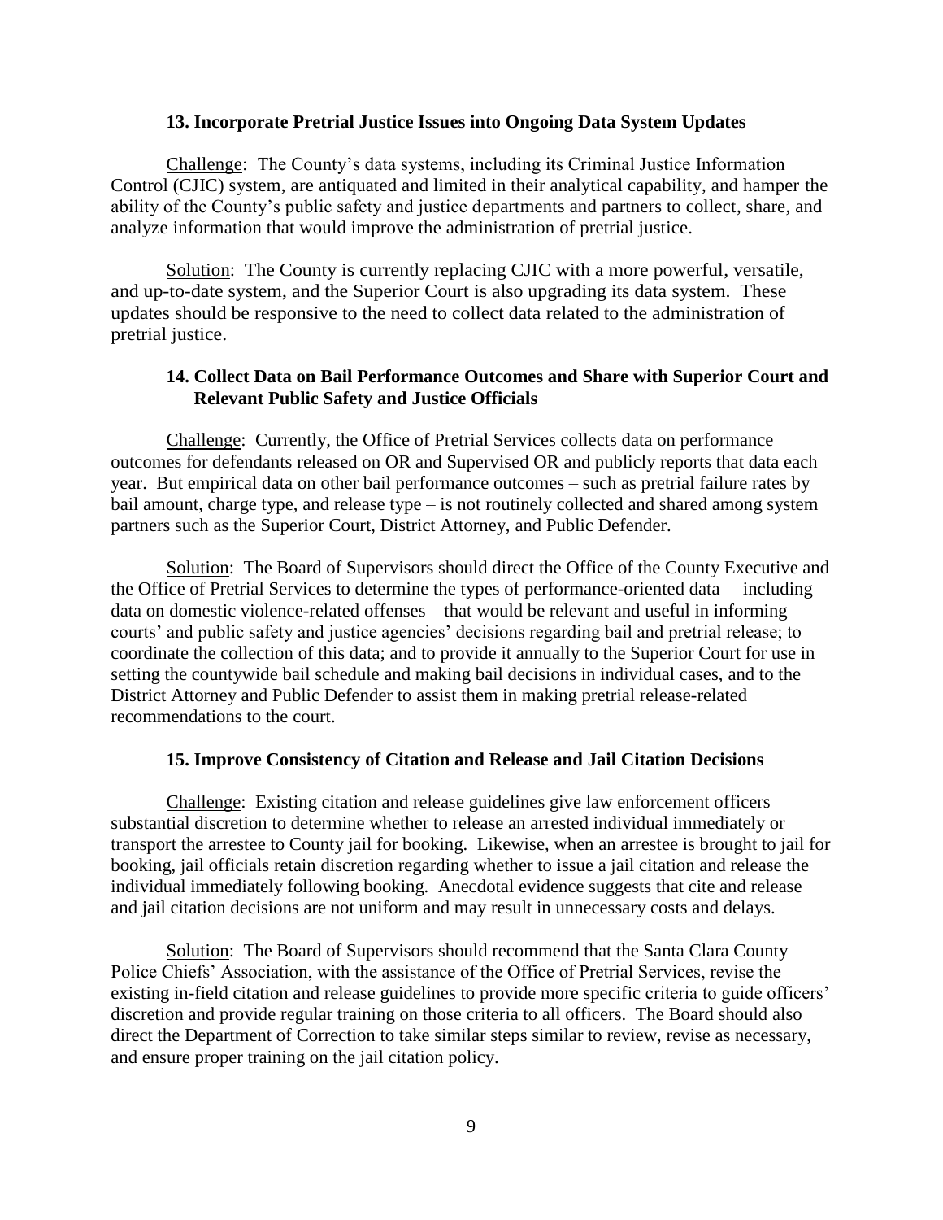### 13. Incorporate Pretrial Justice Issues into Ongoing Data System Updates

Challenge: The County's data systems, including its Criminal Justice Information Control (CJIC) system, are antiquated and limited in their analytical capability, and hamper the ability of the County's public safety and justice departments and partners to collect, share, and analyze information that would improve the administration of pretrial justice.

Solution: The County is currently replacing CJIC with a more powerful, versatile, and up-to-date system, and the Superior Court is also upgrading its data system. These updates should be responsive to the need to collect data related to the administration of pretrial justice.

### 14. Collect Data on Bail Performance Outcomes and Share with Superior Court and Relevant Public Safety and Justice Officials

Challenge: Currently, the Office of Pretrial Services collects data on performance outcomes for defendants released on OR and Supervised OR and publicly reports that data each year. But empirical data on other bail performance outcomes – such as pretrial failure rates by bail amount, charge type, and release type – is not routinely collected and shared among system partners such as the Superior Court, District Attorney, and Public Defender.

Solution: The Board of Supervisors should direct the Office of the County Executive and the Office of Pretrial Services to determine the types of performance-oriented data – including data on domestic violence-related offenses – that would be relevant and useful in informing courts' and public safety and justice agencies' decisions regarding bail and pretrial release; to coordinate the collection of this data; and to provide it annually to the Superior Court for use in setting the countywide bail schedule and making bail decisions in individual cases, and to the District Attorney and Public Defender to assist them in making pretrial release-related recommendations to the court.

### 15. Improve Consistency of Citation and Release and Jail Citation Decisions

Challenge: Existing citation and release guidelines give law enforcement officers substantial discretion to determine whether to release an arrested individual immediately or transport the arrestee to County jail for booking. Likewise, when an arrestee is brought to jail for booking, jail officials retain discretion regarding whether to issue a jail citation and release the individual immediately following booking. Anecdotal evidence suggests that cite and release and jail citation decisions are not uniform and may result in unnecessary costs and delays.

Solution: The Board of Supervisors should recommend that the Santa Clara County Police Chiefs' Association, with the assistance of the Office of Pretrial Services, revise the existing in-field citation and release guidelines to provide more specific criteria to guide officers' discretion and provide regular training on those criteria to all officers. The Board should also direct the Department of Correction to take similar steps similar to review, revise as necessary, and ensure proper training on the jail citation policy.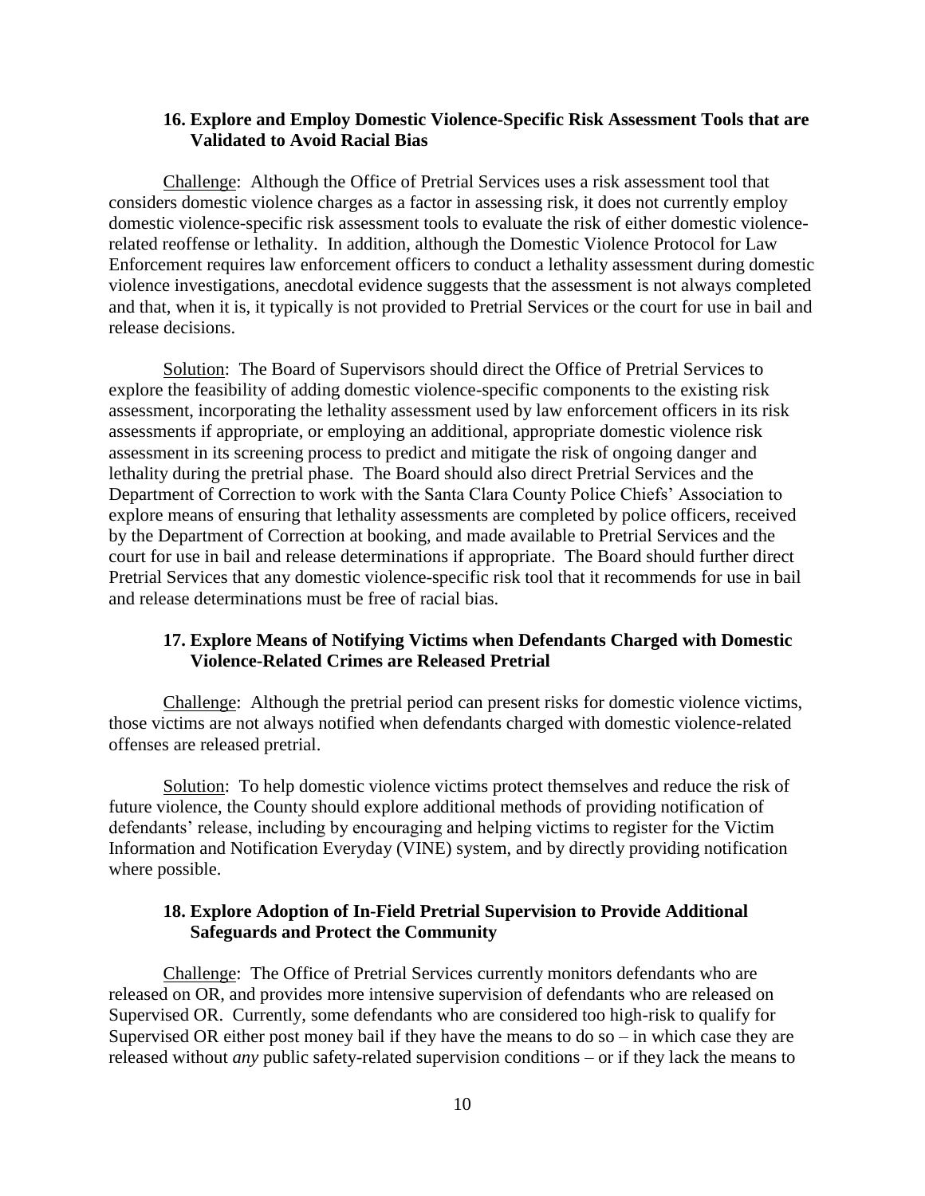### 16. Explore and Employ Domestic Violence-Specific Risk Assessment Tools that are Validated to Avoid Racial Bias

Challenge: Although the Office of Pretrial Services uses a risk assessment tool that considers domestic violence charges as a factor in assessing risk, it does not currently employ domestic violence-specific risk assessment tools to evaluate the risk of either domestic violence-related reoffense or lethality. In addition, although the Domestic Violence Protocol for Law Enforcement requires law enforcement officers to conduct a lethality assessment during domestic violence investigations, anecdotal evidence suggests that the assessment is not always completed and that, when it is, it typically is not provided to Pretrial Services or the court for use in bail and release decisions.

Solution: The Board of Supervisors should direct the Office of Pretrial Services to explore the feasibility of adding domestic violence-specific components to the existing risk assessment, incorporating the lethality assessment used by law enforcement officers in its risk assessments if appropriate, or employing an additional, appropriate domestic violence risk assessment in its screening process to predict and mitigate the risk of ongoing danger and lethality during the pretrial phase. The Board should also direct Pretrial Services and the Department of Correction to work with the Santa Clara County Police Chiefs' Association to explore means of ensuring that lethality assessments are completed by police officers, received by the Department of Correction at booking, and made available to Pretrial Services and the court for use in bail and release determinations if appropriate. The Board should further direct Pretrial Services that any domestic violence-specific risk tool that it recommends for use in bail and release determinations must be free of racial bias.

### 17. Explore Means of Notifying Victims when Defendants Charged with Domestic Violence-Related Crimes are Released Pretrial

Challenge: Although the pretrial period can present risks for domestic violence victims, those victims are not always notified when defendants charged with domestic violence-related offenses are released pretrial.

Solution: To help domestic violence victims protect themselves and reduce the risk of future violence, the County should explore additional methods of providing notification of defendants' release, including by encouraging and helping victims to register for the Victim Information and Notification Everyday (VINE) system, and by directly providing notification where possible.

### 18. Explore Adoption of In-Field Pretrial Supervision to Provide Additional Safeguards and Protect the Community

Challenge: The Office of Pretrial Services currently monitors defendants who are released on OR, and provides more intensive supervision of defendants who are released on Supervised OR. Currently, some defendants who are considered too high-risk to qualify for Supervised OR either post money bail if they have the means to do so – in which case they are released without *any* public safety-related supervision conditions – or if they lack the means to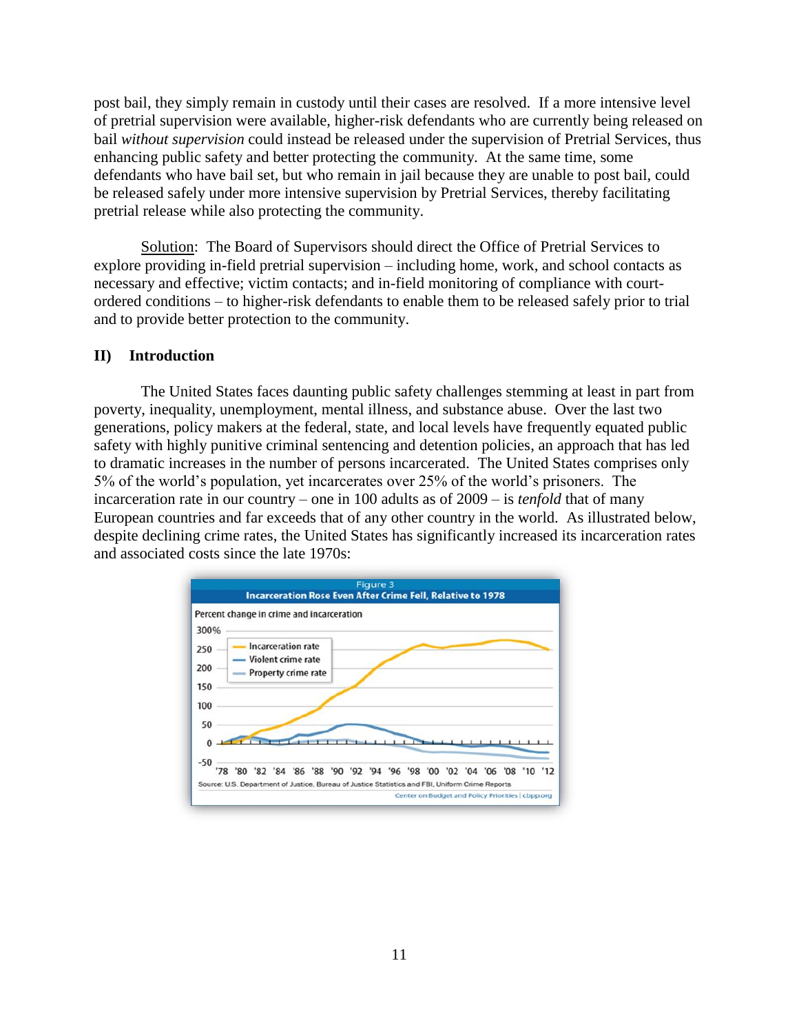post bail, they simply remain in custody until their cases are resolved. If a more intensive level of pretrial supervision were available, higher-risk defendants who are currently being released on bail *without supervision* could instead be released under the supervision of Pretrial Services, thus enhancing public safety and better protecting the community. At the same time, some defendants who have bail set, but who remain in jail because they are unable to post bail, could be released safely under more intensive supervision by Pretrial Services, thereby facilitating pretrial release while also protecting the community.

Solution: The Board of Supervisors should direct the Office of Pretrial Services to explore providing in-field pretrial supervision – including home, work, and school contacts as necessary and effective; victim contacts; and in-field monitoring of compliance with court-ordered conditions – to higher-risk defendants to enable them to be released safely prior to trial and to provide better protection to the community.

## II) Introduction

The United States faces daunting public safety challenges stemming at least in part from poverty, inequality, unemployment, mental illness, and substance abuse. Over the last two generations, policy makers at the federal, state, and local levels have frequently equated public safety with highly punitive criminal sentencing and detention policies, an approach that has led to dramatic increases in the number of persons incarcerated. The United States comprises only 5% of the world's population, yet incarcerates over 25% of the world's prisoners. The incarceration rate in our country – one in 100 adults as of 2009 – is *tenfold* that of many European countries and far exceeds that of any other country in the world. As illustrated below, despite declining crime rates, the United States has significantly increased its incarceration rates and associated costs since the late 1970s:

Figure 3

Incarceration Rose Even After Crime Fell, Relative to 1978

Source: U.S. Department of Justice, Bureau of Justice Statistics and FBI, Uniform Crime Reports

Center on Budget and Policy Priorities | cbpp.org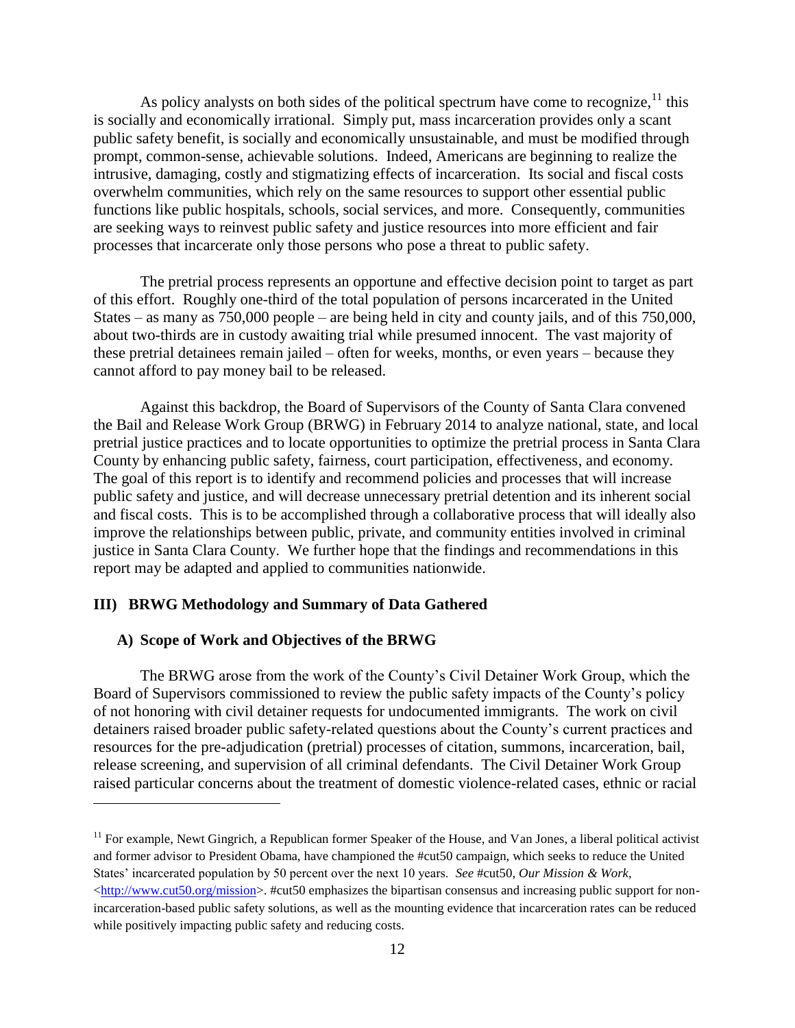As policy analysts on both sides of the political spectrum have come to recognize,[11] this is socially and economically irrational. Simply put, mass incarceration provides only a scant public safety benefit, is socially and economically unsustainable, and must be modified through prompt, common-sense, achievable solutions. Indeed, Americans are beginning to realize the intrusive, damaging, costly and stigmatizing effects of incarceration. Its social and fiscal costs overwhelm communities, which rely on the same resources to support other essential public functions like public hospitals, schools, social services, and more. Consequently, communities are seeking ways to reinvest public safety and justice resources into more efficient and fair processes that incarcerate only those persons who pose a threat to public safety.

The pretrial process represents an opportune and effective decision point to target as part of this effort. Roughly one-third of the total population of persons incarcerated in the United States – as many as 750,000 people – are being held in city and county jails, and of this 750,000, about two-thirds are in custody awaiting trial while presumed innocent. The vast majority of these pretrial detainees remain jailed – often for weeks, months, or even years – because they cannot afford to pay money bail to be released.

Against this backdrop, the Board of Supervisors of the County of Santa Clara convened the Bail and Release Work Group (BRWG) in February 2014 to analyze national, state, and local pretrial justice practices and to locate opportunities to optimize the pretrial process in Santa Clara County by enhancing public safety, fairness, court participation, effectiveness, and economy. The goal of this report is to identify and recommend policies and processes that will increase public safety and justice, and will decrease unnecessary pretrial detention and its inherent social and fiscal costs. This is to be accomplished through a collaborative process that will ideally also improve the relationships between public, private, and community entities involved in criminal justice in Santa Clara County. We further hope that the findings and recommendations in this report may be adapted and applied to communities nationwide.

## III) BRWG Methodology and Summary of Data Gathered

### A) Scope of Work and Objectives of the BRWG

The BRWG arose from the work of the County's Civil Detainer Work Group, which the Board of Supervisors commissioned to review the public safety impacts of the County's policy of not honoring with civil detainer requests for undocumented immigrants. The work on civil detainers raised broader public safety-related questions about the County's current practices and resources for the pre-adjudication (pretrial) processes of citation, summons, incarceration, bail, release screening, and supervision of all criminal defendants. The Civil Detainer Work Group raised particular concerns about the treatment of domestic violence-related cases, ethnic or racial

---

[11] For example, Newt Gingrich, a Republican former Speaker of the House, and Van Jones, a liberal political activist and former advisor to President Obama, have championed the #cut50 campaign, which seeks to reduce the United States' incarcerated population by 50 percent over the next 10 years. *See* #cut50, *Our Mission & Work*, <http://www.cut50.org/mission>. #cut50 emphasizes the bipartisan consensus and increasing public support for non-incarceration-based public safety solutions, as well as the mounting evidence that incarceration rates can be reduced while positively impacting public safety and reducing costs.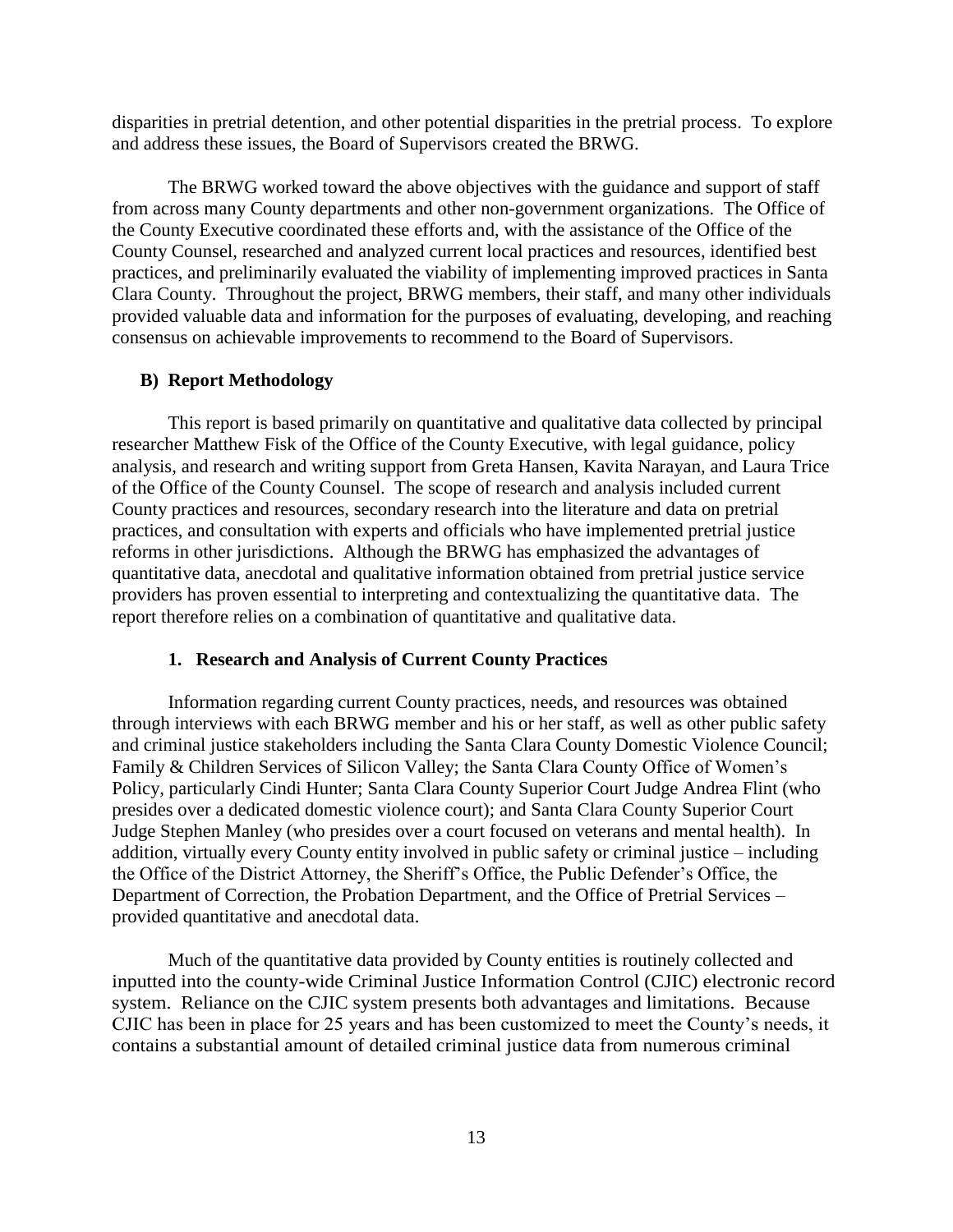disparities in pretrial detention, and other potential disparities in the pretrial process. To explore and address these issues, the Board of Supervisors created the BRWG.

The BRWG worked toward the above objectives with the guidance and support of staff from across many County departments and other non-government organizations. The Office of the County Executive coordinated these efforts and, with the assistance of the Office of the County Counsel, researched and analyzed current local practices and resources, identified best practices, and preliminarily evaluated the viability of implementing improved practices in Santa Clara County. Throughout the project, BRWG members, their staff, and many other individuals provided valuable data and information for the purposes of evaluating, developing, and reaching consensus on achievable improvements to recommend to the Board of Supervisors.

### B) Report Methodology

This report is based primarily on quantitative and qualitative data collected by principal researcher Matthew Fisk of the Office of the County Executive, with legal guidance, policy analysis, and research and writing support from Greta Hansen, Kavita Narayan, and Laura Trice of the Office of the County Counsel. The scope of research and analysis included current County practices and resources, secondary research into the literature and data on pretrial practices, and consultation with experts and officials who have implemented pretrial justice reforms in other jurisdictions. Although the BRWG has emphasized the advantages of quantitative data, anecdotal and qualitative information obtained from pretrial justice service providers has proven essential to interpreting and contextualizing the quantitative data. The report therefore relies on a combination of quantitative and qualitative data.

#### 1. Research and Analysis of Current County Practices

Information regarding current County practices, needs, and resources was obtained through interviews with each BRWG member and his or her staff, as well as other public safety and criminal justice stakeholders including the Santa Clara County Domestic Violence Council; Family & Children Services of Silicon Valley; the Santa Clara County Office of Women's Policy, particularly Cindi Hunter; Santa Clara County Superior Court Judge Andrea Flint (who presides over a dedicated domestic violence court); and Santa Clara County Superior Court Judge Stephen Manley (who presides over a court focused on veterans and mental health). In addition, virtually every County entity involved in public safety or criminal justice – including the Office of the District Attorney, the Sheriff's Office, the Public Defender's Office, the Department of Correction, the Probation Department, and the Office of Pretrial Services – provided quantitative and anecdotal data.

Much of the quantitative data provided by County entities is routinely collected and inputted into the county-wide Criminal Justice Information Control (CJIC) electronic record system. Reliance on the CJIC system presents both advantages and limitations. Because CJIC has been in place for 25 years and has been customized to meet the County's needs, it contains a substantial amount of detailed criminal justice data from numerous criminal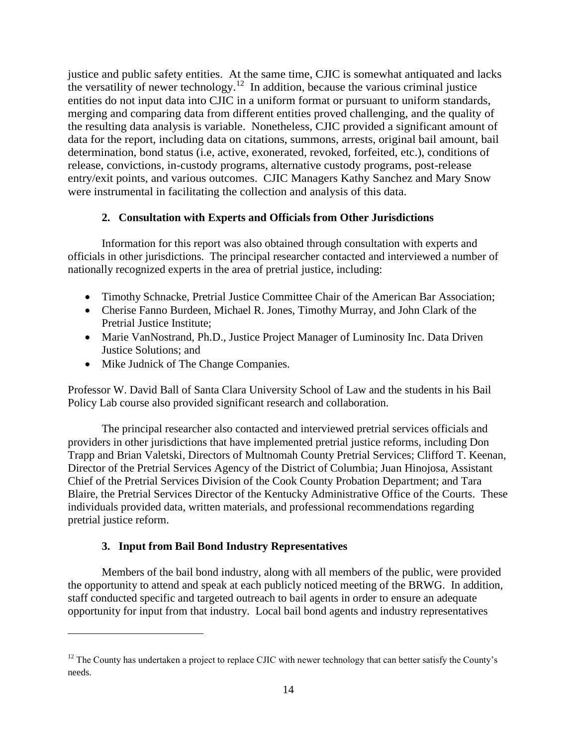justice and public safety entities. At the same time, CJIC is somewhat antiquated and lacks the versatility of newer technology.[12] In addition, because the various criminal justice entities do not input data into CJIC in a uniform format or pursuant to uniform standards, merging and comparing data from different entities proved challenging, and the quality of the resulting data analysis is variable. Nonetheless, CJIC provided a significant amount of data for the report, including data on citations, summons, arrests, original bail amount, bail determination, bond status (i.e, active, exonerated, revoked, forfeited, etc.), conditions of release, convictions, in-custody programs, alternative custody programs, post-release entry/exit points, and various outcomes. CJIC Managers Kathy Sanchez and Mary Snow were instrumental in facilitating the collection and analysis of this data.

### 2. Consultation with Experts and Officials from Other Jurisdictions

Information for this report was also obtained through consultation with experts and officials in other jurisdictions. The principal researcher contacted and interviewed a number of nationally recognized experts in the area of pretrial justice, including:

- Timothy Schnacke, Pretrial Justice Committee Chair of the American Bar Association;
- Cherise Fanno Burdeen, Michael R. Jones, Timothy Murray, and John Clark of the Pretrial Justice Institute;
- Marie VanNostrand, Ph.D., Justice Project Manager of Luminosity Inc. Data Driven Justice Solutions; and
- Mike Judnick of The Change Companies.

Professor W. David Ball of Santa Clara University School of Law and the students in his Bail Policy Lab course also provided significant research and collaboration.

The principal researcher also contacted and interviewed pretrial services officials and providers in other jurisdictions that have implemented pretrial justice reforms, including Don Trapp and Brian Valetski, Directors of Multnomah County Pretrial Services; Clifford T. Keenan, Director of the Pretrial Services Agency of the District of Columbia; Juan Hinojosa, Assistant Chief of the Pretrial Services Division of the Cook County Probation Department; and Tara Blaire, the Pretrial Services Director of the Kentucky Administrative Office of the Courts. These individuals provided data, written materials, and professional recommendations regarding pretrial justice reform.

### 3. Input from Bail Bond Industry Representatives

Members of the bail bond industry, along with all members of the public, were provided the opportunity to attend and speak at each publicly noticed meeting of the BRWG. In addition, staff conducted specific and targeted outreach to bail agents in order to ensure an adequate opportunity for input from that industry. Local bail bond agents and industry representatives

---

[12] The County has undertaken a project to replace CJIC with newer technology that can better satisfy the County's needs.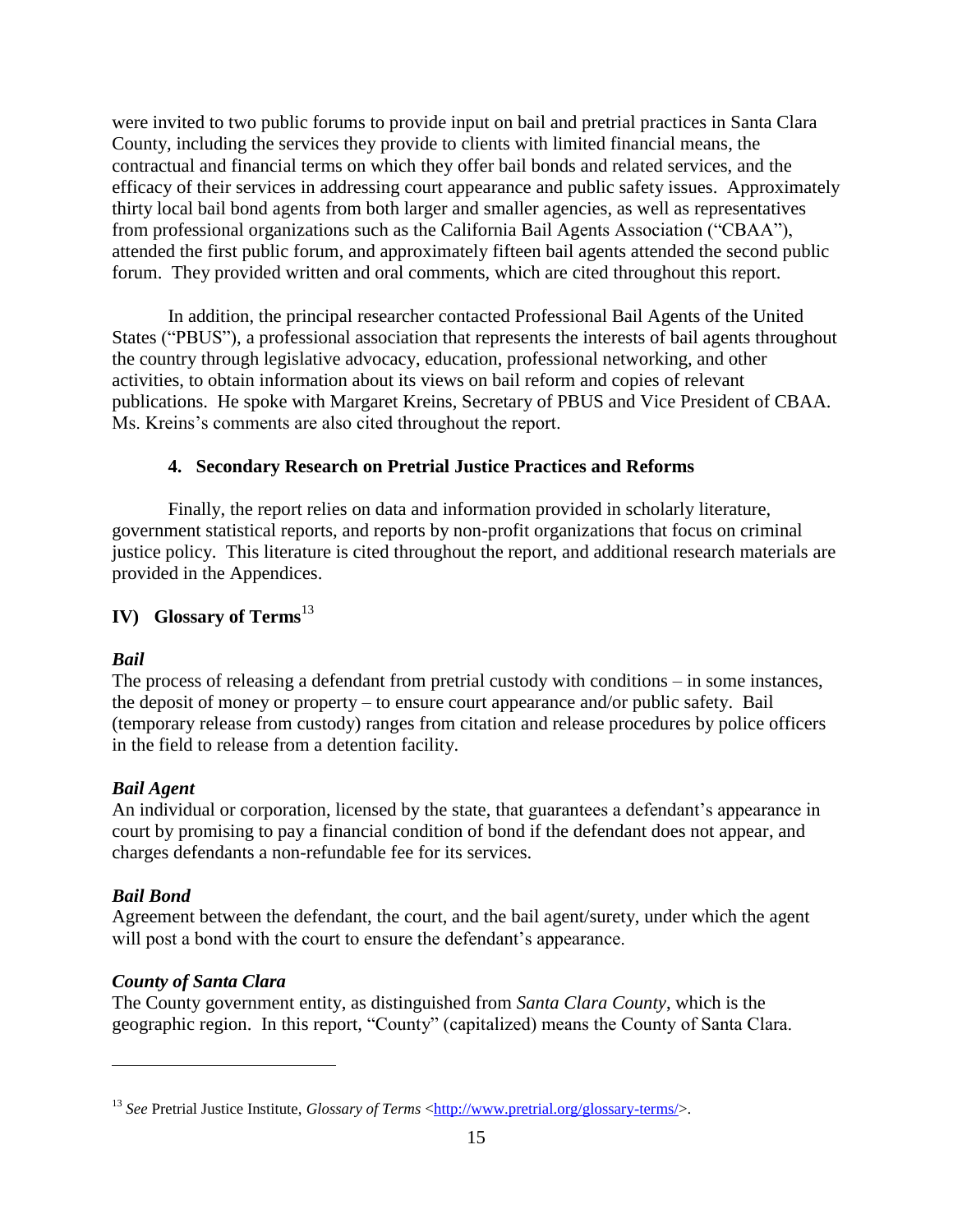were invited to two public forums to provide input on bail and pretrial practices in Santa Clara County, including the services they provide to clients with limited financial means, the contractual and financial terms on which they offer bail bonds and related services, and the efficacy of their services in addressing court appearance and public safety issues. Approximately thirty local bail bond agents from both larger and smaller agencies, as well as representatives from professional organizations such as the California Bail Agents Association ("CBAA"), attended the first public forum, and approximately fifteen bail agents attended the second public forum. They provided written and oral comments, which are cited throughout this report.

In addition, the principal researcher contacted Professional Bail Agents of the United States ("PBUS"), a professional association that represents the interests of bail agents throughout the country through legislative advocacy, education, professional networking, and other activities, to obtain information about its views on bail reform and copies of relevant publications. He spoke with Margaret Kreins, Secretary of PBUS and Vice President of CBAA. Ms. Kreins's comments are also cited throughout the report.

#### 4. Secondary Research on Pretrial Justice Practices and Reforms

Finally, the report relies on data and information provided in scholarly literature, government statistical reports, and reports by non-profit organizations that focus on criminal justice policy. This literature is cited throughout the report, and additional research materials are provided in the Appendices.

## IV) Glossary of Terms[13]

***Bail***

The process of releasing a defendant from pretrial custody with conditions – in some instances, the deposit of money or property – to ensure court appearance and/or public safety. Bail (temporary release from custody) ranges from citation and release procedures by police officers in the field to release from a detention facility.

***Bail Agent***

An individual or corporation, licensed by the state, that guarantees a defendant's appearance in court by promising to pay a financial condition of bond if the defendant does not appear, and charges defendants a non-refundable fee for its services.

***Bail Bond***

Agreement between the defendant, the court, and the bail agent/surety, under which the agent will post a bond with the court to ensure the defendant's appearance.

***County of Santa Clara***

The County government entity, as distinguished from *Santa Clara County*, which is the geographic region. In this report, "County" (capitalized) means the County of Santa Clara.

---

[13] *See* Pretrial Justice Institute, *Glossary of Terms* <http://www.pretrial.org/glossary-terms/>.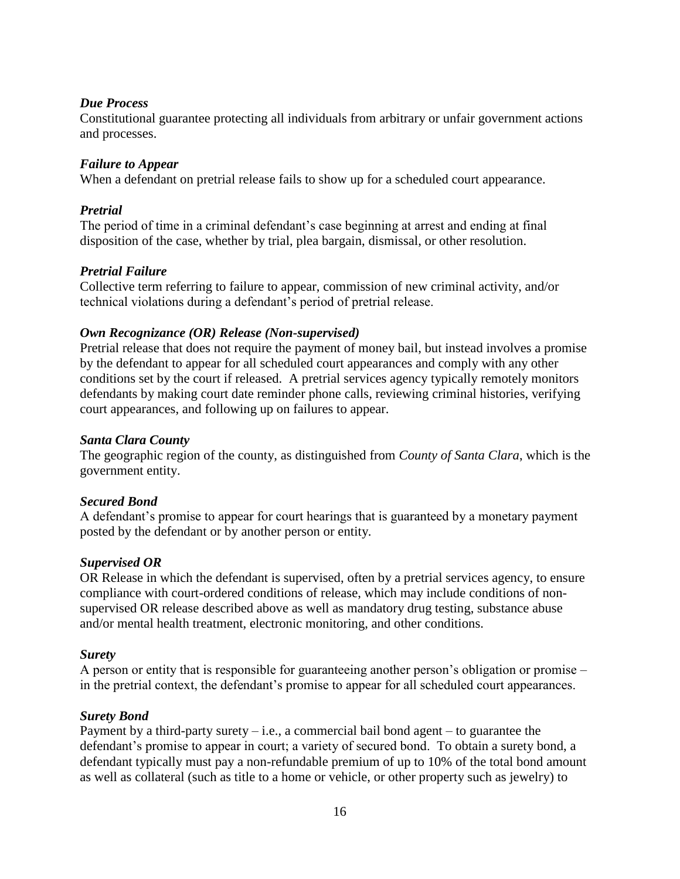***Due Process***

Constitutional guarantee protecting all individuals from arbitrary or unfair government actions and processes.

***Failure to Appear***

When a defendant on pretrial release fails to show up for a scheduled court appearance.

***Pretrial***

The period of time in a criminal defendant's case beginning at arrest and ending at final disposition of the case, whether by trial, plea bargain, dismissal, or other resolution.

***Pretrial Failure***

Collective term referring to failure to appear, commission of new criminal activity, and/or technical violations during a defendant's period of pretrial release.

***Own Recognizance (OR) Release (Non-supervised)***

Pretrial release that does not require the payment of money bail, but instead involves a promise by the defendant to appear for all scheduled court appearances and comply with any other conditions set by the court if released. A pretrial services agency typically remotely monitors defendants by making court date reminder phone calls, reviewing criminal histories, verifying court appearances, and following up on failures to appear.

***Santa Clara County***

The geographic region of the county, as distinguished from *County of Santa Clara*, which is the government entity.

***Secured Bond***

A defendant's promise to appear for court hearings that is guaranteed by a monetary payment posted by the defendant or by another person or entity.

***Supervised OR***

OR Release in which the defendant is supervised, often by a pretrial services agency, to ensure compliance with court-ordered conditions of release, which may include conditions of non-supervised OR release described above as well as mandatory drug testing, substance abuse and/or mental health treatment, electronic monitoring, and other conditions.

***Surety***

A person or entity that is responsible for guaranteeing another person's obligation or promise – in the pretrial context, the defendant's promise to appear for all scheduled court appearances.

***Surety Bond***

Payment by a third-party surety – i.e., a commercial bail bond agent – to guarantee the defendant's promise to appear in court; a variety of secured bond. To obtain a surety bond, a defendant typically must pay a non-refundable premium of up to 10% of the total bond amount as well as collateral (such as title to a home or vehicle, or other property such as jewelry) to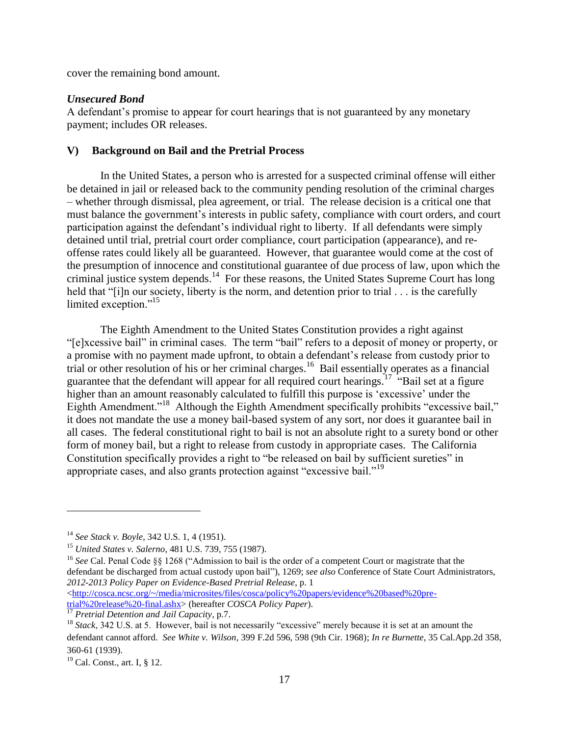cover the remaining bond amount.

***Unsecured Bond***

A defendant's promise to appear for court hearings that is not guaranteed by any monetary payment; includes OR releases.

## V) Background on Bail and the Pretrial Process

In the United States, a person who is arrested for a suspected criminal offense will either be detained in jail or released back to the community pending resolution of the criminal charges – whether through dismissal, plea agreement, or trial. The release decision is a critical one that must balance the government's interests in public safety, compliance with court orders, and court participation against the defendant's individual right to liberty. If all defendants were simply detained until trial, pretrial court order compliance, court participation (appearance), and re-offense rates could likely all be guaranteed. However, that guarantee would come at the cost of the presumption of innocence and constitutional guarantee of due process of law, upon which the criminal justice system depends.[14] For these reasons, the United States Supreme Court has long held that "[i]n our society, liberty is the norm, and detention prior to trial . . . is the carefully limited exception."[15]

The Eighth Amendment to the United States Constitution provides a right against "[e]xcessive bail" in criminal cases. The term "bail" refers to a deposit of money or property, or a promise with no payment made upfront, to obtain a defendant's release from custody prior to trial or other resolution of his or her criminal charges.[16] Bail essentially operates as a financial guarantee that the defendant will appear for all required court hearings.[17] "Bail set at a figure higher than an amount reasonably calculated to fulfill this purpose is 'excessive' under the Eighth Amendment."[18] Although the Eighth Amendment specifically prohibits "excessive bail," it does not mandate the use a money bail-based system of any sort, nor does it guarantee bail in all cases. The federal constitutional right to bail is not an absolute right to a surety bond or other form of money bail, but a right to release from custody in appropriate cases. The California Constitution specifically provides a right to "be released on bail by sufficient sureties" in appropriate cases, and also grants protection against "excessive bail."[19]

---

[14] *See Stack v. Boyle*, 342 U.S. 1, 4 (1951).

[15] *United States v. Salerno*, 481 U.S. 739, 755 (1987).

[16] *See* Cal. Penal Code §§ 1268 ("Admission to bail is the order of a competent Court or magistrate that the defendant be discharged from actual custody upon bail"), 1269; *see also* Conference of State Court Administrators, *2012-2013 Policy Paper on Evidence-Based Pretrial Release*, p. 1 <http://cosca.ncsc.org/~/media/microsites/files/cosca/policy%20papers/evidence%20based%20pre-trial%20release%20-final.ashx> (hereafter *COSCA Policy Paper*).

[17] *Pretrial Detention and Jail Capacity*, p.7.

[18] *Stack*, 342 U.S. at 5. However, bail is not necessarily "excessive" merely because it is set at an amount the defendant cannot afford. *See White v. Wilson*, 399 F.2d 596, 598 (9th Cir. 1968); *In re Burnette*, 35 Cal.App.2d 358, 360-61 (1939).

[19] Cal. Const., art. I, § 12.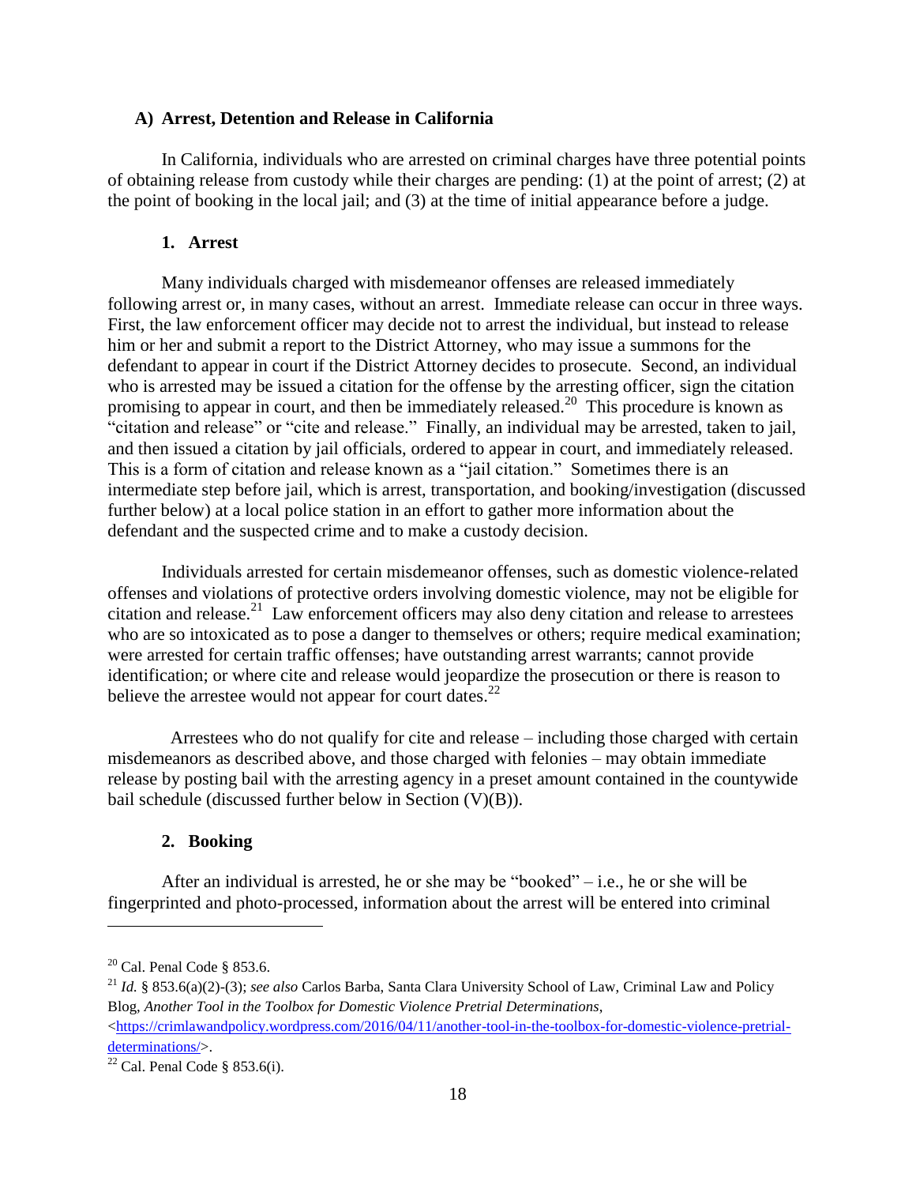### A) Arrest, Detention and Release in California

In California, individuals who are arrested on criminal charges have three potential points of obtaining release from custody while their charges are pending: (1) at the point of arrest; (2) at the point of booking in the local jail; and (3) at the time of initial appearance before a judge.

#### 1. Arrest

Many individuals charged with misdemeanor offenses are released immediately following arrest or, in many cases, without an arrest. Immediate release can occur in three ways. First, the law enforcement officer may decide not to arrest the individual, but instead to release him or her and submit a report to the District Attorney, who may issue a summons for the defendant to appear in court if the District Attorney decides to prosecute. Second, an individual who is arrested may be issued a citation for the offense by the arresting officer, sign the citation promising to appear in court, and then be immediately released.[20] This procedure is known as "citation and release" or "cite and release." Finally, an individual may be arrested, taken to jail, and then issued a citation by jail officials, ordered to appear in court, and immediately released. This is a form of citation and release known as a "jail citation." Sometimes there is an intermediate step before jail, which is arrest, transportation, and booking/investigation (discussed further below) at a local police station in an effort to gather more information about the defendant and the suspected crime and to make a custody decision.

Individuals arrested for certain misdemeanor offenses, such as domestic violence-related offenses and violations of protective orders involving domestic violence, may not be eligible for citation and release.[21] Law enforcement officers may also deny citation and release to arrestees who are so intoxicated as to pose a danger to themselves or others; require medical examination; were arrested for certain traffic offenses; have outstanding arrest warrants; cannot provide identification; or where cite and release would jeopardize the prosecution or there is reason to believe the arrestee would not appear for court dates.[22]

Arrestees who do not qualify for cite and release – including those charged with certain misdemeanors as described above, and those charged with felonies – may obtain immediate release by posting bail with the arresting agency in a preset amount contained in the countywide bail schedule (discussed further below in Section (V)(B)).

#### 2. Booking

After an individual is arrested, he or she may be "booked" – i.e., he or she will be fingerprinted and photo-processed, information about the arrest will be entered into criminal

---

[20] Cal. Penal Code § 853.6.

[21] *Id.* § 853.6(a)(2)-(3); *see also* Carlos Barba, Santa Clara University School of Law, Criminal Law and Policy Blog, *Another Tool in the Toolbox for Domestic Violence Pretrial Determinations*, <https://crimlawandpolicy.wordpress.com/2016/04/11/another-tool-in-the-toolbox-for-domestic-violence-pretrial-determinations/>.

[22] Cal. Penal Code § 853.6(i).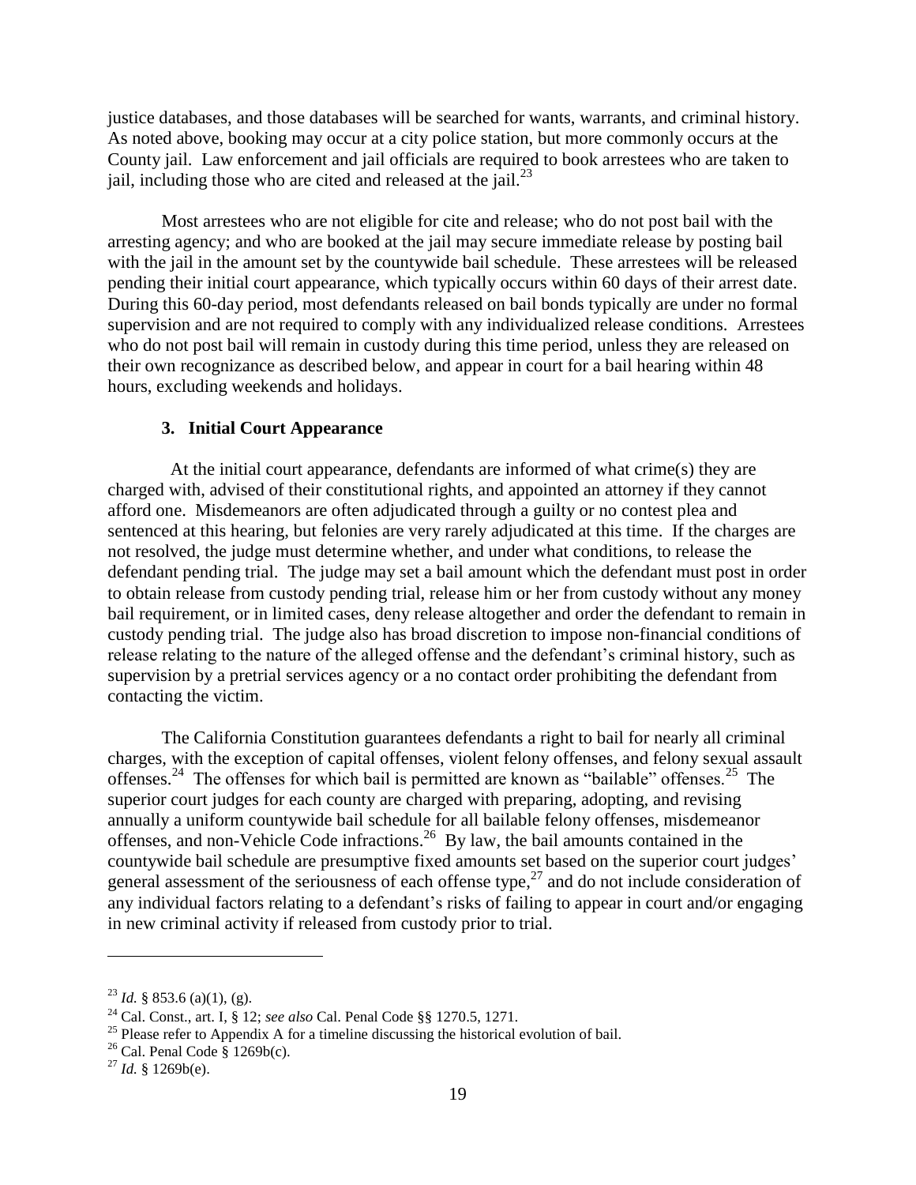justice databases, and those databases will be searched for wants, warrants, and criminal history. As noted above, booking may occur at a city police station, but more commonly occurs at the County jail. Law enforcement and jail officials are required to book arrestees who are taken to jail, including those who are cited and released at the jail.[23]

Most arrestees who are not eligible for cite and release; who do not post bail with the arresting agency; and who are booked at the jail may secure immediate release by posting bail with the jail in the amount set by the countywide bail schedule. These arrestees will be released pending their initial court appearance, which typically occurs within 60 days of their arrest date. During this 60-day period, most defendants released on bail bonds typically are under no formal supervision and are not required to comply with any individualized release conditions. Arrestees who do not post bail will remain in custody during this time period, unless they are released on their own recognizance as described below, and appear in court for a bail hearing within 48 hours, excluding weekends and holidays.

### 3. Initial Court Appearance

At the initial court appearance, defendants are informed of what crime(s) they are charged with, advised of their constitutional rights, and appointed an attorney if they cannot afford one. Misdemeanors are often adjudicated through a guilty or no contest plea and sentenced at this hearing, but felonies are very rarely adjudicated at this time. If the charges are not resolved, the judge must determine whether, and under what conditions, to release the defendant pending trial. The judge may set a bail amount which the defendant must post in order to obtain release from custody pending trial, release him or her from custody without any money bail requirement, or in limited cases, deny release altogether and order the defendant to remain in custody pending trial. The judge also has broad discretion to impose non-financial conditions of release relating to the nature of the alleged offense and the defendant's criminal history, such as supervision by a pretrial services agency or a no contact order prohibiting the defendant from contacting the victim.

The California Constitution guarantees defendants a right to bail for nearly all criminal charges, with the exception of capital offenses, violent felony offenses, and felony sexual assault offenses.[24] The offenses for which bail is permitted are known as "bailable" offenses.[25] The superior court judges for each county are charged with preparing, adopting, and revising annually a uniform countywide bail schedule for all bailable felony offenses, misdemeanor offenses, and non-Vehicle Code infractions.[26] By law, the bail amounts contained in the countywide bail schedule are presumptive fixed amounts set based on the superior court judges' general assessment of the seriousness of each offense type,[27] and do not include consideration of any individual factors relating to a defendant's risks of failing to appear in court and/or engaging in new criminal activity if released from custody prior to trial.

---

[23] *Id.* § 853.6 (a)(1), (g).

[24] Cal. Const., art. I, § 12; *see also* Cal. Penal Code §§ 1270.5, 1271.

[25] Please refer to Appendix A for a timeline discussing the historical evolution of bail.

[26] Cal. Penal Code § 1269b(c).

[27] *Id.* § 1269b(e).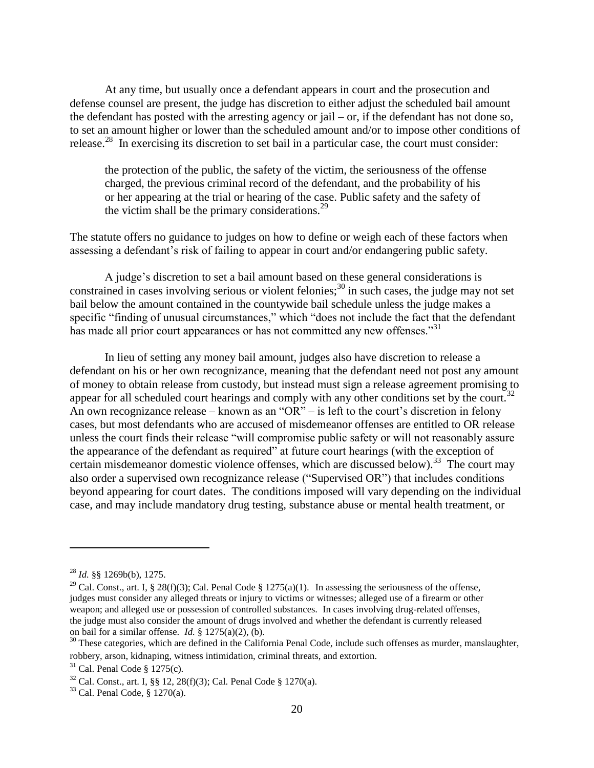At any time, but usually once a defendant appears in court and the prosecution and defense counsel are present, the judge has discretion to either adjust the scheduled bail amount the defendant has posted with the arresting agency or jail – or, if the defendant has not done so, to set an amount higher or lower than the scheduled amount and/or to impose other conditions of release.[28] In exercising its discretion to set bail in a particular case, the court must consider:

> the protection of the public, the safety of the victim, the seriousness of the offense charged, the previous criminal record of the defendant, and the probability of his or her appearing at the trial or hearing of the case. Public safety and the safety of the victim shall be the primary considerations.[29]

The statute offers no guidance to judges on how to define or weigh each of these factors when assessing a defendant's risk of failing to appear in court and/or endangering public safety.

A judge's discretion to set a bail amount based on these general considerations is constrained in cases involving serious or violent felonies;[30] in such cases, the judge may not set bail below the amount contained in the countywide bail schedule unless the judge makes a specific "finding of unusual circumstances," which "does not include the fact that the defendant has made all prior court appearances or has not committed any new offenses."[31]

In lieu of setting any money bail amount, judges also have discretion to release a defendant on his or her own recognizance, meaning that the defendant need not post any amount of money to obtain release from custody, but instead must sign a release agreement promising to appear for all scheduled court hearings and comply with any other conditions set by the court.[32] An own recognizance release – known as an "OR" – is left to the court's discretion in felony cases, but most defendants who are accused of misdemeanor offenses are entitled to OR release unless the court finds their release "will compromise public safety or will not reasonably assure the appearance of the defendant as required" at future court hearings (with the exception of certain misdemeanor domestic violence offenses, which are discussed below).[33] The court may also order a supervised own recognizance release ("Supervised OR") that includes conditions beyond appearing for court dates. The conditions imposed will vary depending on the individual case, and may include mandatory drug testing, substance abuse or mental health treatment, or

---

[28] *Id.* §§ 1269b(b), 1275.

[29] Cal. Const., art. I, § 28(f)(3); Cal. Penal Code § 1275(a)(1). In assessing the seriousness of the offense, judges must consider any alleged threats or injury to victims or witnesses; alleged use of a firearm or other weapon; and alleged use or possession of controlled substances. In cases involving drug-related offenses, the judge must also consider the amount of drugs involved and whether the defendant is currently released on bail for a similar offense. *Id.* § 1275(a)(2), (b).

[30] These categories, which are defined in the California Penal Code, include such offenses as murder, manslaughter, robbery, arson, kidnaping, witness intimidation, criminal threats, and extortion.

[31] Cal. Penal Code § 1275(c).

[32] Cal. Const., art. I, §§ 12, 28(f)(3); Cal. Penal Code § 1270(a).

[33] Cal. Penal Code, § 1270(a).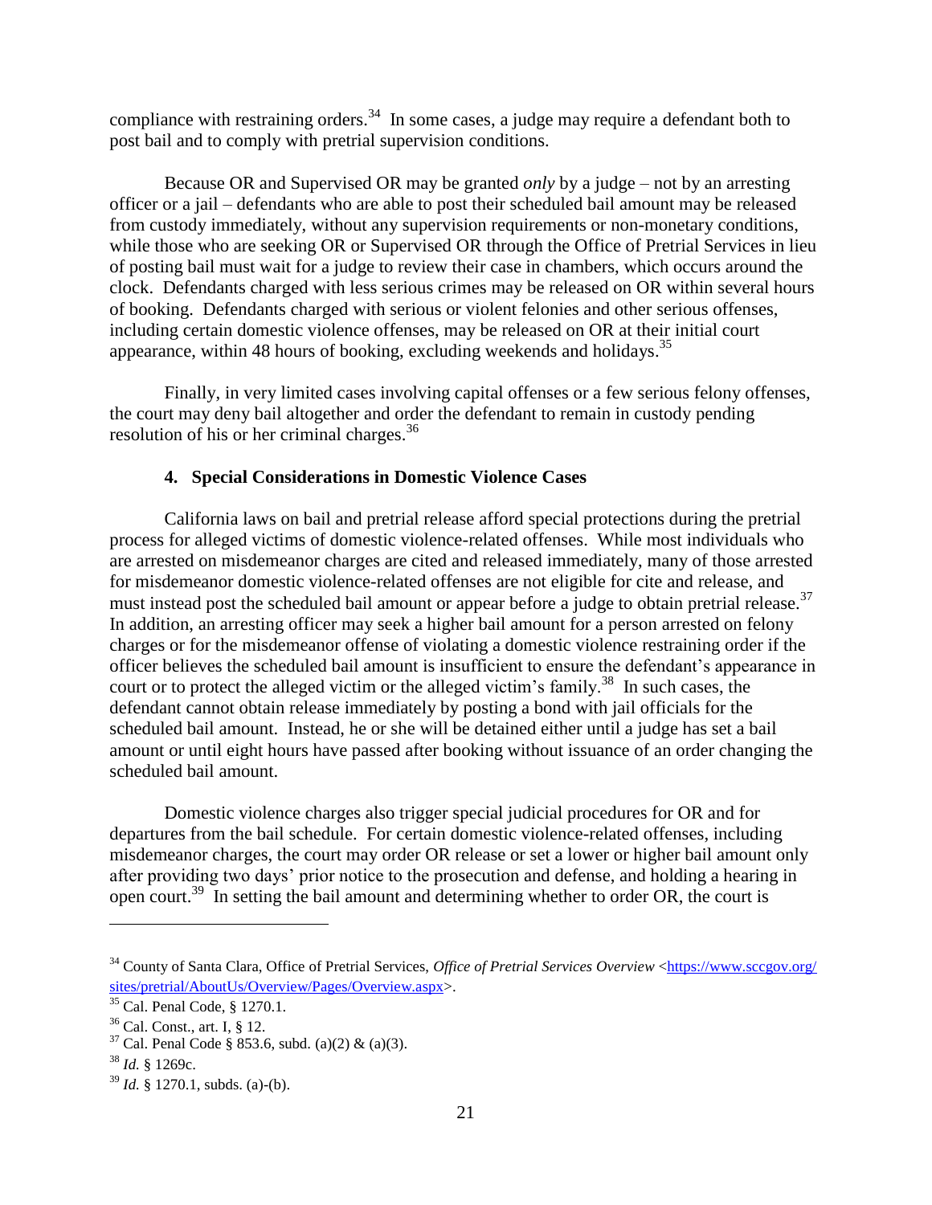compliance with restraining orders.[34] In some cases, a judge may require a defendant both to post bail and to comply with pretrial supervision conditions.

Because OR and Supervised OR may be granted *only* by a judge – not by an arresting officer or a jail – defendants who are able to post their scheduled bail amount may be released from custody immediately, without any supervision requirements or non-monetary conditions, while those who are seeking OR or Supervised OR through the Office of Pretrial Services in lieu of posting bail must wait for a judge to review their case in chambers, which occurs around the clock. Defendants charged with less serious crimes may be released on OR within several hours of booking. Defendants charged with serious or violent felonies and other serious offenses, including certain domestic violence offenses, may be released on OR at their initial court appearance, within 48 hours of booking, excluding weekends and holidays.[35]

Finally, in very limited cases involving capital offenses or a few serious felony offenses, the court may deny bail altogether and order the defendant to remain in custody pending resolution of his or her criminal charges.[36]

#### 4. Special Considerations in Domestic Violence Cases

California laws on bail and pretrial release afford special protections during the pretrial process for alleged victims of domestic violence-related offenses. While most individuals who are arrested on misdemeanor charges are cited and released immediately, many of those arrested for misdemeanor domestic violence-related offenses are not eligible for cite and release, and must instead post the scheduled bail amount or appear before a judge to obtain pretrial release.[37] In addition, an arresting officer may seek a higher bail amount for a person arrested on felony charges or for the misdemeanor offense of violating a domestic violence restraining order if the officer believes the scheduled bail amount is insufficient to ensure the defendant's appearance in court or to protect the alleged victim or the alleged victim's family.[38] In such cases, the defendant cannot obtain release immediately by posting a bond with jail officials for the scheduled bail amount. Instead, he or she will be detained either until a judge has set a bail amount or until eight hours have passed after booking without issuance of an order changing the scheduled bail amount.

Domestic violence charges also trigger special judicial procedures for OR and for departures from the bail schedule. For certain domestic violence-related offenses, including misdemeanor charges, the court may order OR release or set a lower or higher bail amount only after providing two days' prior notice to the prosecution and defense, and holding a hearing in open court.[39] In setting the bail amount and determining whether to order OR, the court is

---

[34] County of Santa Clara, Office of Pretrial Services, *Office of Pretrial Services Overview* <https://www.sccgov.org/sites/pretrial/AboutUs/Overview/Pages/Overview.aspx>.

[35] Cal. Penal Code, § 1270.1.

[36] Cal. Const., art. I, § 12.

[37] Cal. Penal Code § 853.6, subd. (a)(2) & (a)(3).

[38] *Id.* § 1269c.

[39] *Id.* § 1270.1, subds. (a)-(b).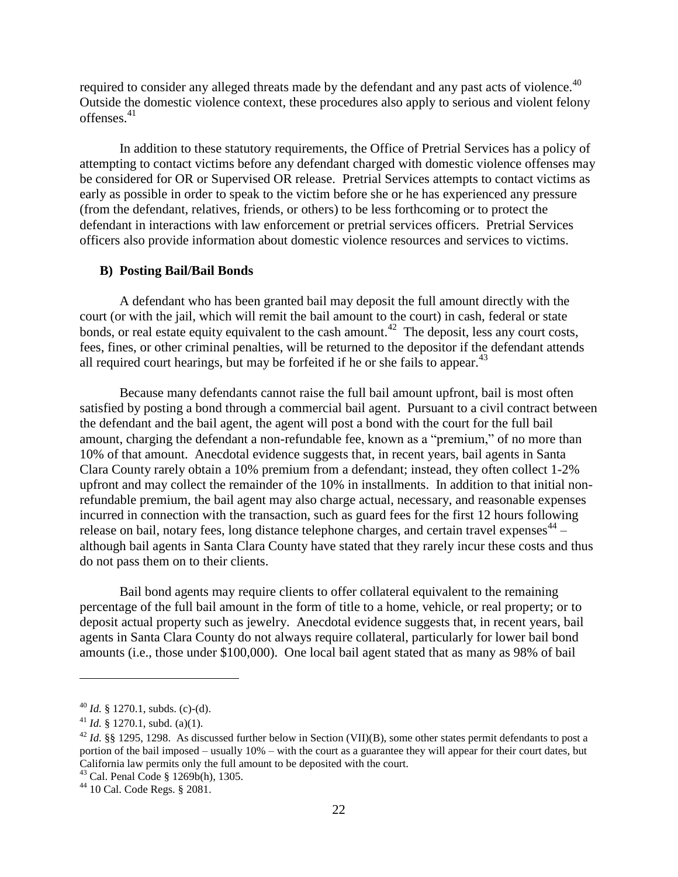required to consider any alleged threats made by the defendant and any past acts of violence.[40] Outside the domestic violence context, these procedures also apply to serious and violent felony offenses.[41]

In addition to these statutory requirements, the Office of Pretrial Services has a policy of attempting to contact victims before any defendant charged with domestic violence offenses may be considered for OR or Supervised OR release. Pretrial Services attempts to contact victims as early as possible in order to speak to the victim before she or he has experienced any pressure (from the defendant, relatives, friends, or others) to be less forthcoming or to protect the defendant in interactions with law enforcement or pretrial services officers. Pretrial Services officers also provide information about domestic violence resources and services to victims.

### B) Posting Bail/Bail Bonds

A defendant who has been granted bail may deposit the full amount directly with the court (or with the jail, which will remit the bail amount to the court) in cash, federal or state bonds, or real estate equity equivalent to the cash amount.[42] The deposit, less any court costs, fees, fines, or other criminal penalties, will be returned to the depositor if the defendant attends all required court hearings, but may be forfeited if he or she fails to appear.[43]

Because many defendants cannot raise the full bail amount upfront, bail is most often satisfied by posting a bond through a commercial bail agent. Pursuant to a civil contract between the defendant and the bail agent, the agent will post a bond with the court for the full bail amount, charging the defendant a non-refundable fee, known as a "premium," of no more than 10% of that amount. Anecdotal evidence suggests that, in recent years, bail agents in Santa Clara County rarely obtain a 10% premium from a defendant; instead, they often collect 1-2% upfront and may collect the remainder of the 10% in installments. In addition to that initial non-refundable premium, the bail agent may also charge actual, necessary, and reasonable expenses incurred in connection with the transaction, such as guard fees for the first 12 hours following release on bail, notary fees, long distance telephone charges, and certain travel expenses[44] – although bail agents in Santa Clara County have stated that they rarely incur these costs and thus do not pass them on to their clients.

Bail bond agents may require clients to offer collateral equivalent to the remaining percentage of the full bail amount in the form of title to a home, vehicle, or real property; or to deposit actual property such as jewelry. Anecdotal evidence suggests that, in recent years, bail agents in Santa Clara County do not always require collateral, particularly for lower bail bond amounts (i.e., those under $100,000). One local bail agent stated that as many as 98% of bail

---

[40] *Id.* § 1270.1, subds. (c)-(d).

[41] *Id.* § 1270.1, subd. (a)(1).

[42] *Id.* §§ 1295, 1298. As discussed further below in Section (VII)(B), some other states permit defendants to post a portion of the bail imposed – usually 10% – with the court as a guarantee they will appear for their court dates, but California law permits only the full amount to be deposited with the court.

[43] Cal. Penal Code § 1269b(h), 1305.

[44] 10 Cal. Code Regs. § 2081.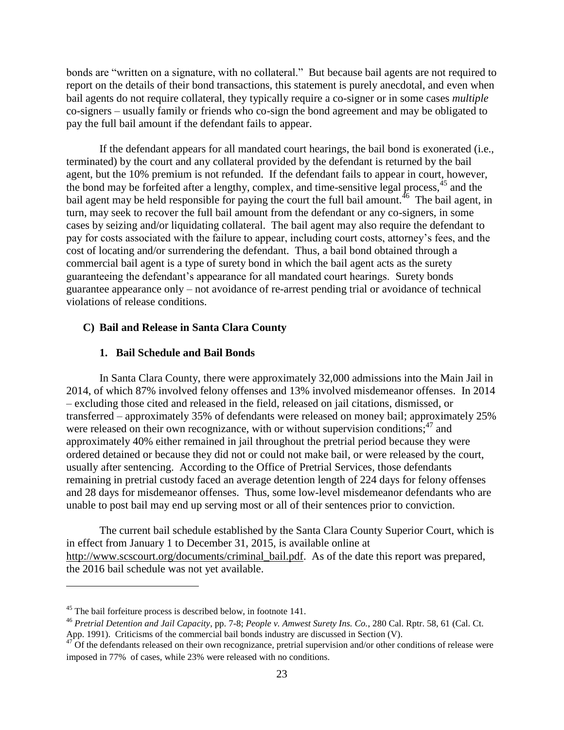bonds are "written on a signature, with no collateral." But because bail agents are not required to report on the details of their bond transactions, this statement is purely anecdotal, and even when bail agents do not require collateral, they typically require a co-signer or in some cases *multiple* co-signers – usually family or friends who co-sign the bond agreement and may be obligated to pay the full bail amount if the defendant fails to appear.

If the defendant appears for all mandated court hearings, the bail bond is exonerated (i.e., terminated) by the court and any collateral provided by the defendant is returned by the bail agent, but the 10% premium is not refunded. If the defendant fails to appear in court, however, the bond may be forfeited after a lengthy, complex, and time-sensitive legal process,[45] and the bail agent may be held responsible for paying the court the full bail amount.[46] The bail agent, in turn, may seek to recover the full bail amount from the defendant or any co-signers, in some cases by seizing and/or liquidating collateral. The bail agent may also require the defendant to pay for costs associated with the failure to appear, including court costs, attorney's fees, and the cost of locating and/or surrendering the defendant. Thus, a bail bond obtained through a commercial bail agent is a type of surety bond in which the bail agent acts as the surety guaranteeing the defendant's appearance for all mandated court hearings. Surety bonds guarantee appearance only – not avoidance of re-arrest pending trial or avoidance of technical violations of release conditions.

## C) Bail and Release in Santa Clara County

### 1. Bail Schedule and Bail Bonds

In Santa Clara County, there were approximately 32,000 admissions into the Main Jail in 2014, of which 87% involved felony offenses and 13% involved misdemeanor offenses. In 2014 – excluding those cited and released in the field, released on jail citations, dismissed, or transferred – approximately 35% of defendants were released on money bail; approximately 25% were released on their own recognizance, with or without supervision conditions;[47] and approximately 40% either remained in jail throughout the pretrial period because they were ordered detained or because they did not or could not make bail, or were released by the court, usually after sentencing. According to the Office of Pretrial Services, those defendants remaining in pretrial custody faced an average detention length of 224 days for felony offenses and 28 days for misdemeanor offenses. Thus, some low-level misdemeanor defendants who are unable to post bail may end up serving most or all of their sentences prior to conviction.

The current bail schedule established by the Santa Clara County Superior Court, which is in effect from January 1 to December 31, 2015, is available online at http://www.scscourt.org/documents/criminal_bail.pdf. As of the date this report was prepared, the 2016 bail schedule was not yet available.

---

[45] The bail forfeiture process is described below, in footnote 141.

[46] *Pretrial Detention and Jail Capacity*, pp. 7-8; *People v. Amwest Surety Ins. Co.*, 280 Cal. Rptr. 58, 61 (Cal. Ct. App. 1991). Criticisms of the commercial bail bonds industry are discussed in Section (V).

[47] Of the defendants released on their own recognizance, pretrial supervision and/or other conditions of release were imposed in 77% of cases, while 23% were released with no conditions.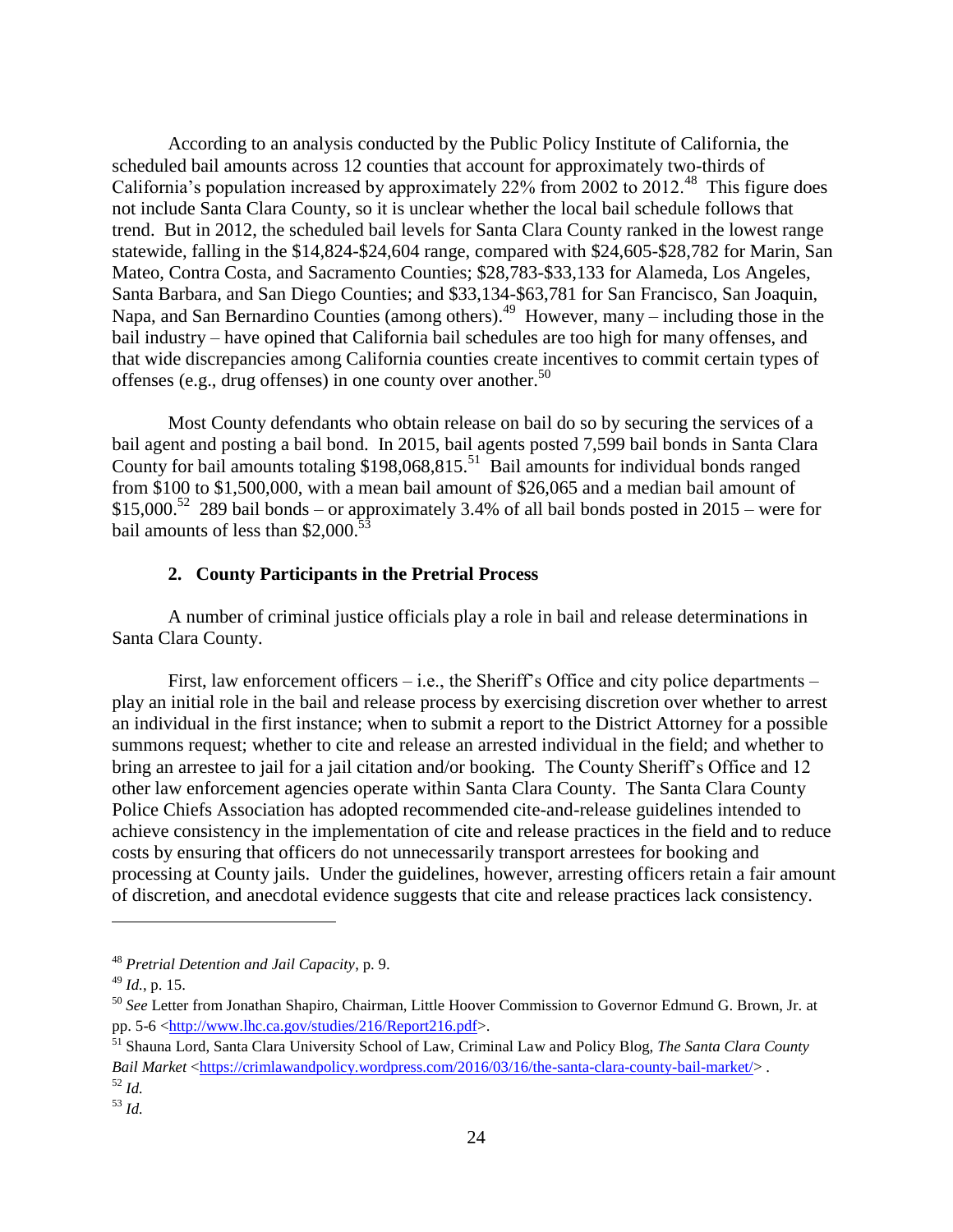According to an analysis conducted by the Public Policy Institute of California, the scheduled bail amounts across 12 counties that account for approximately two-thirds of California's population increased by approximately 22% from 2002 to 2012.[48] This figure does not include Santa Clara County, so it is unclear whether the local bail schedule follows that trend. But in 2012, the scheduled bail levels for Santa Clara County ranked in the lowest range statewide, falling in the $14,824-$24,604 range, compared with $24,605-$28,782 for Marin, San Mateo, Contra Costa, and Sacramento Counties; $28,783-$33,133 for Alameda, Los Angeles, Santa Barbara, and San Diego Counties; and $33,134-$63,781 for San Francisco, San Joaquin, Napa, and San Bernardino Counties (among others).[49] However, many – including those in the bail industry – have opined that California bail schedules are too high for many offenses, and that wide discrepancies among California counties create incentives to commit certain types of offenses (e.g., drug offenses) in one county over another.[50]

Most County defendants who obtain release on bail do so by securing the services of a bail agent and posting a bail bond. In 2015, bail agents posted 7,599 bail bonds in Santa Clara County for bail amounts totaling $198,068,815.[51] Bail amounts for individual bonds ranged from $100 to $1,500,000, with a mean bail amount of $26,065 and a median bail amount of $15,000.[52] 289 bail bonds – or approximately 3.4% of all bail bonds posted in 2015 – were for bail amounts of less than $2,000.[53]

### 2. County Participants in the Pretrial Process

A number of criminal justice officials play a role in bail and release determinations in Santa Clara County.

First, law enforcement officers – i.e., the Sheriff's Office and city police departments – play an initial role in the bail and release process by exercising discretion over whether to arrest an individual in the first instance; when to submit a report to the District Attorney for a possible summons request; whether to cite and release an arrested individual in the field; and whether to bring an arrestee to jail for a jail citation and/or booking. The County Sheriff's Office and 12 other law enforcement agencies operate within Santa Clara County. The Santa Clara County Police Chiefs Association has adopted recommended cite-and-release guidelines intended to achieve consistency in the implementation of cite and release practices in the field and to reduce costs by ensuring that officers do not unnecessarily transport arrestees for booking and processing at County jails. Under the guidelines, however, arresting officers retain a fair amount of discretion, and anecdotal evidence suggests that cite and release practices lack consistency.

---

[48] *Pretrial Detention and Jail Capacity*, p. 9.

[49] *Id.*, p. 15.

[50] *See* Letter from Jonathan Shapiro, Chairman, Little Hoover Commission to Governor Edmund G. Brown, Jr. at pp. 5-6 <http://www.lhc.ca.gov/studies/216/Report216.pdf>.

[51] Shauna Lord, Santa Clara University School of Law, Criminal Law and Policy Blog, *The Santa Clara County Bail Market* <https://crimlawandpolicy.wordpress.com/2016/03/16/the-santa-clara-county-bail-market/> .

[52] *Id.*

[53] *Id.*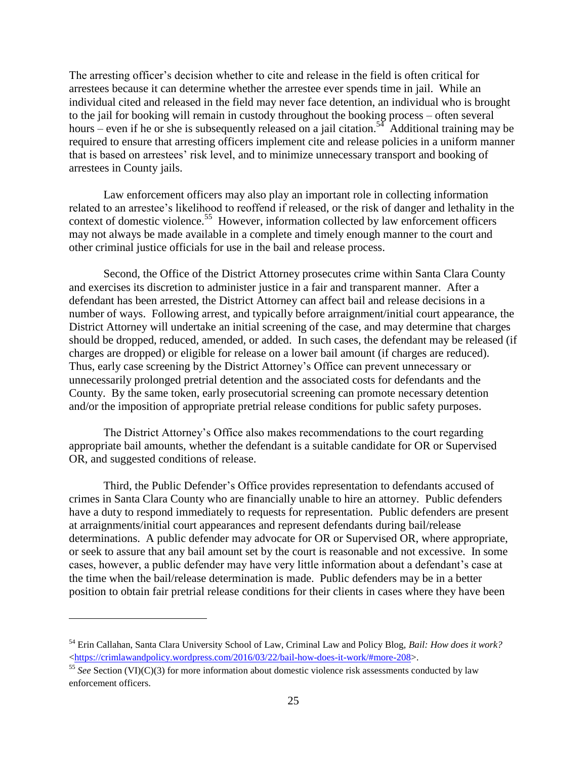The arresting officer's decision whether to cite and release in the field is often critical for arrestees because it can determine whether the arrestee ever spends time in jail. While an individual cited and released in the field may never face detention, an individual who is brought to the jail for booking will remain in custody throughout the booking process – often several hours – even if he or she is subsequently released on a jail citation.[54] Additional training may be required to ensure that arresting officers implement cite and release policies in a uniform manner that is based on arrestees' risk level, and to minimize unnecessary transport and booking of arrestees in County jails.

Law enforcement officers may also play an important role in collecting information related to an arrestee's likelihood to reoffend if released, or the risk of danger and lethality in the context of domestic violence.[55] However, information collected by law enforcement officers may not always be made available in a complete and timely enough manner to the court and other criminal justice officials for use in the bail and release process.

Second, the Office of the District Attorney prosecutes crime within Santa Clara County and exercises its discretion to administer justice in a fair and transparent manner. After a defendant has been arrested, the District Attorney can affect bail and release decisions in a number of ways. Following arrest, and typically before arraignment/initial court appearance, the District Attorney will undertake an initial screening of the case, and may determine that charges should be dropped, reduced, amended, or added. In such cases, the defendant may be released (if charges are dropped) or eligible for release on a lower bail amount (if charges are reduced). Thus, early case screening by the District Attorney's Office can prevent unnecessary or unnecessarily prolonged pretrial detention and the associated costs for defendants and the County. By the same token, early prosecutorial screening can promote necessary detention and/or the imposition of appropriate pretrial release conditions for public safety purposes.

The District Attorney's Office also makes recommendations to the court regarding appropriate bail amounts, whether the defendant is a suitable candidate for OR or Supervised OR, and suggested conditions of release.

Third, the Public Defender's Office provides representation to defendants accused of crimes in Santa Clara County who are financially unable to hire an attorney. Public defenders have a duty to respond immediately to requests for representation. Public defenders are present at arraignments/initial court appearances and represent defendants during bail/release determinations. A public defender may advocate for OR or Supervised OR, where appropriate, or seek to assure that any bail amount set by the court is reasonable and not excessive. In some cases, however, a public defender may have very little information about a defendant's case at the time when the bail/release determination is made. Public defenders may be in a better position to obtain fair pretrial release conditions for their clients in cases where they have been

---

[54] Erin Callahan, Santa Clara University School of Law, Criminal Law and Policy Blog, *Bail: How does it work?* <https://crimlawandpolicy.wordpress.com/2016/03/22/bail-how-does-it-work/#more-208>.

[55] *See* Section (VI)(C)(3) for more information about domestic violence risk assessments conducted by law enforcement officers.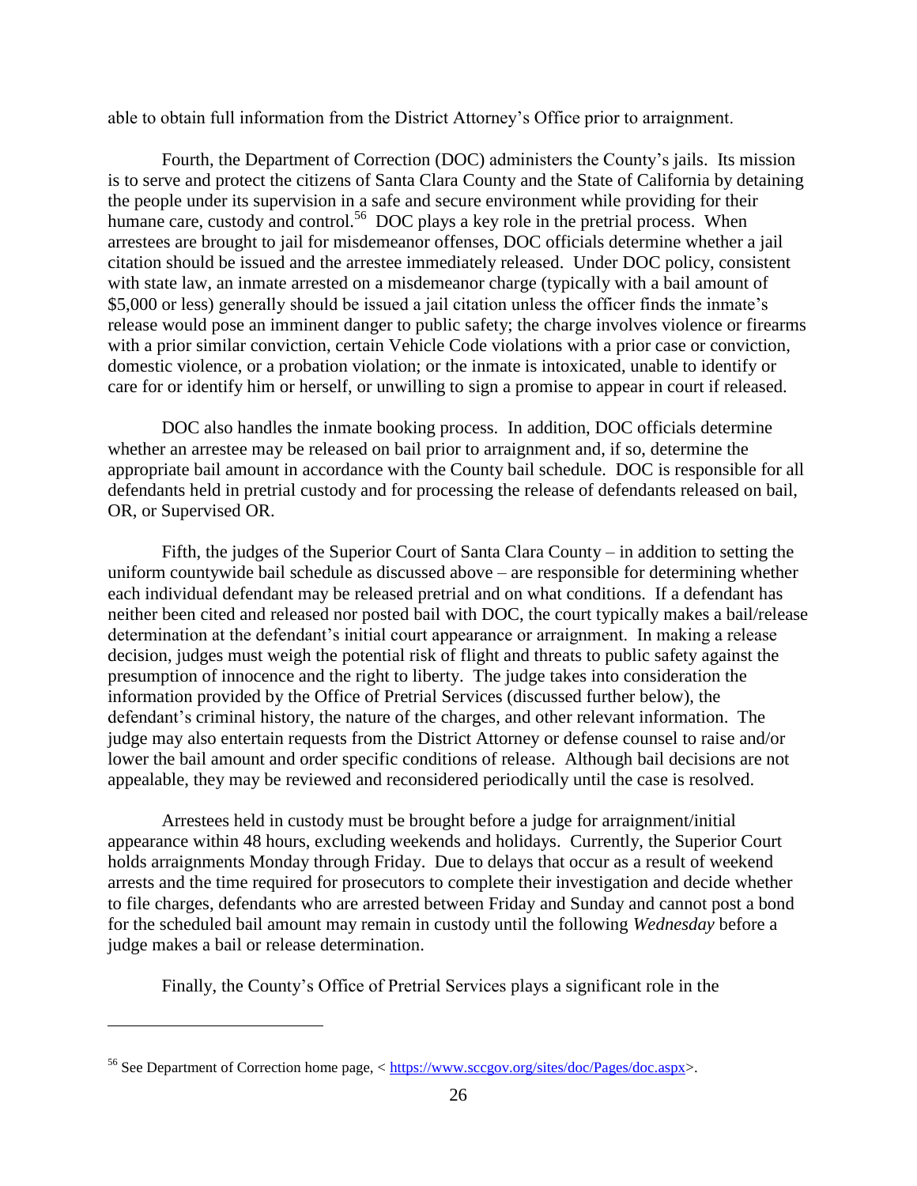able to obtain full information from the District Attorney's Office prior to arraignment.

Fourth, the Department of Correction (DOC) administers the County's jails. Its mission is to serve and protect the citizens of Santa Clara County and the State of California by detaining the people under its supervision in a safe and secure environment while providing for their humane care, custody and control.[56] DOC plays a key role in the pretrial process. When arrestees are brought to jail for misdemeanor offenses, DOC officials determine whether a jail citation should be issued and the arrestee immediately released. Under DOC policy, consistent with state law, an inmate arrested on a misdemeanor charge (typically with a bail amount of $5,000 or less) generally should be issued a jail citation unless the officer finds the inmate's release would pose an imminent danger to public safety; the charge involves violence or firearms with a prior similar conviction, certain Vehicle Code violations with a prior case or conviction, domestic violence, or a probation violation; or the inmate is intoxicated, unable to identify or care for or identify him or herself, or unwilling to sign a promise to appear in court if released.

DOC also handles the inmate booking process. In addition, DOC officials determine whether an arrestee may be released on bail prior to arraignment and, if so, determine the appropriate bail amount in accordance with the County bail schedule. DOC is responsible for all defendants held in pretrial custody and for processing the release of defendants released on bail, OR, or Supervised OR.

Fifth, the judges of the Superior Court of Santa Clara County – in addition to setting the uniform countywide bail schedule as discussed above – are responsible for determining whether each individual defendant may be released pretrial and on what conditions. If a defendant has neither been cited and released nor posted bail with DOC, the court typically makes a bail/release determination at the defendant's initial court appearance or arraignment. In making a release decision, judges must weigh the potential risk of flight and threats to public safety against the presumption of innocence and the right to liberty. The judge takes into consideration the information provided by the Office of Pretrial Services (discussed further below), the defendant's criminal history, the nature of the charges, and other relevant information. The judge may also entertain requests from the District Attorney or defense counsel to raise and/or lower the bail amount and order specific conditions of release. Although bail decisions are not appealable, they may be reviewed and reconsidered periodically until the case is resolved.

Arrestees held in custody must be brought before a judge for arraignment/initial appearance within 48 hours, excluding weekends and holidays. Currently, the Superior Court holds arraignments Monday through Friday. Due to delays that occur as a result of weekend arrests and the time required for prosecutors to complete their investigation and decide whether to file charges, defendants who are arrested between Friday and Sunday and cannot post a bond for the scheduled bail amount may remain in custody until the following *Wednesday* before a judge makes a bail or release determination.

Finally, the County's Office of Pretrial Services plays a significant role in the

---

[56] See Department of Correction home page, < https://www.sccgov.org/sites/doc/Pages/doc.aspx>.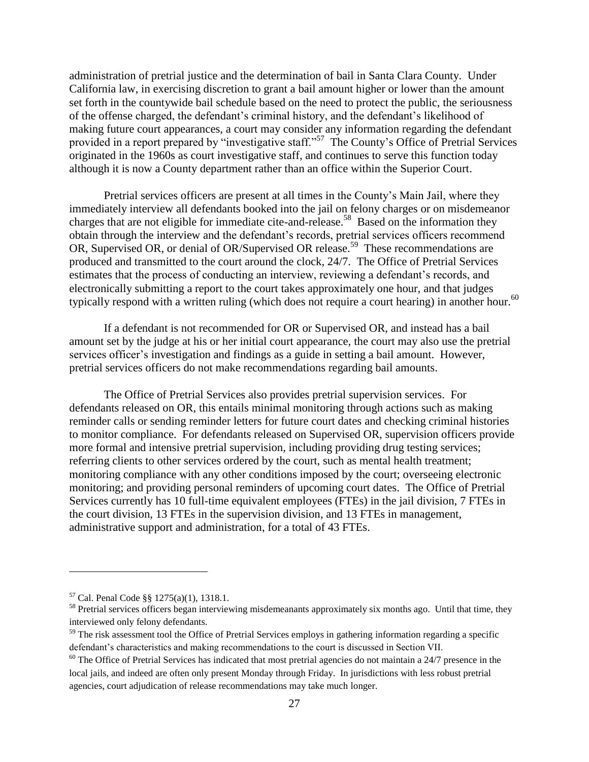administration of pretrial justice and the determination of bail in Santa Clara County. Under California law, in exercising discretion to grant a bail amount higher or lower than the amount set forth in the countywide bail schedule based on the need to protect the public, the seriousness of the offense charged, the defendant's criminal history, and the defendant's likelihood of making future court appearances, a court may consider any information regarding the defendant provided in a report prepared by "investigative staff."[57] The County's Office of Pretrial Services originated in the 1960s as court investigative staff, and continues to serve this function today although it is now a County department rather than an office within the Superior Court.

Pretrial services officers are present at all times in the County's Main Jail, where they immediately interview all defendants booked into the jail on felony charges or on misdemeanor charges that are not eligible for immediate cite-and-release.[58] Based on the information they obtain through the interview and the defendant's records, pretrial services officers recommend OR, Supervised OR, or denial of OR/Supervised OR release.[59] These recommendations are produced and transmitted to the court around the clock, 24/7. The Office of Pretrial Services estimates that the process of conducting an interview, reviewing a defendant's records, and electronically submitting a report to the court takes approximately one hour, and that judges typically respond with a written ruling (which does not require a court hearing) in another hour.[60]

If a defendant is not recommended for OR or Supervised OR, and instead has a bail amount set by the judge at his or her initial court appearance, the court may also use the pretrial services officer's investigation and findings as a guide in setting a bail amount. However, pretrial services officers do not make recommendations regarding bail amounts.

The Office of Pretrial Services also provides pretrial supervision services. For defendants released on OR, this entails minimal monitoring through actions such as making reminder calls or sending reminder letters for future court dates and checking criminal histories to monitor compliance. For defendants released on Supervised OR, supervision officers provide more formal and intensive pretrial supervision, including providing drug testing services; referring clients to other services ordered by the court, such as mental health treatment; monitoring compliance with any other conditions imposed by the court; overseeing electronic monitoring; and providing personal reminders of upcoming court dates. The Office of Pretrial Services currently has 10 full-time equivalent employees (FTEs) in the jail division, 7 FTEs in the court division, 13 FTEs in the supervision division, and 13 FTEs in management, administrative support and administration, for a total of 43 FTEs.

---

[57] Cal. Penal Code §§ 1275(a)(1), 1318.1.

[58] Pretrial services officers began interviewing misdemeanants approximately six months ago. Until that time, they interviewed only felony defendants.

[59] The risk assessment tool the Office of Pretrial Services employs in gathering information regarding a specific defendant's characteristics and making recommendations to the court is discussed in Section VII.

[60] The Office of Pretrial Services has indicated that most pretrial agencies do not maintain a 24/7 presence in the local jails, and indeed are often only present Monday through Friday. In jurisdictions with less robust pretrial agencies, court adjudication of release recommendations may take much longer.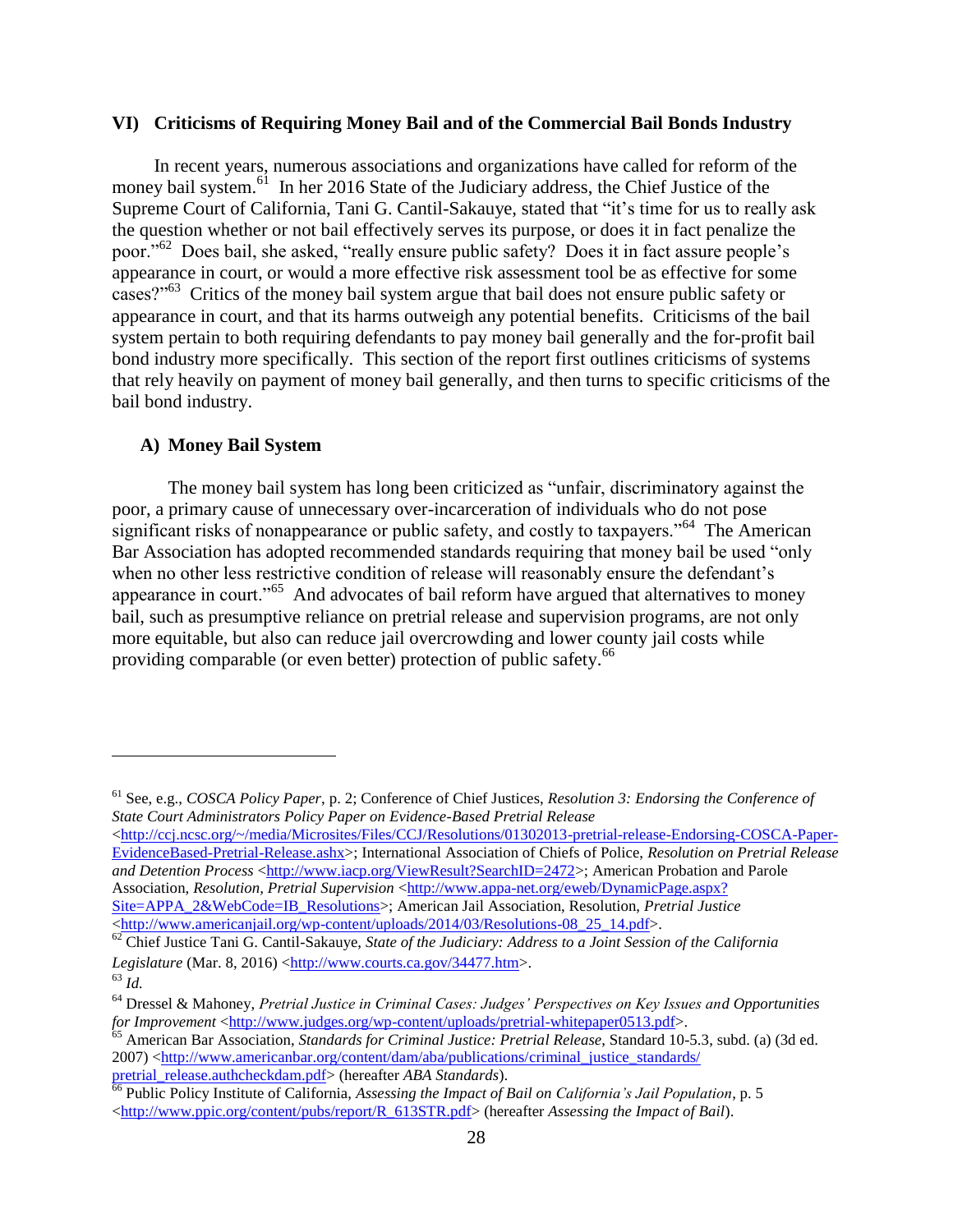## VI) Criticisms of Requiring Money Bail and of the Commercial Bail Bonds Industry

In recent years, numerous associations and organizations have called for reform of the money bail system.[61] In her 2016 State of the Judiciary address, the Chief Justice of the Supreme Court of California, Tani G. Cantil-Sakauye, stated that "it's time for us to really ask the question whether or not bail effectively serves its purpose, or does it in fact penalize the poor."[62] Does bail, she asked, "really ensure public safety? Does it in fact assure people's appearance in court, or would a more effective risk assessment tool be as effective for some cases?"[63] Critics of the money bail system argue that bail does not ensure public safety or appearance in court, and that its harms outweigh any potential benefits. Criticisms of the bail system pertain to both requiring defendants to pay money bail generally and the for-profit bail bond industry more specifically. This section of the report first outlines criticisms of systems that rely heavily on payment of money bail generally, and then turns to specific criticisms of the bail bond industry.

### A) Money Bail System

The money bail system has long been criticized as "unfair, discriminatory against the poor, a primary cause of unnecessary over-incarceration of individuals who do not pose significant risks of nonappearance or public safety, and costly to taxpayers."[64] The American Bar Association has adopted recommended standards requiring that money bail be used "only when no other less restrictive condition of release will reasonably ensure the defendant's appearance in court."[65] And advocates of bail reform have argued that alternatives to money bail, such as presumptive reliance on pretrial release and supervision programs, are not only more equitable, but also can reduce jail overcrowding and lower county jail costs while providing comparable (or even better) protection of public safety.[66]

---

[61] See, e.g., *COSCA Policy Paper*, p. 2; Conference of Chief Justices, *Resolution 3: Endorsing the Conference of State Court Administrators Policy Paper on Evidence-Based Pretrial Release* <http://ccj.ncsc.org/~/media/Microsites/Files/CCJ/Resolutions/01302013-pretrial-release-Endorsing-COSCA-Paper-EvidenceBased-Pretrial-Release.ashx>; International Association of Chiefs of Police, *Resolution on Pretrial Release and Detention Process* <http://www.iacp.org/ViewResult?SearchID=2472>; American Probation and Parole Association, *Resolution, Pretrial Supervision* <http://www.appa-net.org/eweb/DynamicPage.aspx?Site=APPA_2&WebCode=IB_Resolutions>; American Jail Association, Resolution, *Pretrial Justice* <http://www.americanjail.org/wp-content/uploads/2014/03/Resolutions-08_25_14.pdf>.

[62] Chief Justice Tani G. Cantil-Sakauye, *State of the Judiciary: Address to a Joint Session of the California Legislature* (Mar. 8, 2016) <http://www.courts.ca.gov/34477.htm>.

[63] *Id.*

[64] Dressel & Mahoney, *Pretrial Justice in Criminal Cases: Judges' Perspectives on Key Issues and Opportunities for Improvement* <http://www.judges.org/wp-content/uploads/pretrial-whitepaper0513.pdf>.

[65] American Bar Association, *Standards for Criminal Justice: Pretrial Release*, Standard 10-5.3, subd. (a) (3d ed. 2007) <http://www.americanbar.org/content/dam/aba/publications/criminal_justice_standards/pretrial_release.authcheckdam.pdf> (hereafter *ABA Standards*).

[66] Public Policy Institute of California, *Assessing the Impact of Bail on California's Jail Population*, p. 5 <http://www.ppic.org/content/pubs/report/R_613STR.pdf> (hereafter *Assessing the Impact of Bail*).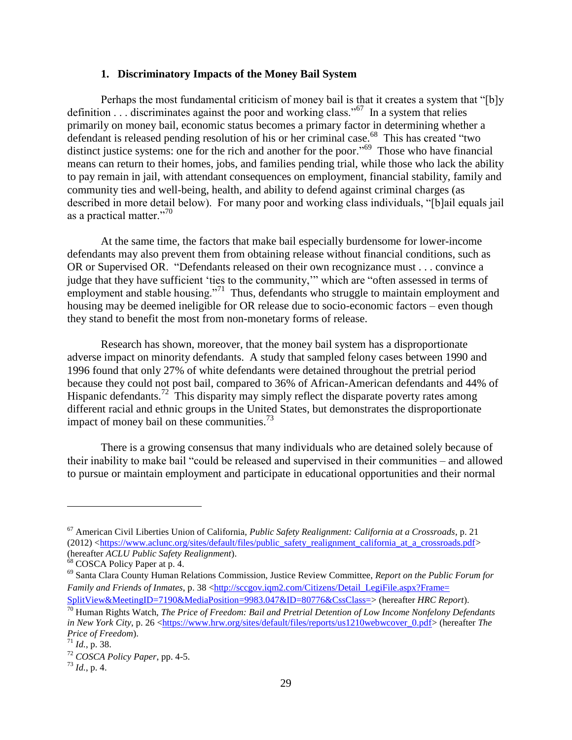### 1. Discriminatory Impacts of the Money Bail System

Perhaps the most fundamental criticism of money bail is that it creates a system that "[b]y definition . . . discriminates against the poor and working class."[67] In a system that relies primarily on money bail, economic status becomes a primary factor in determining whether a defendant is released pending resolution of his or her criminal case.[68] This has created "two distinct justice systems: one for the rich and another for the poor."[69] Those who have financial means can return to their homes, jobs, and families pending trial, while those who lack the ability to pay remain in jail, with attendant consequences on employment, financial stability, family and community ties and well-being, health, and ability to defend against criminal charges (as described in more detail below). For many poor and working class individuals, "[b]ail equals jail as a practical matter."[70]

At the same time, the factors that make bail especially burdensome for lower-income defendants may also prevent them from obtaining release without financial conditions, such as OR or Supervised OR. "Defendants released on their own recognizance must . . . convince a judge that they have sufficient 'ties to the community,'" which are "often assessed in terms of employment and stable housing."[71] Thus, defendants who struggle to maintain employment and housing may be deemed ineligible for OR release due to socio-economic factors – even though they stand to benefit the most from non-monetary forms of release.

Research has shown, moreover, that the money bail system has a disproportionate adverse impact on minority defendants. A study that sampled felony cases between 1990 and 1996 found that only 27% of white defendants were detained throughout the pretrial period because they could not post bail, compared to 36% of African-American defendants and 44% of Hispanic defendants.[72] This disparity may simply reflect the disparate poverty rates among different racial and ethnic groups in the United States, but demonstrates the disproportionate impact of money bail on these communities.[73]

There is a growing consensus that many individuals who are detained solely because of their inability to make bail "could be released and supervised in their communities – and allowed to pursue or maintain employment and participate in educational opportunities and their normal

---

[67] American Civil Liberties Union of California, *Public Safety Realignment: California at a Crossroads*, p. 21 (2012) <https://www.aclunc.org/sites/default/files/public_safety_realignment_california_at_a_crossroads.pdf> (hereafter *ACLU Public Safety Realignment*).

[68] COSCA Policy Paper at p. 4.

[69] Santa Clara County Human Relations Commission, Justice Review Committee, *Report on the Public Forum for Family and Friends of Inmates*, p. 38 <http://sccgov.iqm2.com/Citizens/Detail_LegiFile.aspx?Frame=SplitView&MeetingID=7190&MediaPosition=9983.047&ID=80776&CssClass=> (hereafter *HRC Report*).

[70] Human Rights Watch, *The Price of Freedom: Bail and Pretrial Detention of Low Income Nonfelony Defendants in New York City*, p. 26 <https://www.hrw.org/sites/default/files/reports/us1210webwcover_0.pdf> (hereafter *The Price of Freedom*).

[71] *Id.*, p. 38.

[72] *COSCA Policy Paper*, pp. 4-5.

[73] *Id.*, p. 4.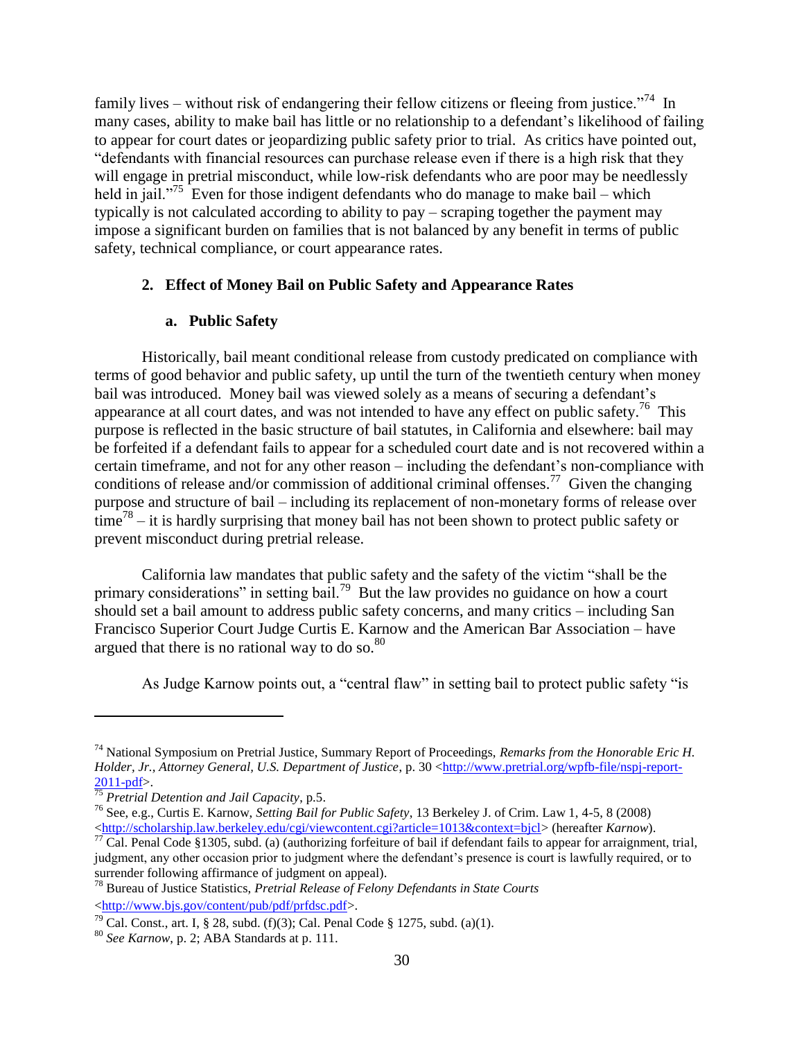family lives – without risk of endangering their fellow citizens or fleeing from justice."[74] In many cases, ability to make bail has little or no relationship to a defendant's likelihood of failing to appear for court dates or jeopardizing public safety prior to trial. As critics have pointed out, "defendants with financial resources can purchase release even if there is a high risk that they will engage in pretrial misconduct, while low-risk defendants who are poor may be needlessly held in jail."[75] Even for those indigent defendants who do manage to make bail – which typically is not calculated according to ability to pay – scraping together the payment may impose a significant burden on families that is not balanced by any benefit in terms of public safety, technical compliance, or court appearance rates.

### 2. Effect of Money Bail on Public Safety and Appearance Rates

#### a. Public Safety

Historically, bail meant conditional release from custody predicated on compliance with terms of good behavior and public safety, up until the turn of the twentieth century when money bail was introduced. Money bail was viewed solely as a means of securing a defendant's appearance at all court dates, and was not intended to have any effect on public safety.[76] This purpose is reflected in the basic structure of bail statutes, in California and elsewhere: bail may be forfeited if a defendant fails to appear for a scheduled court date and is not recovered within a certain timeframe, and not for any other reason – including the defendant's non-compliance with conditions of release and/or commission of additional criminal offenses.[77] Given the changing purpose and structure of bail – including its replacement of non-monetary forms of release over time[78] – it is hardly surprising that money bail has not been shown to protect public safety or prevent misconduct during pretrial release.

California law mandates that public safety and the safety of the victim "shall be the primary considerations" in setting bail.[79] But the law provides no guidance on how a court should set a bail amount to address public safety concerns, and many critics – including San Francisco Superior Court Judge Curtis E. Karnow and the American Bar Association – have argued that there is no rational way to do so.[80]

As Judge Karnow points out, a "central flaw" in setting bail to protect public safety "is

---

[74] National Symposium on Pretrial Justice, Summary Report of Proceedings, *Remarks from the Honorable Eric H. Holder, Jr., Attorney General, U.S. Department of Justice*, p. 30 <http://www.pretrial.org/wpfb-file/nspj-report-2011-pdf>.

[75] *Pretrial Detention and Jail Capacity*, p.5.

[76] See, e.g., Curtis E. Karnow, *Setting Bail for Public Safety*, 13 Berkeley J. of Crim. Law 1, 4-5, 8 (2008) <http://scholarship.law.berkeley.edu/cgi/viewcontent.cgi?article=1013&context=bjcl> (hereafter *Karnow*).

[77] Cal. Penal Code §1305, subd. (a) (authorizing forfeiture of bail if defendant fails to appear for arraignment, trial, judgment, any other occasion prior to judgment where the defendant's presence is court is lawfully required, or to surrender following affirmance of judgment on appeal).

[78] Bureau of Justice Statistics, *Pretrial Release of Felony Defendants in State Courts* <http://www.bjs.gov/content/pub/pdf/prfdsc.pdf>.

[79] Cal. Const., art. I, § 28, subd. (f)(3); Cal. Penal Code § 1275, subd. (a)(1).

[80] *See Karnow*, p. 2; ABA Standards at p. 111.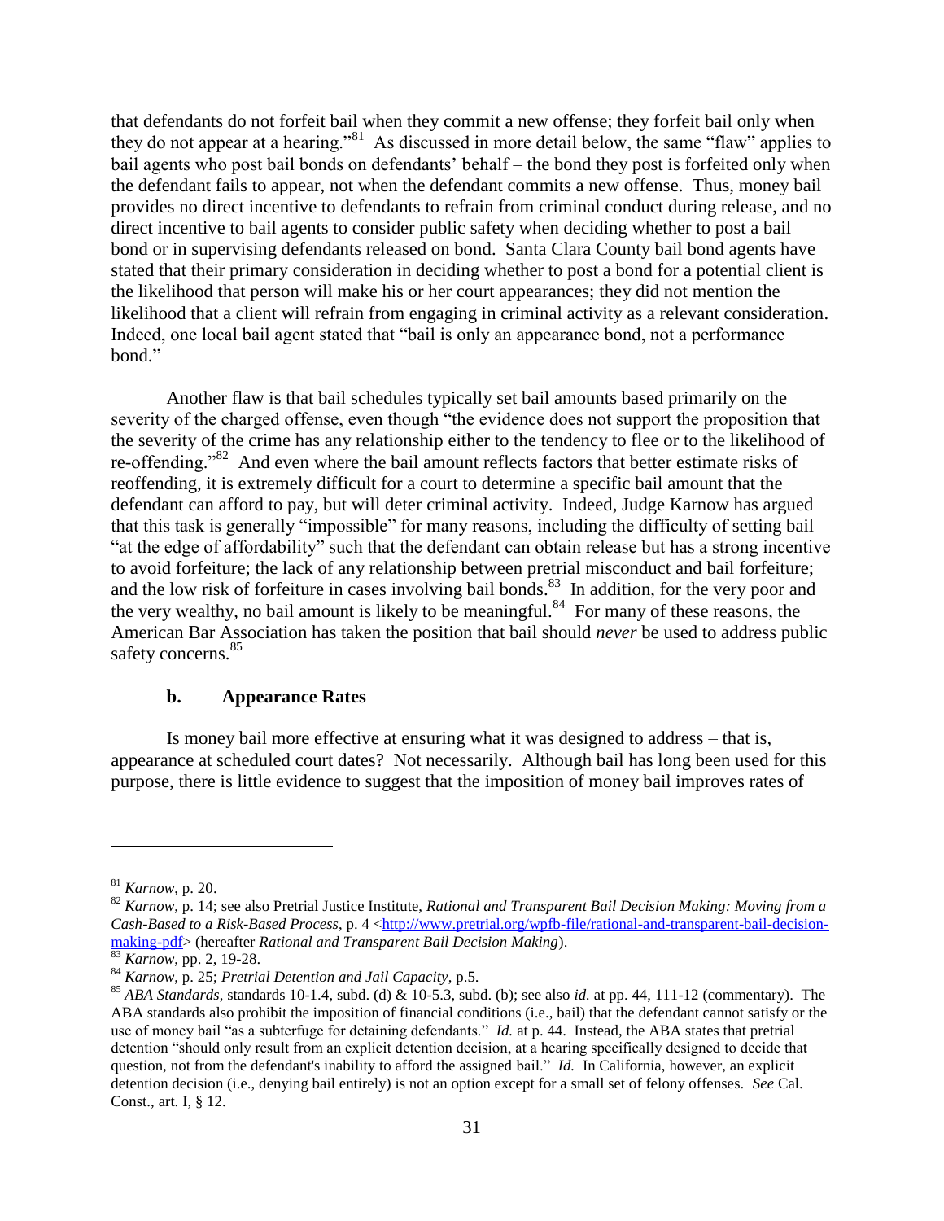that defendants do not forfeit bail when they commit a new offense; they forfeit bail only when they do not appear at a hearing."[81] As discussed in more detail below, the same "flaw" applies to bail agents who post bail bonds on defendants' behalf – the bond they post is forfeited only when the defendant fails to appear, not when the defendant commits a new offense. Thus, money bail provides no direct incentive to defendants to refrain from criminal conduct during release, and no direct incentive to bail agents to consider public safety when deciding whether to post a bail bond or in supervising defendants released on bond. Santa Clara County bail bond agents have stated that their primary consideration in deciding whether to post a bond for a potential client is the likelihood that person will make his or her court appearances; they did not mention the likelihood that a client will refrain from engaging in criminal activity as a relevant consideration. Indeed, one local bail agent stated that "bail is only an appearance bond, not a performance bond."

Another flaw is that bail schedules typically set bail amounts based primarily on the severity of the charged offense, even though "the evidence does not support the proposition that the severity of the crime has any relationship either to the tendency to flee or to the likelihood of re-offending."[82] And even where the bail amount reflects factors that better estimate risks of reoffending, it is extremely difficult for a court to determine a specific bail amount that the defendant can afford to pay, but will deter criminal activity. Indeed, Judge Karnow has argued that this task is generally "impossible" for many reasons, including the difficulty of setting bail "at the edge of affordability" such that the defendant can obtain release but has a strong incentive to avoid forfeiture; the lack of any relationship between pretrial misconduct and bail forfeiture; and the low risk of forfeiture in cases involving bail bonds.[83] In addition, for the very poor and the very wealthy, no bail amount is likely to be meaningful.[84] For many of these reasons, the American Bar Association has taken the position that bail should *never* be used to address public safety concerns.[85]

### b. Appearance Rates

Is money bail more effective at ensuring what it was designed to address – that is, appearance at scheduled court dates? Not necessarily. Although bail has long been used for this purpose, there is little evidence to suggest that the imposition of money bail improves rates of

---

[81] *Karnow*, p. 20.

[82] *Karnow*, p. 14; see also Pretrial Justice Institute, *Rational and Transparent Bail Decision Making: Moving from a Cash-Based to a Risk-Based Process*, p. 4 <http://www.pretrial.org/wpfb-file/rational-and-transparent-bail-decision-making-pdf> (hereafter *Rational and Transparent Bail Decision Making*).

[83] *Karnow*, pp. 2, 19-28.

[84] *Karnow*, p. 25; *Pretrial Detention and Jail Capacity*, p.5.

[85] *ABA Standards*, standards 10-1.4, subd. (d) & 10-5.3, subd. (b); see also *id.* at pp. 44, 111-12 (commentary). The ABA standards also prohibit the imposition of financial conditions (i.e., bail) that the defendant cannot satisfy or the use of money bail "as a subterfuge for detaining defendants." *Id.* at p. 44. Instead, the ABA states that pretrial detention "should only result from an explicit detention decision, at a hearing specifically designed to decide that question, not from the defendant's inability to afford the assigned bail." *Id.* In California, however, an explicit detention decision (i.e., denying bail entirely) is not an option except for a small set of felony offenses. *See* Cal. Const., art. I, § 12.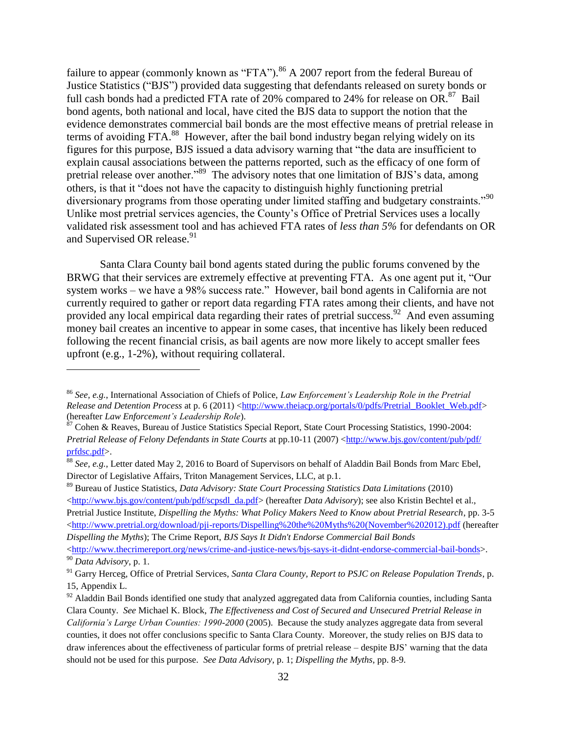failure to appear (commonly known as "FTA").[86] A 2007 report from the federal Bureau of Justice Statistics ("BJS") provided data suggesting that defendants released on surety bonds or full cash bonds had a predicted FTA rate of 20% compared to 24% for release on OR.[87] Bail bond agents, both national and local, have cited the BJS data to support the notion that the evidence demonstrates commercial bail bonds are the most effective means of pretrial release in terms of avoiding FTA.[88] However, after the bail bond industry began relying widely on its figures for this purpose, BJS issued a data advisory warning that "the data are insufficient to explain causal associations between the patterns reported, such as the efficacy of one form of pretrial release over another."[89] The advisory notes that one limitation of BJS's data, among others, is that it "does not have the capacity to distinguish highly functioning pretrial diversionary programs from those operating under limited staffing and budgetary constraints."[90] Unlike most pretrial services agencies, the County's Office of Pretrial Services uses a locally validated risk assessment tool and has achieved FTA rates of *less than 5%* for defendants on OR and Supervised OR release.[91]

Santa Clara County bail bond agents stated during the public forums convened by the BRWG that their services are extremely effective at preventing FTA. As one agent put it, "Our system works – we have a 98% success rate." However, bail bond agents in California are not currently required to gather or report data regarding FTA rates among their clients, and have not provided any local empirical data regarding their rates of pretrial success.[92] And even assuming money bail creates an incentive to appear in some cases, that incentive has likely been reduced following the recent financial crisis, as bail agents are now more likely to accept smaller fees upfront (e.g., 1-2%), without requiring collateral.

---

[86] *See, e.g.*, International Association of Chiefs of Police, *Law Enforcement's Leadership Role in the Pretrial Release and Detention Process* at p. 6 (2011) <http://www.theiacp.org/portals/0/pdfs/Pretrial_Booklet_Web.pdf> (hereafter *Law Enforcement's Leadership Role*).

[87] Cohen & Reaves, Bureau of Justice Statistics Special Report, State Court Processing Statistics, 1990-2004: *Pretrial Release of Felony Defendants in State Courts* at pp.10-11 (2007) <http://www.bjs.gov/content/pub/pdf/prfdsc.pdf>.

[88] *See, e.g.*, Letter dated May 2, 2016 to Board of Supervisors on behalf of Aladdin Bail Bonds from Marc Ebel, Director of Legislative Affairs, Triton Management Services, LLC, at p.1.

[89] Bureau of Justice Statistics, *Data Advisory: State Court Processing Statistics Data Limitations* (2010) <http://www.bjs.gov/content/pub/pdf/scpsdl_da.pdf> (hereafter *Data Advisory*); see also Kristin Bechtel et al., Pretrial Justice Institute, *Dispelling the Myths: What Policy Makers Need to Know about Pretrial Research*, pp. 3-5 <http://www.pretrial.org/download/pji-reports/Dispelling%20the%20Myths%20(November%202012).pdf (hereafter *Dispelling the Myths*); The Crime Report, *BJS Says It Didn't Endorse Commercial Bail Bonds* <http://www.thecrimereport.org/news/crime-and-justice-news/bjs-says-it-didnt-endorse-commercial-bail-bonds>.

[90] *Data Advisory*, p. 1.

[91] Garry Herceg, Office of Pretrial Services, *Santa Clara County, Report to PSJC on Release Population Trends*, p. 15, Appendix L.

[92] Aladdin Bail Bonds identified one study that analyzed aggregated data from California counties, including Santa Clara County. *See* Michael K. Block, *The Effectiveness and Cost of Secured and Unsecured Pretrial Release in California's Large Urban Counties: 1990-2000* (2005). Because the study analyzes aggregate data from several counties, it does not offer conclusions specific to Santa Clara County. Moreover, the study relies on BJS data to draw inferences about the effectiveness of particular forms of pretrial release – despite BJS' warning that the data should not be used for this purpose. *See Data Advisory*, p. 1; *Dispelling the Myths*, pp. 8-9.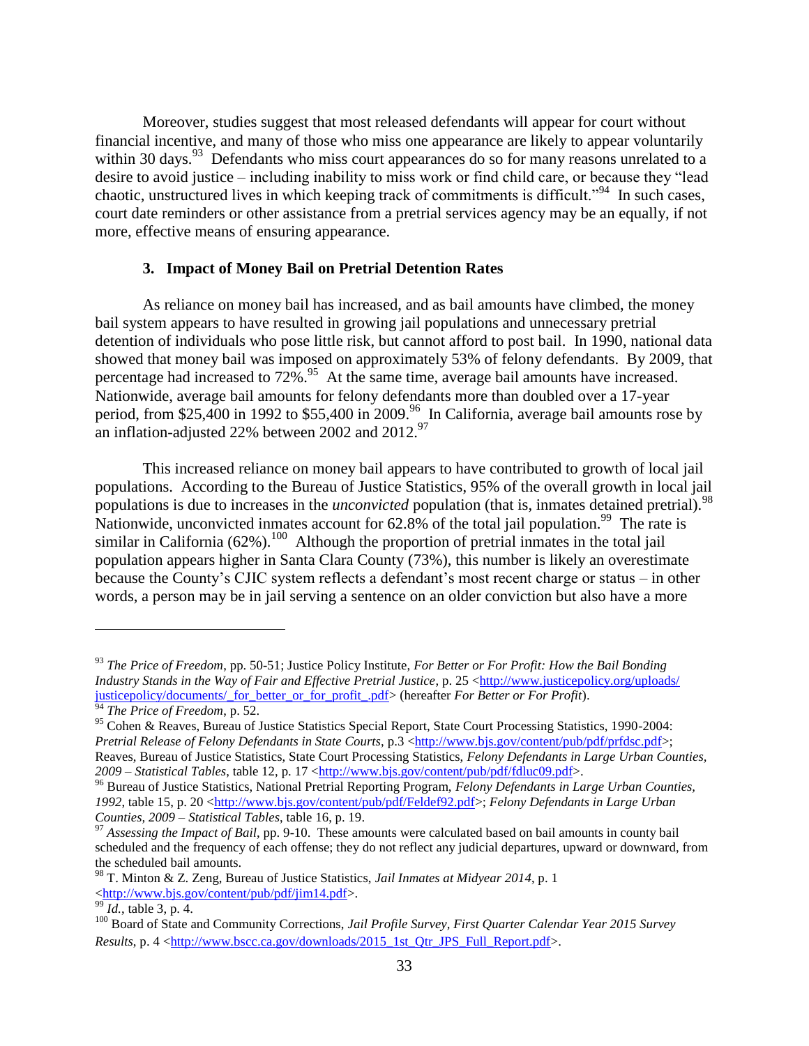Moreover, studies suggest that most released defendants will appear for court without financial incentive, and many of those who miss one appearance are likely to appear voluntarily within 30 days.[93] Defendants who miss court appearances do so for many reasons unrelated to a desire to avoid justice – including inability to miss work or find child care, or because they "lead chaotic, unstructured lives in which keeping track of commitments is difficult."[94] In such cases, court date reminders or other assistance from a pretrial services agency may be an equally, if not more, effective means of ensuring appearance.

### 3. Impact of Money Bail on Pretrial Detention Rates

As reliance on money bail has increased, and as bail amounts have climbed, the money bail system appears to have resulted in growing jail populations and unnecessary pretrial detention of individuals who pose little risk, but cannot afford to post bail. In 1990, national data showed that money bail was imposed on approximately 53% of felony defendants. By 2009, that percentage had increased to 72%.[95] At the same time, average bail amounts have increased. Nationwide, average bail amounts for felony defendants more than doubled over a 17-year period, from $25,400 in 1992 to $55,400 in 2009.[96] In California, average bail amounts rose by an inflation-adjusted 22% between 2002 and 2012.[97]

This increased reliance on money bail appears to have contributed to growth of local jail populations. According to the Bureau of Justice Statistics, 95% of the overall growth in local jail populations is due to increases in the *unconvicted* population (that is, inmates detained pretrial).[98] Nationwide, unconvicted inmates account for 62.8% of the total jail population.[99] The rate is similar in California (62%).[100] Although the proportion of pretrial inmates in the total jail population appears higher in Santa Clara County (73%), this number is likely an overestimate because the County's CJIC system reflects a defendant's most recent charge or status – in other words, a person may be in jail serving a sentence on an older conviction but also have a more

---

[93] *The Price of Freedom*, pp. 50-51; Justice Policy Institute, *For Better or For Profit: How the Bail Bonding Industry Stands in the Way of Fair and Effective Pretrial Justice*, p. 25 <http://www.justicepolicy.org/uploads/justicepolicy/documents/_for_better_or_for_profit_.pdf> (hereafter *For Better or For Profit*).

[94] *The Price of Freedom*, p. 52.

[95] Cohen & Reaves, Bureau of Justice Statistics Special Report, State Court Processing Statistics, 1990-2004: *Pretrial Release of Felony Defendants in State Courts*, p.3 <http://www.bjs.gov/content/pub/pdf/prfdsc.pdf>; Reaves, Bureau of Justice Statistics, State Court Processing Statistics, *Felony Defendants in Large Urban Counties, 2009 – Statistical Tables*, table 12, p. 17 <http://www.bjs.gov/content/pub/pdf/fdluc09.pdf>.

[96] Bureau of Justice Statistics, National Pretrial Reporting Program, *Felony Defendants in Large Urban Counties, 1992*, table 15, p. 20 <http://www.bjs.gov/content/pub/pdf/Feldef92.pdf>; *Felony Defendants in Large Urban Counties, 2009 – Statistical Tables*, table 16, p. 19.

[97] *Assessing the Impact of Bail*, pp. 9-10. These amounts were calculated based on bail amounts in county bail scheduled and the frequency of each offense; they do not reflect any judicial departures, upward or downward, from the scheduled bail amounts.

[98] T. Minton & Z. Zeng, Bureau of Justice Statistics, *Jail Inmates at Midyear 2014*, p. 1 <http://www.bjs.gov/content/pub/pdf/jim14.pdf>.

[99] *Id.*, table 3, p. 4.

[100] Board of State and Community Corrections, *Jail Profile Survey, First Quarter Calendar Year 2015 Survey Results*, p. 4 <http://www.bscc.ca.gov/downloads/2015_1st_Qtr_JPS_Full_Report.pdf>.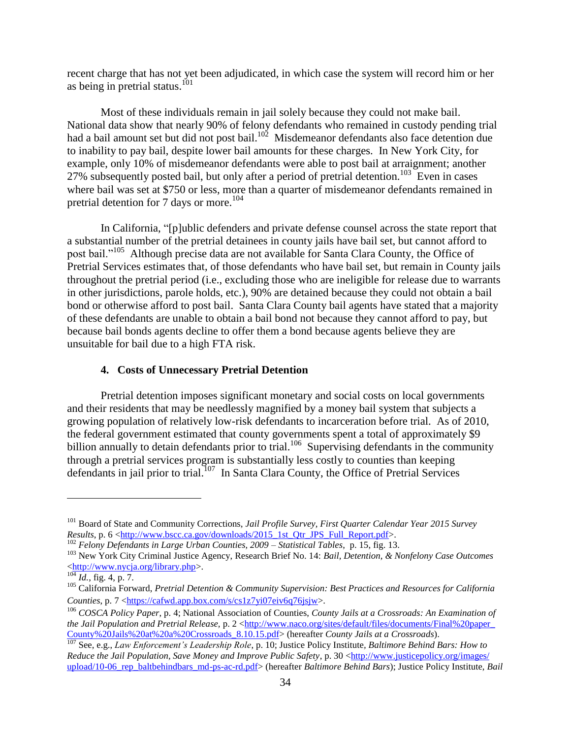recent charge that has not yet been adjudicated, in which case the system will record him or her as being in pretrial status.[101]

Most of these individuals remain in jail solely because they could not make bail. National data show that nearly 90% of felony defendants who remained in custody pending trial had a bail amount set but did not post bail.[102] Misdemeanor defendants also face detention due to inability to pay bail, despite lower bail amounts for these charges. In New York City, for example, only 10% of misdemeanor defendants were able to post bail at arraignment; another 27% subsequently posted bail, but only after a period of pretrial detention.[103] Even in cases where bail was set at $750 or less, more than a quarter of misdemeanor defendants remained in pretrial detention for 7 days or more.[104]

In California, "[p]ublic defenders and private defense counsel across the state report that a substantial number of the pretrial detainees in county jails have bail set, but cannot afford to post bail."[105] Although precise data are not available for Santa Clara County, the Office of Pretrial Services estimates that, of those defendants who have bail set, but remain in County jails throughout the pretrial period (i.e., excluding those who are ineligible for release due to warrants in other jurisdictions, parole holds, etc.), 90% are detained because they could not obtain a bail bond or otherwise afford to post bail. Santa Clara County bail agents have stated that a majority of these defendants are unable to obtain a bail bond not because they cannot afford to pay, but because bail bonds agents decline to offer them a bond because agents believe they are unsuitable for bail due to a high FTA risk.

### 4. Costs of Unnecessary Pretrial Detention

Pretrial detention imposes significant monetary and social costs on local governments and their residents that may be needlessly magnified by a money bail system that subjects a growing population of relatively low-risk defendants to incarceration before trial. As of 2010, the federal government estimated that county governments spent a total of approximately $9 billion annually to detain defendants prior to trial.[106] Supervising defendants in the community through a pretrial services program is substantially less costly to counties than keeping defendants in jail prior to trial.[107] In Santa Clara County, the Office of Pretrial Services

---

[101] Board of State and Community Corrections, *Jail Profile Survey, First Quarter Calendar Year 2015 Survey Results*, p. 6 <http://www.bscc.ca.gov/downloads/2015_1st_Qtr_JPS_Full_Report.pdf>.

[102] *Felony Defendants in Large Urban Counties, 2009 – Statistical Tables*, p. 15, fig. 13.

[103] New York City Criminal Justice Agency, Research Brief No. 14: *Bail, Detention, & Nonfelony Case Outcomes* <http://www.nycja.org/library.php>.

[104] *Id.*, fig. 4, p. 7.

[105] California Forward, *Pretrial Detention & Community Supervision: Best Practices and Resources for California Counties*, p. 7 <https://cafwd.app.box.com/s/cs1z7yi07eiv6q76jsjw>.

[106] *COSCA Policy Paper*, p. 4; National Association of Counties, *County Jails at a Crossroads: An Examination of the Jail Population and Pretrial Release*, p. 2 <http://www.naco.org/sites/default/files/documents/Final%20paper_County%20Jails%20at%20a%20Crossroads_8.10.15.pdf> (hereafter *County Jails at a Crossroads*).

[107] See, e.g., *Law Enforcement's Leadership Role*, p. 10; Justice Policy Institute, *Baltimore Behind Bars: How to Reduce the Jail Population, Save Money and Improve Public Safety*, p. 30 <http://www.justicepolicy.org/images/upload/10-06_rep_baltbehindbars_md-ps-ac-rd.pdf> (hereafter *Baltimore Behind Bars*); Justice Policy Institute, *Bail*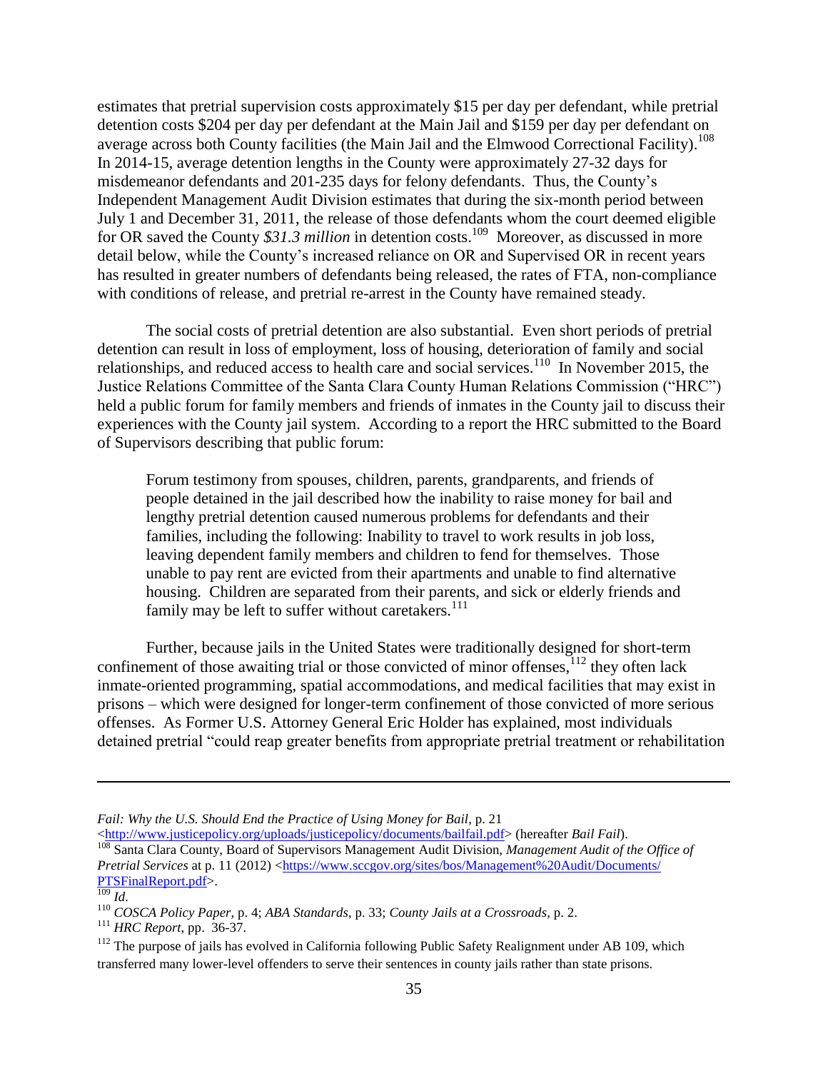estimates that pretrial supervision costs approximately $15 per day per defendant, while pretrial detention costs $204 per day per defendant at the Main Jail and $159 per day per defendant on average across both County facilities (the Main Jail and the Elmwood Correctional Facility).[108] In 2014-15, average detention lengths in the County were approximately 27-32 days for misdemeanor defendants and 201-235 days for felony defendants. Thus, the County's Independent Management Audit Division estimates that during the six-month period between July 1 and December 31, 2011, the release of those defendants whom the court deemed eligible for OR saved the County *$31.3 million* in detention costs.[109] Moreover, as discussed in more detail below, while the County's increased reliance on OR and Supervised OR in recent years has resulted in greater numbers of defendants being released, the rates of FTA, non-compliance with conditions of release, and pretrial re-arrest in the County have remained steady.

The social costs of pretrial detention are also substantial. Even short periods of pretrial detention can result in loss of employment, loss of housing, deterioration of family and social relationships, and reduced access to health care and social services.[110] In November 2015, the Justice Relations Committee of the Santa Clara County Human Relations Commission ("HRC") held a public forum for family members and friends of inmates in the County jail to discuss their experiences with the County jail system. According to a report the HRC submitted to the Board of Supervisors describing that public forum:

> Forum testimony from spouses, children, parents, grandparents, and friends of people detained in the jail described how the inability to raise money for bail and lengthy pretrial detention caused numerous problems for defendants and their families, including the following: Inability to travel to work results in job loss, leaving dependent family members and children to fend for themselves. Those unable to pay rent are evicted from their apartments and unable to find alternative housing. Children are separated from their parents, and sick or elderly friends and family may be left to suffer without caretakers.[111]

Further, because jails in the United States were traditionally designed for short-term confinement of those awaiting trial or those convicted of minor offenses,[112] they often lack inmate-oriented programming, spatial accommodations, and medical facilities that may exist in prisons – which were designed for longer-term confinement of those convicted of more serious offenses. As Former U.S. Attorney General Eric Holder has explained, most individuals detained pretrial "could reap greater benefits from appropriate pretrial treatment or rehabilitation

---

*Fail: Why the U.S. Should End the Practice of Using Money for Bail*, p. 21 <http://www.justicepolicy.org/uploads/justicepolicy/documents/bailfail.pdf> (hereafter *Bail Fail*).

[108] Santa Clara County, Board of Supervisors Management Audit Division, *Management Audit of the Office of Pretrial Services* at p. 11 (2012) <https://www.sccgov.org/sites/bos/Management%20Audit/Documents/PTSFinalReport.pdf>.

[109] *Id.*

[110] *COSCA Policy Paper*, p. 4; *ABA Standards*, p. 33; *County Jails at a Crossroads*, p. 2.

[111] *HRC Report*, pp. 36-37.

[112] The purpose of jails has evolved in California following Public Safety Realignment under AB 109, which transferred many lower-level offenders to serve their sentences in county jails rather than state prisons.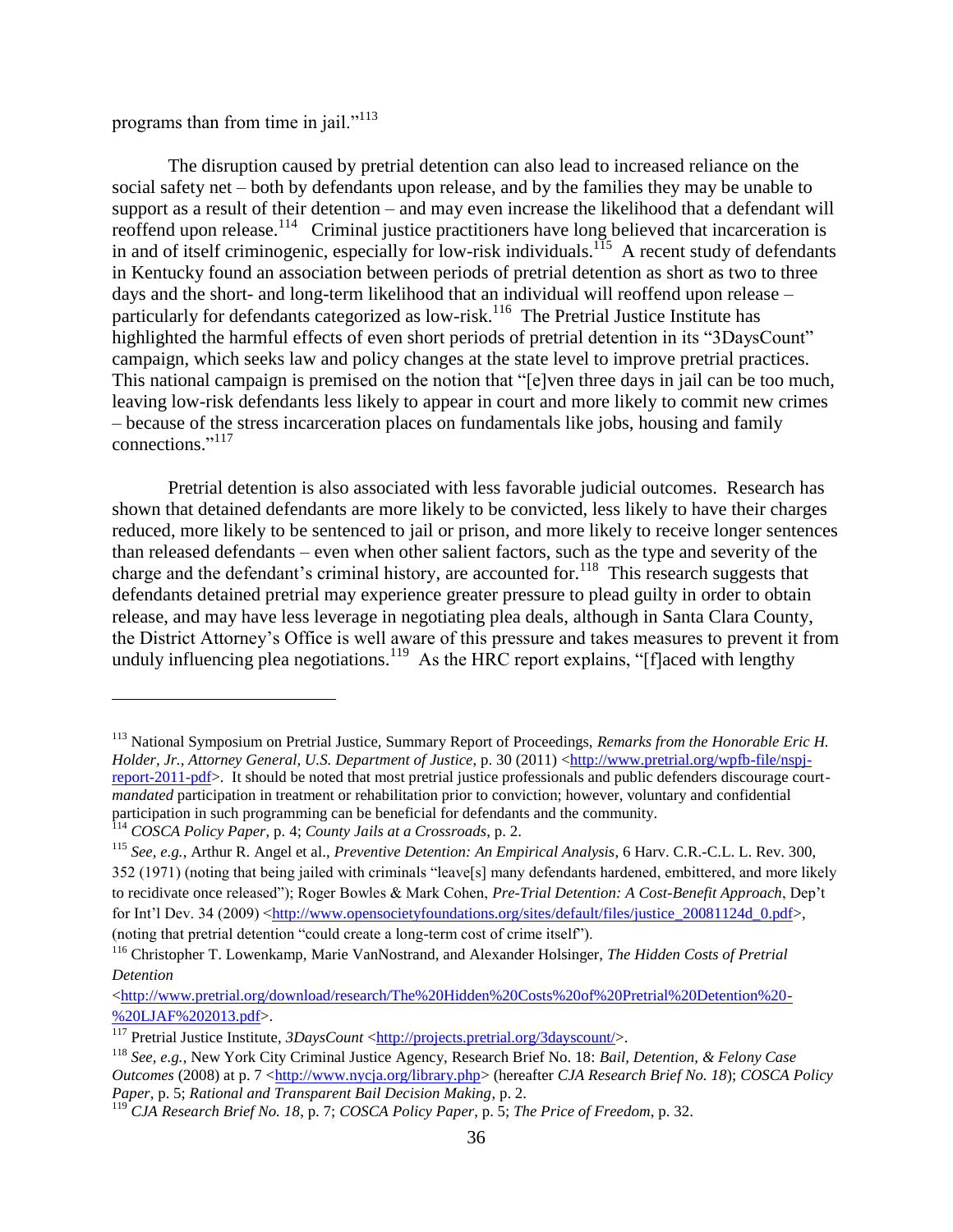programs than from time in jail."[113]

The disruption caused by pretrial detention can also lead to increased reliance on the social safety net – both by defendants upon release, and by the families they may be unable to support as a result of their detention – and may even increase the likelihood that a defendant will reoffend upon release.[114] Criminal justice practitioners have long believed that incarceration is in and of itself criminogenic, especially for low-risk individuals.[115] A recent study of defendants in Kentucky found an association between periods of pretrial detention as short as two to three days and the short- and long-term likelihood that an individual will reoffend upon release – particularly for defendants categorized as low-risk.[116] The Pretrial Justice Institute has highlighted the harmful effects of even short periods of pretrial detention in its "3DaysCount" campaign, which seeks law and policy changes at the state level to improve pretrial practices. This national campaign is premised on the notion that "[e]ven three days in jail can be too much, leaving low-risk defendants less likely to appear in court and more likely to commit new crimes – because of the stress incarceration places on fundamentals like jobs, housing and family connections."[117]

Pretrial detention is also associated with less favorable judicial outcomes. Research has shown that detained defendants are more likely to be convicted, less likely to have their charges reduced, more likely to be sentenced to jail or prison, and more likely to receive longer sentences than released defendants – even when other salient factors, such as the type and severity of the charge and the defendant's criminal history, are accounted for.[118] This research suggests that defendants detained pretrial may experience greater pressure to plead guilty in order to obtain release, and may have less leverage in negotiating plea deals, although in Santa Clara County, the District Attorney's Office is well aware of this pressure and takes measures to prevent it from unduly influencing plea negotiations.[119] As the HRC report explains, "[f]aced with lengthy

---

[113] National Symposium on Pretrial Justice, Summary Report of Proceedings, *Remarks from the Honorable Eric H. Holder, Jr., Attorney General, U.S. Department of Justice*, p. 30 (2011) <http://www.pretrial.org/wpfb-file/nspj-report-2011-pdf>. It should be noted that most pretrial justice professionals and public defenders discourage court-*mandated* participation in treatment or rehabilitation prior to conviction; however, voluntary and confidential participation in such programming can be beneficial for defendants and the community.

[114] *COSCA Policy Paper*, p. 4; *County Jails at a Crossroads*, p. 2.

[115] *See, e.g.*, Arthur R. Angel et al., *Preventive Detention: An Empirical Analysis*, 6 Harv. C.R.-C.L. L. Rev. 300, 352 (1971) (noting that being jailed with criminals "leave[s] many defendants hardened, embittered, and more likely to recidivate once released"); Roger Bowles & Mark Cohen, *Pre-Trial Detention: A Cost-Benefit Approach*, Dep't for Int'l Dev. 34 (2009) <http://www.opensocietyfoundations.org/sites/default/files/justice_20081124d_0.pdf>, (noting that pretrial detention "could create a long-term cost of crime itself").

[116] Christopher T. Lowenkamp, Marie VanNostrand, and Alexander Holsinger, *The Hidden Costs of Pretrial Detention* <http://www.pretrial.org/download/research/The%20Hidden%20Costs%20of%20Pretrial%20Detention%20-%20LJAF%202013.pdf>.

[117] Pretrial Justice Institute, *3DaysCount* <http://projects.pretrial.org/3dayscount/>.

[118] *See, e.g.*, New York City Criminal Justice Agency, Research Brief No. 18: *Bail, Detention, & Felony Case Outcomes* (2008) at p. 7 <http://www.nycja.org/library.php> (hereafter *CJA Research Brief No. 18*); *COSCA Policy Paper*, p. 5; *Rational and Transparent Bail Decision Making*, p. 2.

[119] *CJA Research Brief No. 18*, p. 7; *COSCA Policy Paper*, p. 5; *The Price of Freedom*, p. 32.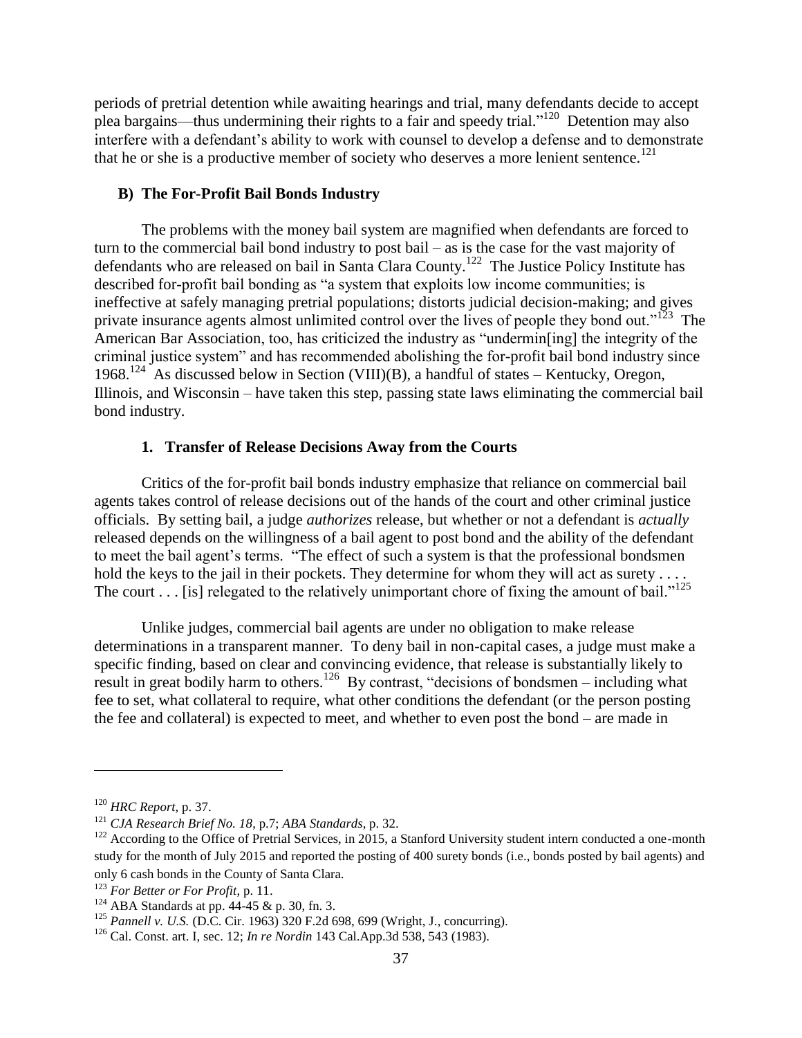periods of pretrial detention while awaiting hearings and trial, many defendants decide to accept plea bargains—thus undermining their rights to a fair and speedy trial."[120] Detention may also interfere with a defendant's ability to work with counsel to develop a defense and to demonstrate that he or she is a productive member of society who deserves a more lenient sentence.[121]

### B) The For-Profit Bail Bonds Industry

The problems with the money bail system are magnified when defendants are forced to turn to the commercial bail bond industry to post bail – as is the case for the vast majority of defendants who are released on bail in Santa Clara County.[122] The Justice Policy Institute has described for-profit bail bonding as "a system that exploits low income communities; is ineffective at safely managing pretrial populations; distorts judicial decision-making; and gives private insurance agents almost unlimited control over the lives of people they bond out."[123] The American Bar Association, too, has criticized the industry as "undermin[ing] the integrity of the criminal justice system" and has recommended abolishing the for-profit bail bond industry since 1968.[124] As discussed below in Section (VIII)(B), a handful of states – Kentucky, Oregon, Illinois, and Wisconsin – have taken this step, passing state laws eliminating the commercial bail bond industry.

#### 1. Transfer of Release Decisions Away from the Courts

Critics of the for-profit bail bonds industry emphasize that reliance on commercial bail agents takes control of release decisions out of the hands of the court and other criminal justice officials. By setting bail, a judge *authorizes* release, but whether or not a defendant is *actually* released depends on the willingness of a bail agent to post bond and the ability of the defendant to meet the bail agent's terms. "The effect of such a system is that the professional bondsmen hold the keys to the jail in their pockets. They determine for whom they will act as surety . . . . The court . . . [is] relegated to the relatively unimportant chore of fixing the amount of bail."[125]

Unlike judges, commercial bail agents are under no obligation to make release determinations in a transparent manner. To deny bail in non-capital cases, a judge must make a specific finding, based on clear and convincing evidence, that release is substantially likely to result in great bodily harm to others.[126] By contrast, "decisions of bondsmen – including what fee to set, what collateral to require, what other conditions the defendant (or the person posting the fee and collateral) is expected to meet, and whether to even post the bond – are made in

---

[120] *HRC Report*, p. 37.

[121] *CJA Research Brief No. 18*, p.7; *ABA Standards*, p. 32.

[122] According to the Office of Pretrial Services, in 2015, a Stanford University student intern conducted a one-month study for the month of July 2015 and reported the posting of 400 surety bonds (i.e., bonds posted by bail agents) and only 6 cash bonds in the County of Santa Clara.

[123] *For Better or For Profit*, p. 11.

[124] ABA Standards at pp. 44-45 & p. 30, fn. 3.

[125] *Pannell v. U.S.* (D.C. Cir. 1963) 320 F.2d 698, 699 (Wright, J., concurring).

[126] Cal. Const. art. I, sec. 12; *In re Nordin* 143 Cal.App.3d 538, 543 (1983).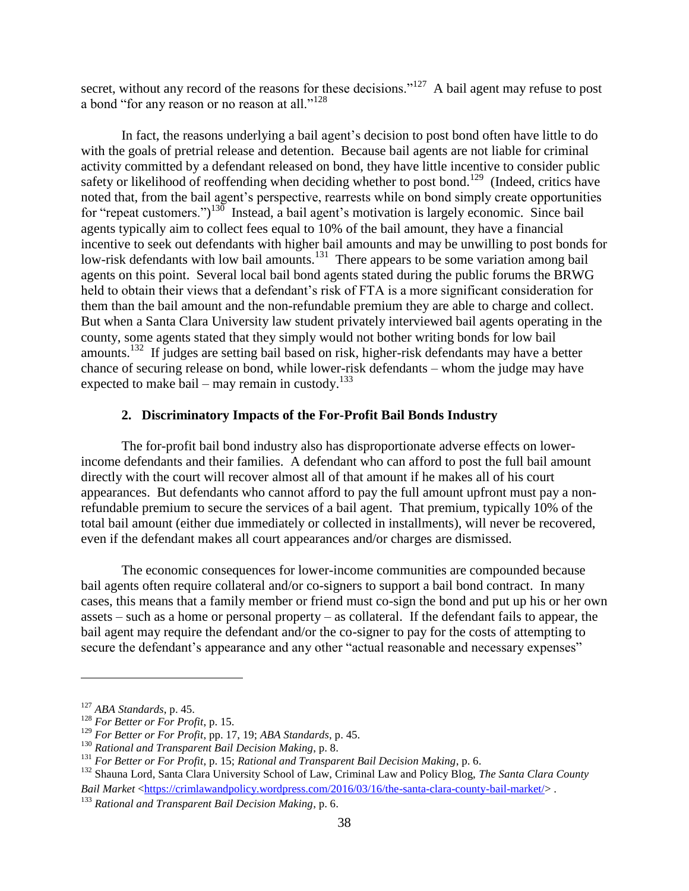secret, without any record of the reasons for these decisions."[127] A bail agent may refuse to post a bond "for any reason or no reason at all."[128]

In fact, the reasons underlying a bail agent's decision to post bond often have little to do with the goals of pretrial release and detention. Because bail agents are not liable for criminal activity committed by a defendant released on bond, they have little incentive to consider public safety or likelihood of reoffending when deciding whether to post bond.[129] (Indeed, critics have noted that, from the bail agent's perspective, rearrests while on bond simply create opportunities for "repeat customers.")[130] Instead, a bail agent's motivation is largely economic. Since bail agents typically aim to collect fees equal to 10% of the bail amount, they have a financial incentive to seek out defendants with higher bail amounts and may be unwilling to post bonds for low-risk defendants with low bail amounts.[131] There appears to be some variation among bail agents on this point. Several local bail bond agents stated during the public forums the BRWG held to obtain their views that a defendant's risk of FTA is a more significant consideration for them than the bail amount and the non-refundable premium they are able to charge and collect. But when a Santa Clara University law student privately interviewed bail agents operating in the county, some agents stated that they simply would not bother writing bonds for low bail amounts.[132] If judges are setting bail based on risk, higher-risk defendants may have a better chance of securing release on bond, while lower-risk defendants – whom the judge may have expected to make bail – may remain in custody.[133]

### 2. Discriminatory Impacts of the For-Profit Bail Bonds Industry

The for-profit bail bond industry also has disproportionate adverse effects on lower-income defendants and their families. A defendant who can afford to post the full bail amount directly with the court will recover almost all of that amount if he makes all of his court appearances. But defendants who cannot afford to pay the full amount upfront must pay a non-refundable premium to secure the services of a bail agent. That premium, typically 10% of the total bail amount (either due immediately or collected in installments), will never be recovered, even if the defendant makes all court appearances and/or charges are dismissed.

The economic consequences for lower-income communities are compounded because bail agents often require collateral and/or co-signers to support a bail bond contract. In many cases, this means that a family member or friend must co-sign the bond and put up his or her own assets – such as a home or personal property – as collateral. If the defendant fails to appear, the bail agent may require the defendant and/or the co-signer to pay for the costs of attempting to secure the defendant's appearance and any other "actual reasonable and necessary expenses"

---

[127] *ABA Standards*, p. 45.

[128] *For Better or For Profit*, p. 15.

[129] *For Better or For Profit*, pp. 17, 19; *ABA Standards*, p. 45.

[130] *Rational and Transparent Bail Decision Making*, p. 8.

[131] *For Better or For Profit*, p. 15; *Rational and Transparent Bail Decision Making*, p. 6.

[132] Shauna Lord, Santa Clara University School of Law, Criminal Law and Policy Blog, *The Santa Clara County Bail Market* <https://crimlawandpolicy.wordpress.com/2016/03/16/the-santa-clara-county-bail-market/> .

[133] *Rational and Transparent Bail Decision Making*, p. 6.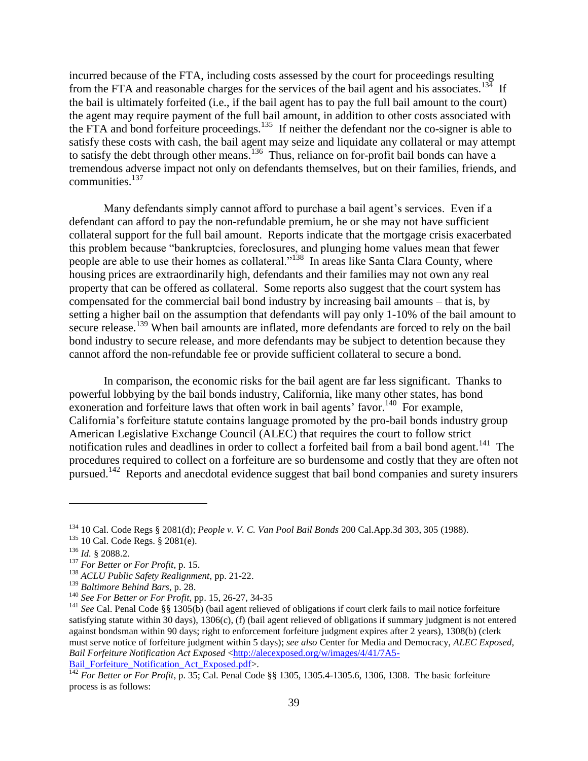incurred because of the FTA, including costs assessed by the court for proceedings resulting from the FTA and reasonable charges for the services of the bail agent and his associates.[134] If the bail is ultimately forfeited (i.e., if the bail agent has to pay the full bail amount to the court) the agent may require payment of the full bail amount, in addition to other costs associated with the FTA and bond forfeiture proceedings.[135] If neither the defendant nor the co-signer is able to satisfy these costs with cash, the bail agent may seize and liquidate any collateral or may attempt to satisfy the debt through other means.[136] Thus, reliance on for-profit bail bonds can have a tremendous adverse impact not only on defendants themselves, but on their families, friends, and communities.[137]

Many defendants simply cannot afford to purchase a bail agent's services. Even if a defendant can afford to pay the non-refundable premium, he or she may not have sufficient collateral support for the full bail amount. Reports indicate that the mortgage crisis exacerbated this problem because "bankruptcies, foreclosures, and plunging home values mean that fewer people are able to use their homes as collateral."[138] In areas like Santa Clara County, where housing prices are extraordinarily high, defendants and their families may not own any real property that can be offered as collateral. Some reports also suggest that the court system has compensated for the commercial bail bond industry by increasing bail amounts – that is, by setting a higher bail on the assumption that defendants will pay only 1-10% of the bail amount to secure release.[139] When bail amounts are inflated, more defendants are forced to rely on the bail bond industry to secure release, and more defendants may be subject to detention because they cannot afford the non-refundable fee or provide sufficient collateral to secure a bond.

In comparison, the economic risks for the bail agent are far less significant. Thanks to powerful lobbying by the bail bonds industry, California, like many other states, has bond exoneration and forfeiture laws that often work in bail agents' favor.[140] For example, California's forfeiture statute contains language promoted by the pro-bail bonds industry group American Legislative Exchange Council (ALEC) that requires the court to follow strict notification rules and deadlines in order to collect a forfeited bail from a bail bond agent.[141] The procedures required to collect on a forfeiture are so burdensome and costly that they are often not pursued.[142] Reports and anecdotal evidence suggest that bail bond companies and surety insurers

---

[134] 10 Cal. Code Regs § 2081(d); *People v. V. C. Van Pool Bail Bonds* 200 Cal.App.3d 303, 305 (1988).

[135] 10 Cal. Code Regs. § 2081(e).

[136] *Id.* § 2088.2.

[137] *For Better or For Profit*, p. 15.

[138] *ACLU Public Safety Realignment*, pp. 21-22.

[139] *Baltimore Behind Bars*, p. 28.

[140] *See For Better or For Profit*, pp. 15, 26-27, 34-35

[141] *See* Cal. Penal Code §§ 1305(b) (bail agent relieved of obligations if court clerk fails to mail notice forfeiture satisfying statute within 30 days), 1306(c), (f) (bail agent relieved of obligations if summary judgment is not entered against bondsman within 90 days; right to enforcement forfeiture judgment expires after 2 years), 1308(b) (clerk must serve notice of forfeiture judgment within 5 days); *see also* Center for Media and Democracy, *ALEC Exposed, Bail Forfeiture Notification Act Exposed* <http://alecexposed.org/w/images/4/41/7A5-Bail_Forfeiture_Notification_Act_Exposed.pdf>.

[142] *For Better or For Profit*, p. 35; Cal. Penal Code §§ 1305, 1305.4-1305.6, 1306, 1308. The basic forfeiture process is as follows: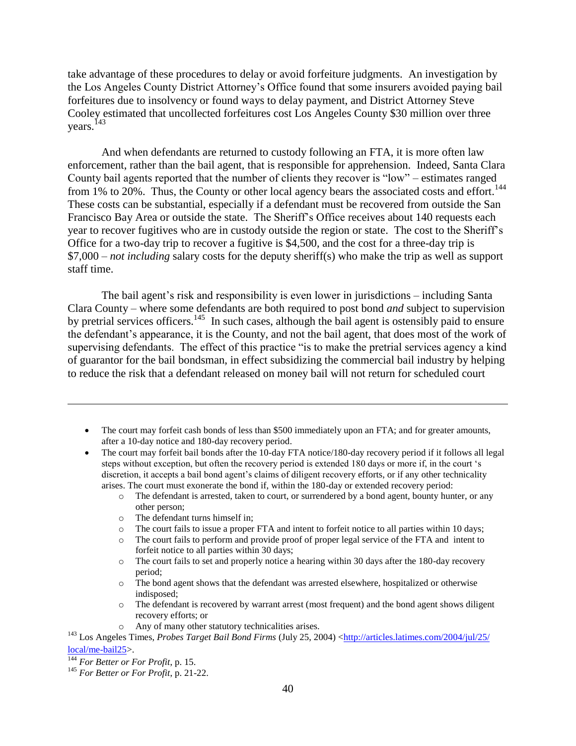take advantage of these procedures to delay or avoid forfeiture judgments. An investigation by the Los Angeles County District Attorney's Office found that some insurers avoided paying bail forfeitures due to insolvency or found ways to delay payment, and District Attorney Steve Cooley estimated that uncollected forfeitures cost Los Angeles County $30 million over three years.[143]

And when defendants are returned to custody following an FTA, it is more often law enforcement, rather than the bail agent, that is responsible for apprehension. Indeed, Santa Clara County bail agents reported that the number of clients they recover is "low" – estimates ranged from 1% to 20%. Thus, the County or other local agency bears the associated costs and effort.[144] These costs can be substantial, especially if a defendant must be recovered from outside the San Francisco Bay Area or outside the state. The Sheriff's Office receives about 140 requests each year to recover fugitives who are in custody outside the region or state. The cost to the Sheriff's Office for a two-day trip to recover a fugitive is $4,500, and the cost for a three-day trip is $7,000 – *not including* salary costs for the deputy sheriff(s) who make the trip as well as support staff time.

The bail agent's risk and responsibility is even lower in jurisdictions – including Santa Clara County – where some defendants are both required to post bond *and* subject to supervision by pretrial services officers.[145] In such cases, although the bail agent is ostensibly paid to ensure the defendant's appearance, it is the County, and not the bail agent, that does most of the work of supervising defendants. The effect of this practice "is to make the pretrial services agency a kind of guarantor for the bail bondsman, in effect subsidizing the commercial bail industry by helping to reduce the risk that a defendant released on money bail will not return for scheduled court

---

- The court may forfeit cash bonds of less than $500 immediately upon an FTA; and for greater amounts, after a 10-day notice and 180-day recovery period.
- The court may forfeit bail bonds after the 10-day FTA notice/180-day recovery period if it follows all legal steps without exception, but often the recovery period is extended 180 days or more if, in the court 's discretion, it accepts a bail bond agent's claims of diligent recovery efforts, or if any other technicality arises. The court must exonerate the bond if, within the 180-day or extended recovery period:
    - The defendant is arrested, taken to court, or surrendered by a bond agent, bounty hunter, or any other person;
    - The defendant turns himself in;
    - The court fails to issue a proper FTA and intent to forfeit notice to all parties within 10 days;
    - The court fails to perform and provide proof of proper legal service of the FTA and intent to forfeit notice to all parties within 30 days;
    - The court fails to set and properly notice a hearing within 30 days after the 180-day recovery period;
    - The bond agent shows that the defendant was arrested elsewhere, hospitalized or otherwise indisposed;
    - The defendant is recovered by warrant arrest (most frequent) and the bond agent shows diligent recovery efforts; or
    - Any of many other statutory technicalities arises.

[143] Los Angeles Times, *Probes Target Bail Bond Firms* (July 25, 2004) <http://articles.latimes.com/2004/jul/25/local/me-bail25>.

[144] *For Better or For Profit*, p. 15.

[145] *For Better or For Profit*, p. 21-22.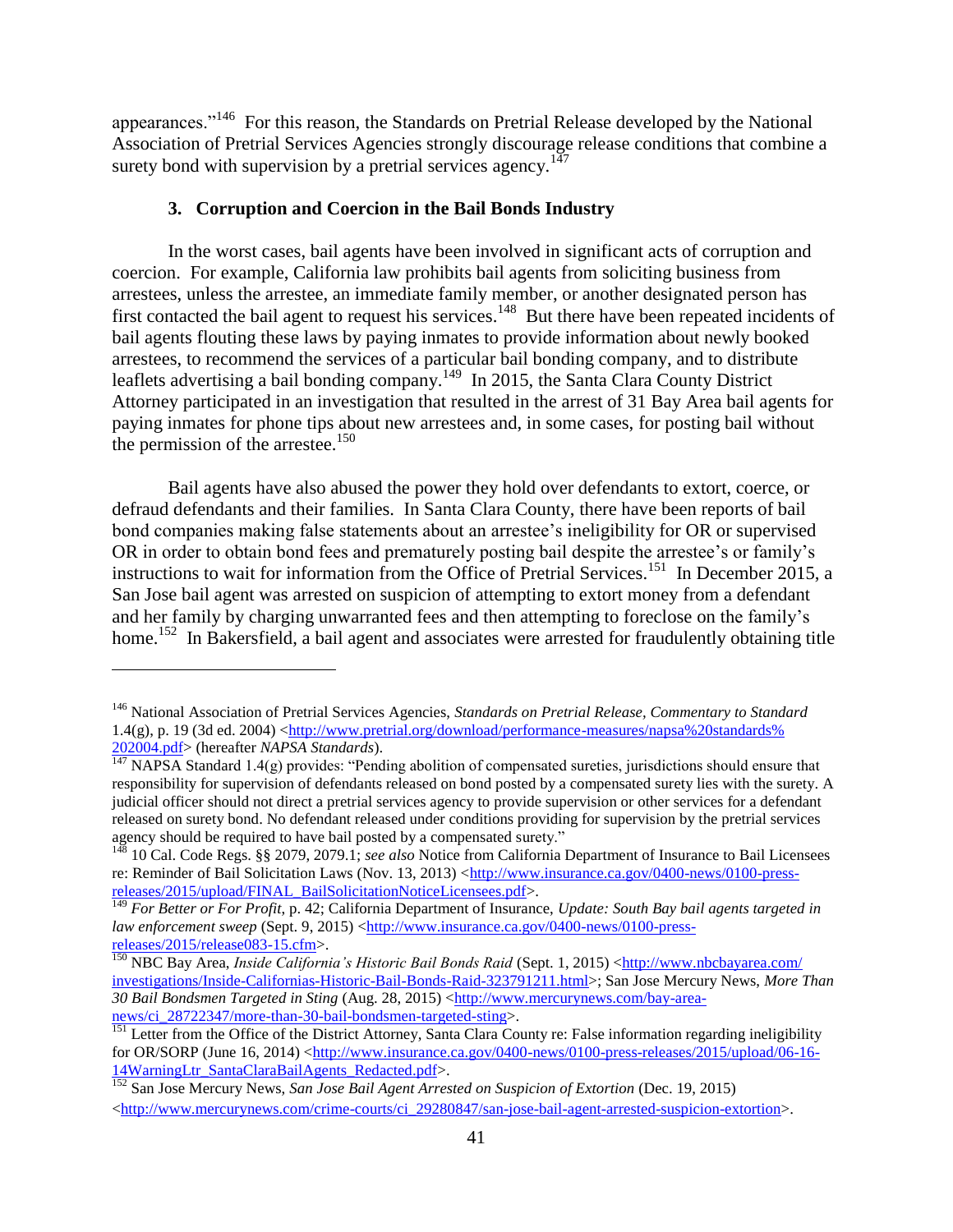appearances."[146] For this reason, the Standards on Pretrial Release developed by the National Association of Pretrial Services Agencies strongly discourage release conditions that combine a surety bond with supervision by a pretrial services agency.[147]

### 3. Corruption and Coercion in the Bail Bonds Industry

In the worst cases, bail agents have been involved in significant acts of corruption and coercion. For example, California law prohibits bail agents from soliciting business from arrestees, unless the arrestee, an immediate family member, or another designated person has first contacted the bail agent to request his services.[148] But there have been repeated incidents of bail agents flouting these laws by paying inmates to provide information about newly booked arrestees, to recommend the services of a particular bail bonding company, and to distribute leaflets advertising a bail bonding company.[149] In 2015, the Santa Clara County District Attorney participated in an investigation that resulted in the arrest of 31 Bay Area bail agents for paying inmates for phone tips about new arrestees and, in some cases, for posting bail without the permission of the arrestee.[150]

Bail agents have also abused the power they hold over defendants to extort, coerce, or defraud defendants and their families. In Santa Clara County, there have been reports of bail bond companies making false statements about an arrestee's ineligibility for OR or supervised OR in order to obtain bond fees and prematurely posting bail despite the arrestee's or family's instructions to wait for information from the Office of Pretrial Services.[151] In December 2015, a San Jose bail agent was arrested on suspicion of attempting to extort money from a defendant and her family by charging unwarranted fees and then attempting to foreclose on the family's home.[152] In Bakersfield, a bail agent and associates were arrested for fraudulently obtaining title

---

[146] National Association of Pretrial Services Agencies, *Standards on Pretrial Release, Commentary to Standard* 1.4(g), p. 19 (3d ed. 2004) <http://www.pretrial.org/download/performance-measures/napsa%20standards%202004.pdf> (hereafter *NAPSA Standards*).

[147] NAPSA Standard 1.4(g) provides: "Pending abolition of compensated sureties, jurisdictions should ensure that responsibility for supervision of defendants released on bond posted by a compensated surety lies with the surety. A judicial officer should not direct a pretrial services agency to provide supervision or other services for a defendant released on surety bond. No defendant released under conditions providing for supervision by the pretrial services agency should be required to have bail posted by a compensated surety."

[148] 10 Cal. Code Regs. §§ 2079, 2079.1; *see also* Notice from California Department of Insurance to Bail Licensees re: Reminder of Bail Solicitation Laws (Nov. 13, 2013) <http://www.insurance.ca.gov/0400-news/0100-press-releases/2015/upload/FINAL_BailSolicitationNoticeLicensees.pdf>.

[149] *For Better or For Profit*, p. 42; California Department of Insurance, *Update: South Bay bail agents targeted in law enforcement sweep* (Sept. 9, 2015) <http://www.insurance.ca.gov/0400-news/0100-press-releases/2015/release083-15.cfm>.

[150] NBC Bay Area, *Inside California's Historic Bail Bonds Raid* (Sept. 1, 2015) <http://www.nbcbayarea.com/investigations/Inside-Californias-Historic-Bail-Bonds-Raid-323791211.html>; San Jose Mercury News, *More Than 30 Bail Bondsmen Targeted in Sting* (Aug. 28, 2015) <http://www.mercurynews.com/bay-area-news/ci_28722347/more-than-30-bail-bondsmen-targeted-sting>.

[151] Letter from the Office of the District Attorney, Santa Clara County re: False information regarding ineligibility for OR/SORP (June 16, 2014) <http://www.insurance.ca.gov/0400-news/0100-press-releases/2015/upload/06-16-14WarningLtr_SantaClaraBailAgents_Redacted.pdf>.

[152] San Jose Mercury News, *San Jose Bail Agent Arrested on Suspicion of Extortion* (Dec. 19, 2015) <http://www.mercurynews.com/crime-courts/ci_29280847/san-jose-bail-agent-arrested-suspicion-extortion>.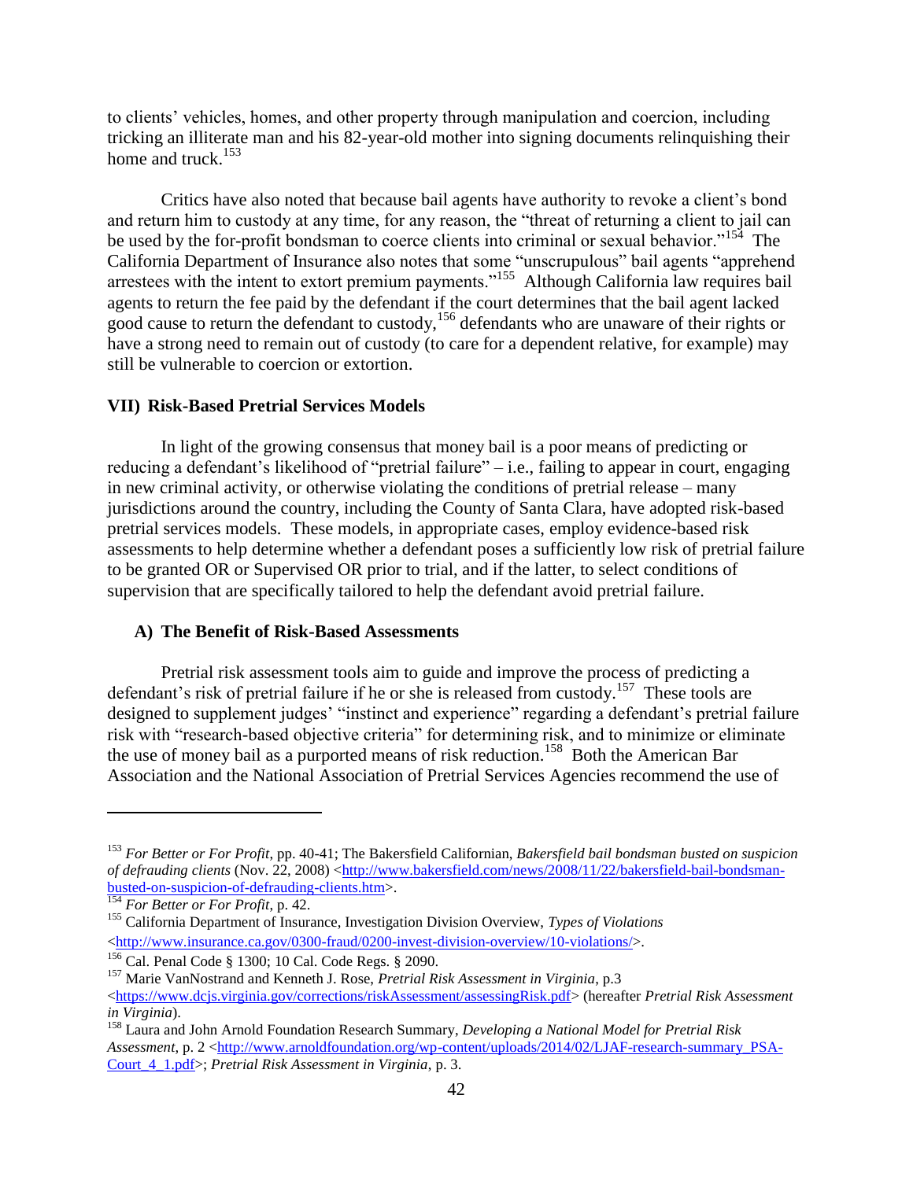to clients' vehicles, homes, and other property through manipulation and coercion, including tricking an illiterate man and his 82-year-old mother into signing documents relinquishing their home and truck.[153]

Critics have also noted that because bail agents have authority to revoke a client's bond and return him to custody at any time, for any reason, the "threat of returning a client to jail can be used by the for-profit bondsman to coerce clients into criminal or sexual behavior."[154] The California Department of Insurance also notes that some "unscrupulous" bail agents "apprehend arrestees with the intent to extort premium payments."[155] Although California law requires bail agents to return the fee paid by the defendant if the court determines that the bail agent lacked good cause to return the defendant to custody,[156] defendants who are unaware of their rights or have a strong need to remain out of custody (to care for a dependent relative, for example) may still be vulnerable to coercion or extortion.

## VII) Risk-Based Pretrial Services Models

In light of the growing consensus that money bail is a poor means of predicting or reducing a defendant's likelihood of "pretrial failure" – i.e., failing to appear in court, engaging in new criminal activity, or otherwise violating the conditions of pretrial release – many jurisdictions around the country, including the County of Santa Clara, have adopted risk-based pretrial services models. These models, in appropriate cases, employ evidence-based risk assessments to help determine whether a defendant poses a sufficiently low risk of pretrial failure to be granted OR or Supervised OR prior to trial, and if the latter, to select conditions of supervision that are specifically tailored to help the defendant avoid pretrial failure.

### A) The Benefit of Risk-Based Assessments

Pretrial risk assessment tools aim to guide and improve the process of predicting a defendant's risk of pretrial failure if he or she is released from custody.[157] These tools are designed to supplement judges' "instinct and experience" regarding a defendant's pretrial failure risk with "research-based objective criteria" for determining risk, and to minimize or eliminate the use of money bail as a purported means of risk reduction.[158] Both the American Bar Association and the National Association of Pretrial Services Agencies recommend the use of

---

[153] *For Better or For Profit*, pp. 40-41; The Bakersfield Californian, *Bakersfield bail bondsman busted on suspicion of defrauding clients* (Nov. 22, 2008) <http://www.bakersfield.com/news/2008/11/22/bakersfield-bail-bondsman-busted-on-suspicion-of-defrauding-clients.htm>.

[154] *For Better or For Profit*, p. 42.

[155] California Department of Insurance, Investigation Division Overview, *Types of Violations* <http://www.insurance.ca.gov/0300-fraud/0200-invest-division-overview/10-violations/>.

[156] Cal. Penal Code § 1300; 10 Cal. Code Regs. § 2090.

[157] Marie VanNostrand and Kenneth J. Rose, *Pretrial Risk Assessment in Virginia*, p.3 <https://www.dcjs.virginia.gov/corrections/riskAssessment/assessingRisk.pdf> (hereafter *Pretrial Risk Assessment in Virginia*).

[158] Laura and John Arnold Foundation Research Summary, *Developing a National Model for Pretrial Risk Assessment*, p. 2 <http://www.arnoldfoundation.org/wp-content/uploads/2014/02/LJAF-research-summary_PSA-Court_4_1.pdf>; *Pretrial Risk Assessment in Virginia*, p. 3.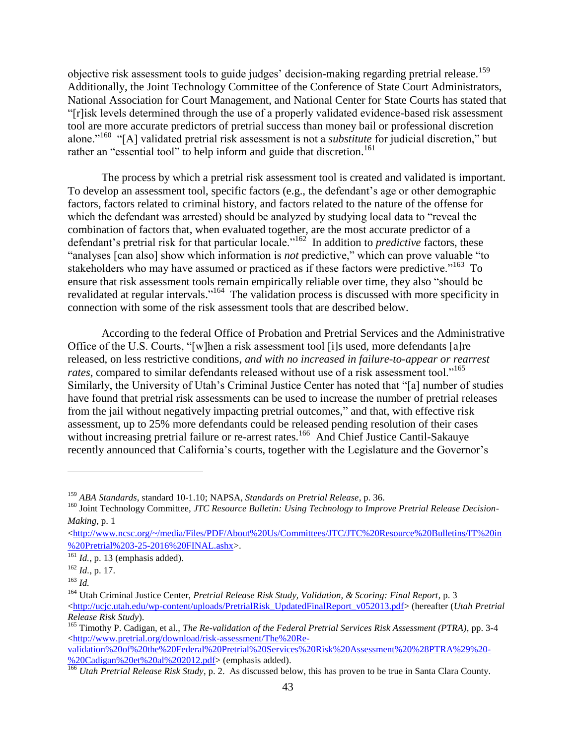objective risk assessment tools to guide judges' decision-making regarding pretrial release.[159] Additionally, the Joint Technology Committee of the Conference of State Court Administrators, National Association for Court Management, and National Center for State Courts has stated that "[r]isk levels determined through the use of a properly validated evidence-based risk assessment tool are more accurate predictors of pretrial success than money bail or professional discretion alone."[160] "[A] validated pretrial risk assessment is not a *substitute* for judicial discretion," but rather an "essential tool" to help inform and guide that discretion.[161]

The process by which a pretrial risk assessment tool is created and validated is important. To develop an assessment tool, specific factors (e.g., the defendant's age or other demographic factors, factors related to criminal history, and factors related to the nature of the offense for which the defendant was arrested) should be analyzed by studying local data to "reveal the combination of factors that, when evaluated together, are the most accurate predictor of a defendant's pretrial risk for that particular locale."[162] In addition to *predictive* factors, these "analyses [can also] show which information is *not* predictive," which can prove valuable "to stakeholders who may have assumed or practiced as if these factors were predictive."[163] To ensure that risk assessment tools remain empirically reliable over time, they also "should be revalidated at regular intervals."[164] The validation process is discussed with more specificity in connection with some of the risk assessment tools that are described below.

According to the federal Office of Probation and Pretrial Services and the Administrative Office of the U.S. Courts, "[w]hen a risk assessment tool [i]s used, more defendants [a]re released, on less restrictive conditions, *and with no increased in failure-to-appear or rearrest rates*, compared to similar defendants released without use of a risk assessment tool."[165] Similarly, the University of Utah's Criminal Justice Center has noted that "[a] number of studies have found that pretrial risk assessments can be used to increase the number of pretrial releases from the jail without negatively impacting pretrial outcomes," and that, with effective risk assessment, up to 25% more defendants could be released pending resolution of their cases without increasing pretrial failure or re-arrest rates.[166] And Chief Justice Cantil-Sakauye recently announced that California's courts, together with the Legislature and the Governor's

---

[159] *ABA Standards*, standard 10-1.10; NAPSA, *Standards on Pretrial Release*, p. 36.

[160] Joint Technology Committee, *JTC Resource Bulletin: Using Technology to Improve Pretrial Release Decision-Making*, p. 1 <http://www.ncsc.org/~/media/Files/PDF/About%20Us/Committees/JTC/JTC%20Resource%20Bulletins/IT%20in%20Pretrial%203-25-2016%20FINAL.ashx>.

[161] *Id.*, p. 13 (emphasis added).

[162] *Id.*, p. 17.

[163] *Id.*

[164] Utah Criminal Justice Center, *Pretrial Release Risk Study, Validation, & Scoring: Final Report*, p. 3 <http://ucjc.utah.edu/wp-content/uploads/PretrialRisk_UpdatedFinalReport_v052013.pdf> (hereafter (*Utah Pretrial Release Risk Study*).

[165] Timothy P. Cadigan, et al., *The Re-validation of the Federal Pretrial Services Risk Assessment (PTRA)*, pp. 3-4 <http://www.pretrial.org/download/risk-assessment/The%20Re-validation%20of%20the%20Federal%20Pretrial%20Services%20Risk%20Assessment%20%28PTRA%29%20-%20Cadigan%20et%20al%202012.pdf> (emphasis added).

[166] *Utah Pretrial Release Risk Study*, p. 2. As discussed below, this has proven to be true in Santa Clara County.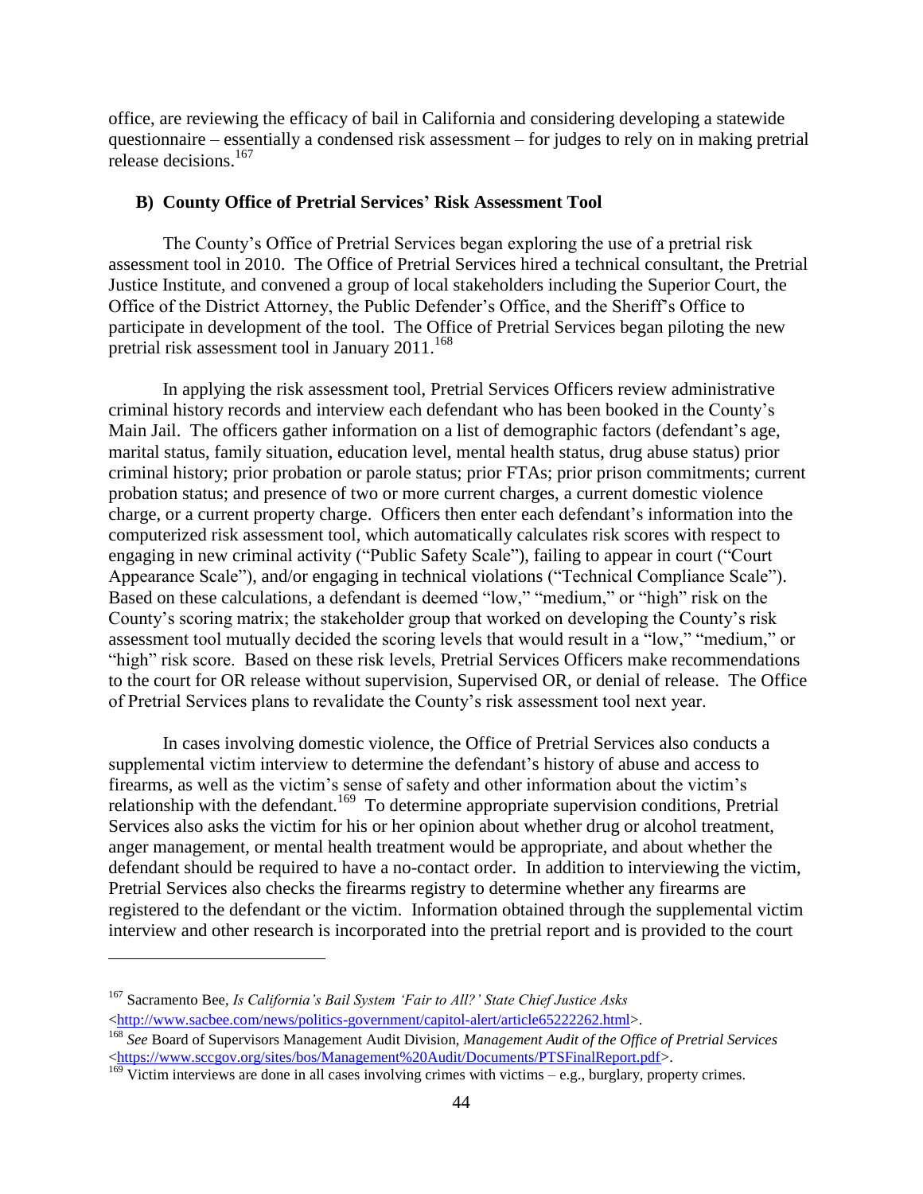office, are reviewing the efficacy of bail in California and considering developing a statewide questionnaire – essentially a condensed risk assessment – for judges to rely on in making pretrial release decisions.[167]

### B) County Office of Pretrial Services' Risk Assessment Tool

The County's Office of Pretrial Services began exploring the use of a pretrial risk assessment tool in 2010. The Office of Pretrial Services hired a technical consultant, the Pretrial Justice Institute, and convened a group of local stakeholders including the Superior Court, the Office of the District Attorney, the Public Defender's Office, and the Sheriff's Office to participate in development of the tool. The Office of Pretrial Services began piloting the new pretrial risk assessment tool in January 2011.[168]

In applying the risk assessment tool, Pretrial Services Officers review administrative criminal history records and interview each defendant who has been booked in the County's Main Jail. The officers gather information on a list of demographic factors (defendant's age, marital status, family situation, education level, mental health status, drug abuse status) prior criminal history; prior probation or parole status; prior FTAs; prior prison commitments; current probation status; and presence of two or more current charges, a current domestic violence charge, or a current property charge. Officers then enter each defendant's information into the computerized risk assessment tool, which automatically calculates risk scores with respect to engaging in new criminal activity ("Public Safety Scale"), failing to appear in court ("Court Appearance Scale"), and/or engaging in technical violations ("Technical Compliance Scale"). Based on these calculations, a defendant is deemed "low," "medium," or "high" risk on the County's scoring matrix; the stakeholder group that worked on developing the County's risk assessment tool mutually decided the scoring levels that would result in a "low," "medium," or "high" risk score. Based on these risk levels, Pretrial Services Officers make recommendations to the court for OR release without supervision, Supervised OR, or denial of release. The Office of Pretrial Services plans to revalidate the County's risk assessment tool next year.

In cases involving domestic violence, the Office of Pretrial Services also conducts a supplemental victim interview to determine the defendant's history of abuse and access to firearms, as well as the victim's sense of safety and other information about the victim's relationship with the defendant.[169] To determine appropriate supervision conditions, Pretrial Services also asks the victim for his or her opinion about whether drug or alcohol treatment, anger management, or mental health treatment would be appropriate, and about whether the defendant should be required to have a no-contact order. In addition to interviewing the victim, Pretrial Services also checks the firearms registry to determine whether any firearms are registered to the defendant or the victim. Information obtained through the supplemental victim interview and other research is incorporated into the pretrial report and is provided to the court

---

[167] Sacramento Bee, *Is California's Bail System 'Fair to All?' State Chief Justice Asks* <http://www.sacbee.com/news/politics-government/capitol-alert/article65222262.html>.

[168] *See* Board of Supervisors Management Audit Division, *Management Audit of the Office of Pretrial Services* <https://www.sccgov.org/sites/bos/Management%20Audit/Documents/PTSFinalReport.pdf>.

[169] Victim interviews are done in all cases involving crimes with victims – e.g., burglary, property crimes.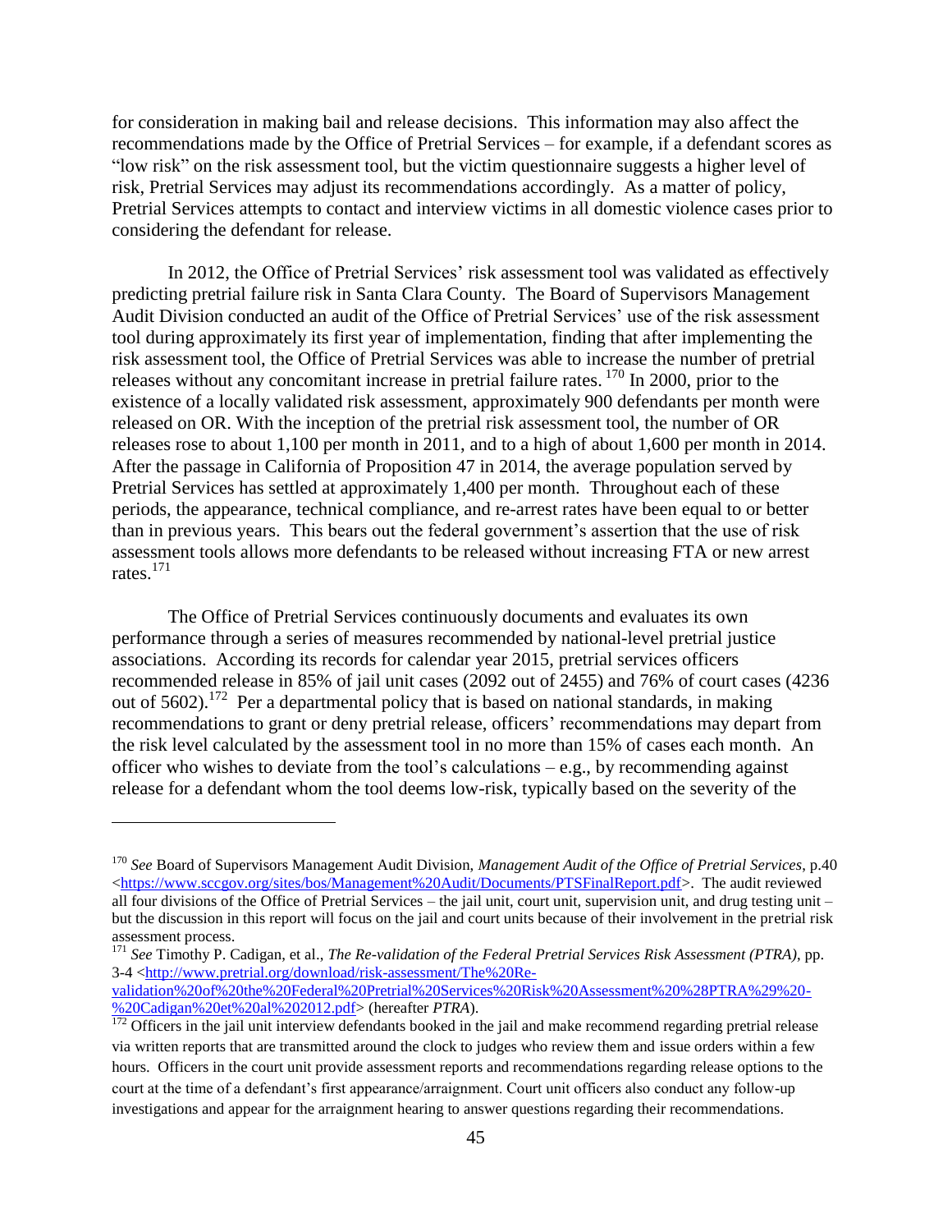for consideration in making bail and release decisions. This information may also affect the recommendations made by the Office of Pretrial Services – for example, if a defendant scores as "low risk" on the risk assessment tool, but the victim questionnaire suggests a higher level of risk, Pretrial Services may adjust its recommendations accordingly. As a matter of policy, Pretrial Services attempts to contact and interview victims in all domestic violence cases prior to considering the defendant for release.

In 2012, the Office of Pretrial Services' risk assessment tool was validated as effectively predicting pretrial failure risk in Santa Clara County. The Board of Supervisors Management Audit Division conducted an audit of the Office of Pretrial Services' use of the risk assessment tool during approximately its first year of implementation, finding that after implementing the risk assessment tool, the Office of Pretrial Services was able to increase the number of pretrial releases without any concomitant increase in pretrial failure rates.[170] In 2000, prior to the existence of a locally validated risk assessment, approximately 900 defendants per month were released on OR. With the inception of the pretrial risk assessment tool, the number of OR releases rose to about 1,100 per month in 2011, and to a high of about 1,600 per month in 2014. After the passage in California of Proposition 47 in 2014, the average population served by Pretrial Services has settled at approximately 1,400 per month. Throughout each of these periods, the appearance, technical compliance, and re-arrest rates have been equal to or better than in previous years. This bears out the federal government's assertion that the use of risk assessment tools allows more defendants to be released without increasing FTA or new arrest rates.[171]

The Office of Pretrial Services continuously documents and evaluates its own performance through a series of measures recommended by national-level pretrial justice associations. According its records for calendar year 2015, pretrial services officers recommended release in 85% of jail unit cases (2092 out of 2455) and 76% of court cases (4236 out of 5602).[172] Per a departmental policy that is based on national standards, in making recommendations to grant or deny pretrial release, officers' recommendations may depart from the risk level calculated by the assessment tool in no more than 15% of cases each month. An officer who wishes to deviate from the tool's calculations – e.g., by recommending against release for a defendant whom the tool deems low-risk, typically based on the severity of the

---

[170] *See* Board of Supervisors Management Audit Division, *Management Audit of the Office of Pretrial Services*, p.40 <https://www.sccgov.org/sites/bos/Management%20Audit/Documents/PTSFinalReport.pdf>. The audit reviewed all four divisions of the Office of Pretrial Services – the jail unit, court unit, supervision unit, and drug testing unit – but the discussion in this report will focus on the jail and court units because of their involvement in the pretrial risk assessment process.

[171] *See* Timothy P. Cadigan, et al., *The Re-validation of the Federal Pretrial Services Risk Assessment (PTRA)*, pp. 3-4 <http://www.pretrial.org/download/risk-assessment/The%20Re-validation%20of%20the%20Federal%20Pretrial%20Services%20Risk%20Assessment%20%28PTRA%29%20-%20Cadigan%20et%20al%202012.pdf> (hereafter *PTRA*).

[172] Officers in the jail unit interview defendants booked in the jail and make recommend regarding pretrial release via written reports that are transmitted around the clock to judges who review them and issue orders within a few hours. Officers in the court unit provide assessment reports and recommendations regarding release options to the court at the time of a defendant's first appearance/arraignment. Court unit officers also conduct any follow-up investigations and appear for the arraignment hearing to answer questions regarding their recommendations.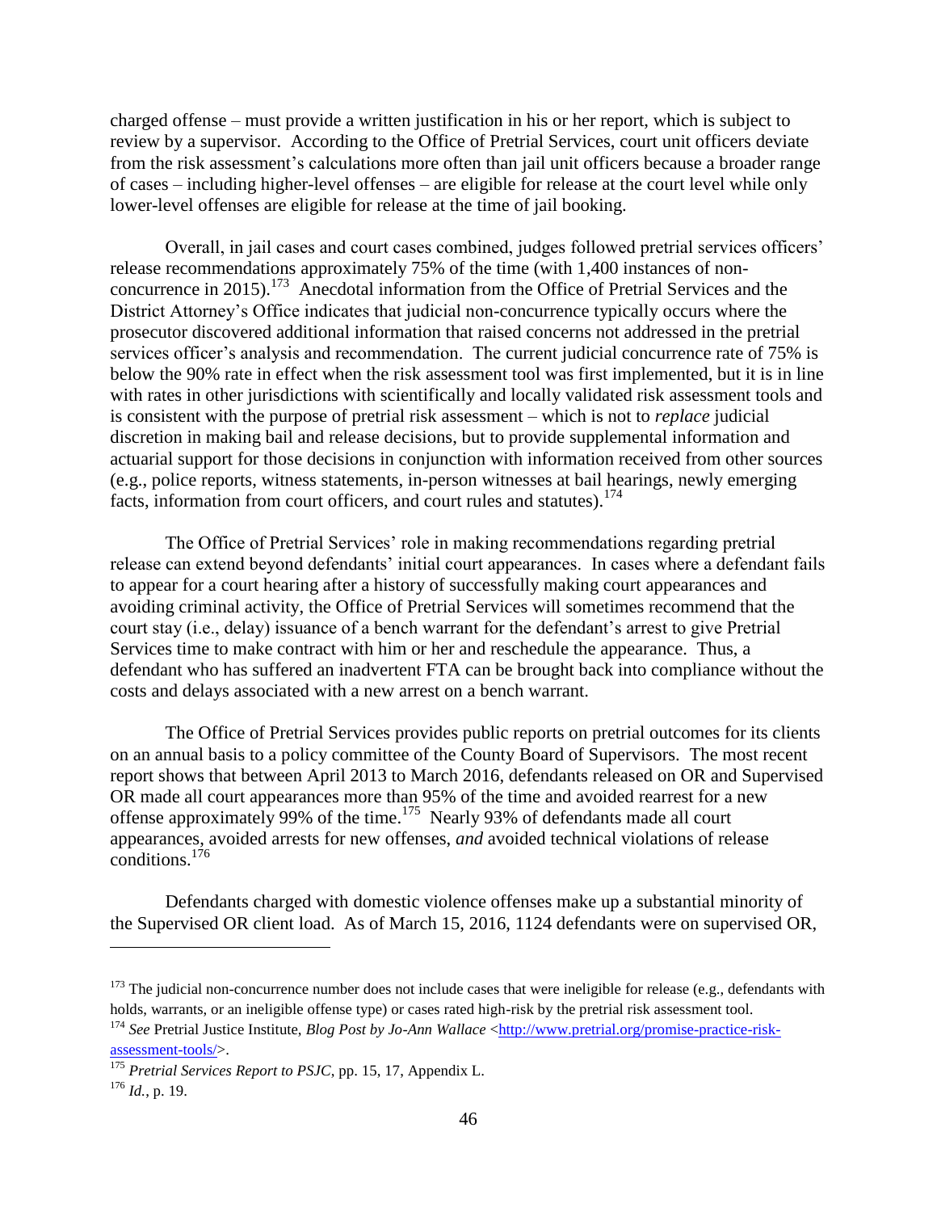charged offense – must provide a written justification in his or her report, which is subject to review by a supervisor. According to the Office of Pretrial Services, court unit officers deviate from the risk assessment's calculations more often than jail unit officers because a broader range of cases – including higher-level offenses – are eligible for release at the court level while only lower-level offenses are eligible for release at the time of jail booking.

Overall, in jail cases and court cases combined, judges followed pretrial services officers' release recommendations approximately 75% of the time (with 1,400 instances of non-concurrence in 2015).[173] Anecdotal information from the Office of Pretrial Services and the District Attorney's Office indicates that judicial non-concurrence typically occurs where the prosecutor discovered additional information that raised concerns not addressed in the pretrial services officer's analysis and recommendation. The current judicial concurrence rate of 75% is below the 90% rate in effect when the risk assessment tool was first implemented, but it is in line with rates in other jurisdictions with scientifically and locally validated risk assessment tools and is consistent with the purpose of pretrial risk assessment – which is not to *replace* judicial discretion in making bail and release decisions, but to provide supplemental information and actuarial support for those decisions in conjunction with information received from other sources (e.g., police reports, witness statements, in-person witnesses at bail hearings, newly emerging facts, information from court officers, and court rules and statutes).[174]

The Office of Pretrial Services' role in making recommendations regarding pretrial release can extend beyond defendants' initial court appearances. In cases where a defendant fails to appear for a court hearing after a history of successfully making court appearances and avoiding criminal activity, the Office of Pretrial Services will sometimes recommend that the court stay (i.e., delay) issuance of a bench warrant for the defendant's arrest to give Pretrial Services time to make contract with him or her and reschedule the appearance. Thus, a defendant who has suffered an inadvertent FTA can be brought back into compliance without the costs and delays associated with a new arrest on a bench warrant.

The Office of Pretrial Services provides public reports on pretrial outcomes for its clients on an annual basis to a policy committee of the County Board of Supervisors. The most recent report shows that between April 2013 to March 2016, defendants released on OR and Supervised OR made all court appearances more than 95% of the time and avoided rearrest for a new offense approximately 99% of the time.[175] Nearly 93% of defendants made all court appearances, avoided arrests for new offenses, *and* avoided technical violations of release conditions.[176]

Defendants charged with domestic violence offenses make up a substantial minority of the Supervised OR client load. As of March 15, 2016, 1124 defendants were on supervised OR,

---

[173] The judicial non-concurrence number does not include cases that were ineligible for release (e.g., defendants with holds, warrants, or an ineligible offense type) or cases rated high-risk by the pretrial risk assessment tool.

[174] *See* Pretrial Justice Institute, *Blog Post by Jo-Ann Wallace* <http://www.pretrial.org/promise-practice-risk-assessment-tools/>.

[175] *Pretrial Services Report to PSJC*, pp. 15, 17, Appendix L.

[176] *Id.*, p. 19.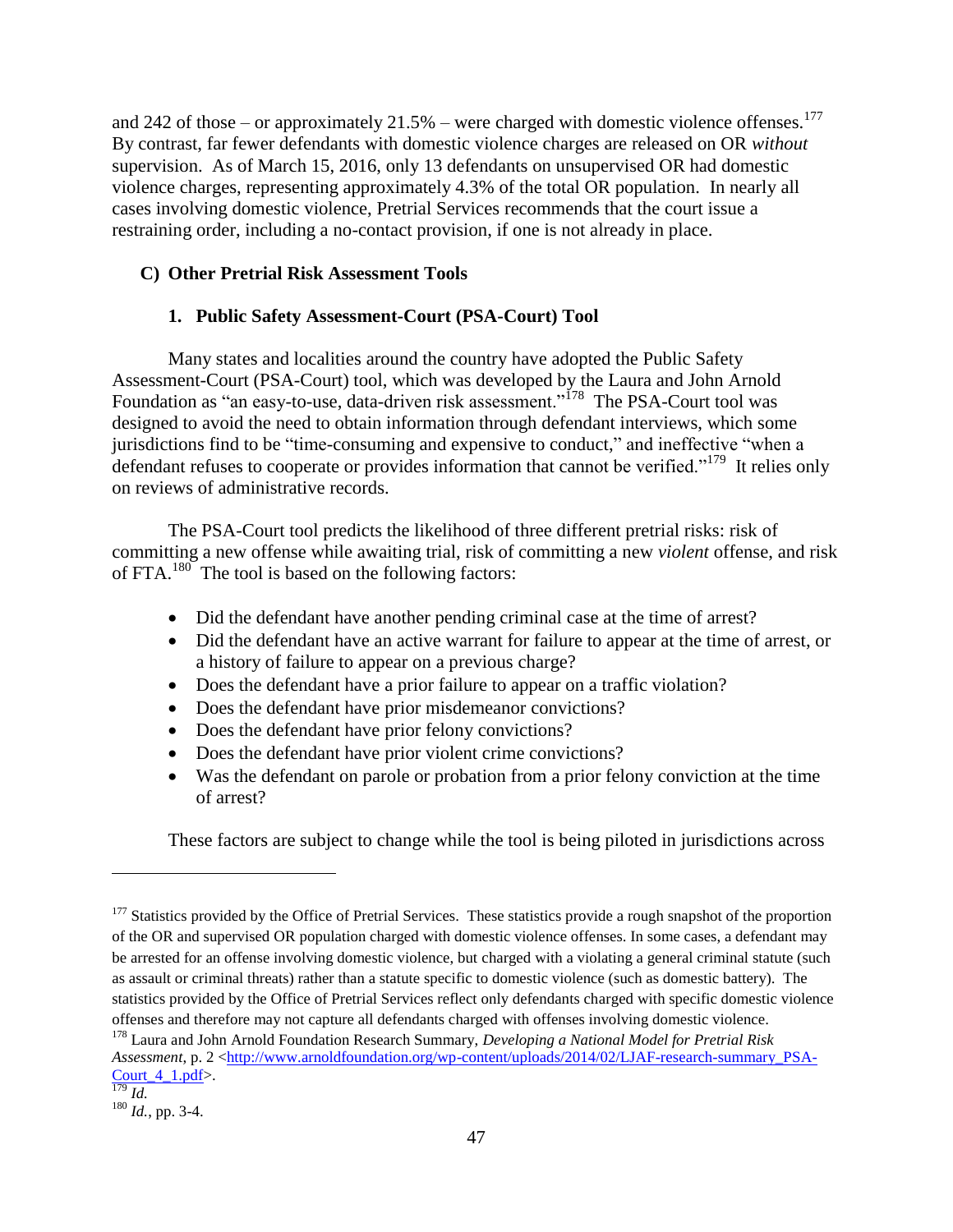and 242 of those – or approximately 21.5% – were charged with domestic violence offenses.[177] By contrast, far fewer defendants with domestic violence charges are released on OR *without* supervision. As of March 15, 2016, only 13 defendants on unsupervised OR had domestic violence charges, representing approximately 4.3% of the total OR population. In nearly all cases involving domestic violence, Pretrial Services recommends that the court issue a restraining order, including a no-contact provision, if one is not already in place.

### C) Other Pretrial Risk Assessment Tools

#### 1. Public Safety Assessment-Court (PSA-Court) Tool

Many states and localities around the country have adopted the Public Safety Assessment-Court (PSA-Court) tool, which was developed by the Laura and John Arnold Foundation as "an easy-to-use, data-driven risk assessment."[178] The PSA-Court tool was designed to avoid the need to obtain information through defendant interviews, which some jurisdictions find to be "time-consuming and expensive to conduct," and ineffective "when a defendant refuses to cooperate or provides information that cannot be verified."[179] It relies only on reviews of administrative records.

The PSA-Court tool predicts the likelihood of three different pretrial risks: risk of committing a new offense while awaiting trial, risk of committing a new *violent* offense, and risk of FTA.[180] The tool is based on the following factors:

- Did the defendant have another pending criminal case at the time of arrest?
- Did the defendant have an active warrant for failure to appear at the time of arrest, or a history of failure to appear on a previous charge?
- Does the defendant have a prior failure to appear on a traffic violation?
- Does the defendant have prior misdemeanor convictions?
- Does the defendant have prior felony convictions?
- Does the defendant have prior violent crime convictions?
- Was the defendant on parole or probation from a prior felony conviction at the time of arrest?

These factors are subject to change while the tool is being piloted in jurisdictions across

---

[177] Statistics provided by the Office of Pretrial Services. These statistics provide a rough snapshot of the proportion of the OR and supervised OR population charged with domestic violence offenses. In some cases, a defendant may be arrested for an offense involving domestic violence, but charged with a violating a general criminal statute (such as assault or criminal threats) rather than a statute specific to domestic violence (such as domestic battery). The statistics provided by the Office of Pretrial Services reflect only defendants charged with specific domestic violence offenses and therefore may not capture all defendants charged with offenses involving domestic violence.

[178] Laura and John Arnold Foundation Research Summary, *Developing a National Model for Pretrial Risk Assessment*, p. 2 <http://www.arnoldfoundation.org/wp-content/uploads/2014/02/LJAF-research-summary_PSA-Court_4_1.pdf>.

[179] *Id.*

[180] *Id.*, pp. 3-4.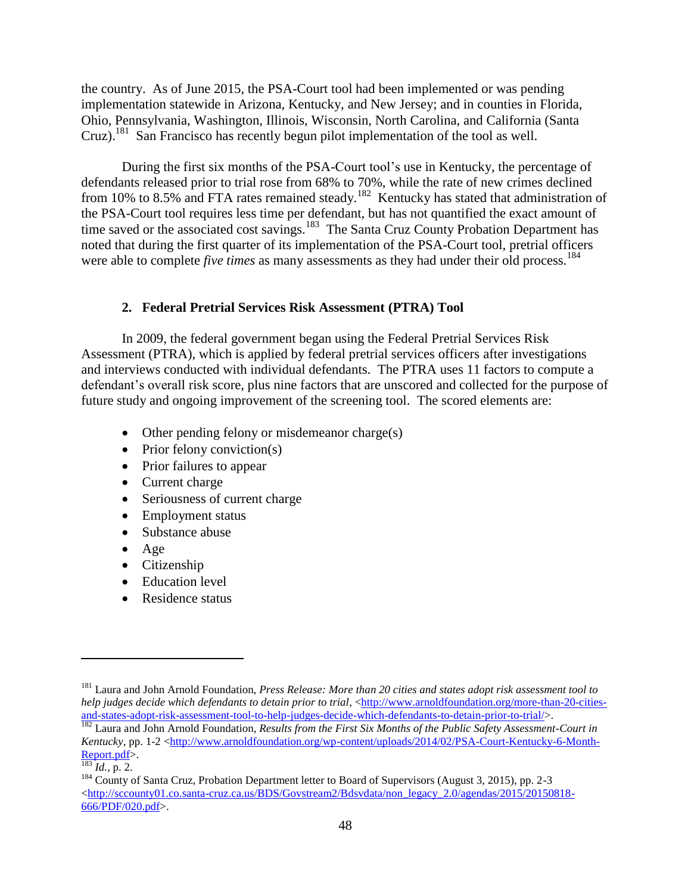the country. As of June 2015, the PSA-Court tool had been implemented or was pending implementation statewide in Arizona, Kentucky, and New Jersey; and in counties in Florida, Ohio, Pennsylvania, Washington, Illinois, Wisconsin, North Carolina, and California (Santa Cruz).[181] San Francisco has recently begun pilot implementation of the tool as well.

During the first six months of the PSA-Court tool's use in Kentucky, the percentage of defendants released prior to trial rose from 68% to 70%, while the rate of new crimes declined from 10% to 8.5% and FTA rates remained steady.[182] Kentucky has stated that administration of the PSA-Court tool requires less time per defendant, but has not quantified the exact amount of time saved or the associated cost savings.[183] The Santa Cruz County Probation Department has noted that during the first quarter of its implementation of the PSA-Court tool, pretrial officers were able to complete *five times* as many assessments as they had under their old process.[184]

### 2. Federal Pretrial Services Risk Assessment (PTRA) Tool

In 2009, the federal government began using the Federal Pretrial Services Risk Assessment (PTRA), which is applied by federal pretrial services officers after investigations and interviews conducted with individual defendants. The PTRA uses 11 factors to compute a defendant's overall risk score, plus nine factors that are unscored and collected for the purpose of future study and ongoing improvement of the screening tool. The scored elements are:

- Other pending felony or misdemeanor charge(s)
- Prior felony conviction(s)
- Prior failures to appear
- Current charge
- Seriousness of current charge
- Employment status
- Substance abuse
- Age
- Citizenship
- Education level
- Residence status

---

[181] Laura and John Arnold Foundation, *Press Release: More than 20 cities and states adopt risk assessment tool to help judges decide which defendants to detain prior to trial*, <http://www.arnoldfoundation.org/more-than-20-cities-and-states-adopt-risk-assessment-tool-to-help-judges-decide-which-defendants-to-detain-prior-to-trial/>.

[182] Laura and John Arnold Foundation, *Results from the First Six Months of the Public Safety Assessment-Court in Kentucky*, pp. 1-2 <http://www.arnoldfoundation.org/wp-content/uploads/2014/02/PSA-Court-Kentucky-6-Month-Report.pdf>.

[183] *Id.*, p. 2.

[184] County of Santa Cruz, Probation Department letter to Board of Supervisors (August 3, 2015), pp. 2-3 <http://sccounty01.co.santa-cruz.ca.us/BDS/Govstream2/Bdsvdata/non_legacy_2.0/agendas/2015/20150818-666/PDF/020.pdf>.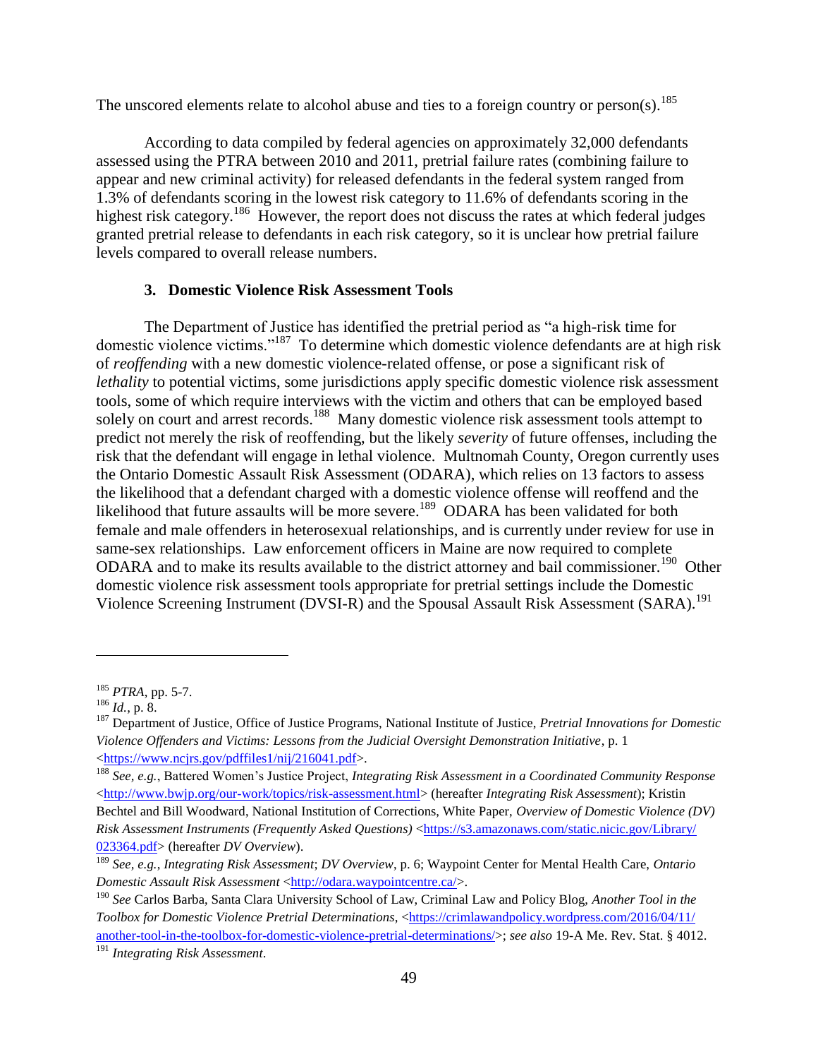The unscored elements relate to alcohol abuse and ties to a foreign country or person(s).[185]

According to data compiled by federal agencies on approximately 32,000 defendants assessed using the PTRA between 2010 and 2011, pretrial failure rates (combining failure to appear and new criminal activity) for released defendants in the federal system ranged from 1.3% of defendants scoring in the lowest risk category to 11.6% of defendants scoring in the highest risk category.[186] However, the report does not discuss the rates at which federal judges granted pretrial release to defendants in each risk category, so it is unclear how pretrial failure levels compared to overall release numbers.

### 3. Domestic Violence Risk Assessment Tools

The Department of Justice has identified the pretrial period as "a high-risk time for domestic violence victims."[187] To determine which domestic violence defendants are at high risk of *reoffending* with a new domestic violence-related offense, or pose a significant risk of *lethality* to potential victims, some jurisdictions apply specific domestic violence risk assessment tools, some of which require interviews with the victim and others that can be employed based solely on court and arrest records.[188] Many domestic violence risk assessment tools attempt to predict not merely the risk of reoffending, but the likely *severity* of future offenses, including the risk that the defendant will engage in lethal violence. Multnomah County, Oregon currently uses the Ontario Domestic Assault Risk Assessment (ODARA), which relies on 13 factors to assess the likelihood that a defendant charged with a domestic violence offense will reoffend and the likelihood that future assaults will be more severe.[189] ODARA has been validated for both female and male offenders in heterosexual relationships, and is currently under review for use in same-sex relationships. Law enforcement officers in Maine are now required to complete ODARA and to make its results available to the district attorney and bail commissioner.[190] Other domestic violence risk assessment tools appropriate for pretrial settings include the Domestic Violence Screening Instrument (DVSI-R) and the Spousal Assault Risk Assessment (SARA).[191]

---

[185] *PTRA*, pp. 5-7.

[186] *Id.*, p. 8.

[187] Department of Justice, Office of Justice Programs, National Institute of Justice, *Pretrial Innovations for Domestic Violence Offenders and Victims: Lessons from the Judicial Oversight Demonstration Initiative*, p. 1 <https://www.ncjrs.gov/pdffiles1/nij/216041.pdf>.

[188] *See, e.g.*, Battered Women's Justice Project, *Integrating Risk Assessment in a Coordinated Community Response* <http://www.bwjp.org/our-work/topics/risk-assessment.html> (hereafter *Integrating Risk Assessment*); Kristin Bechtel and Bill Woodward, National Institution of Corrections, White Paper, *Overview of Domestic Violence (DV) Risk Assessment Instruments (Frequently Asked Questions)* <https://s3.amazonaws.com/static.nicic.gov/Library/023364.pdf> (hereafter *DV Overview*).

[189] *See, e.g.*, *Integrating Risk Assessment*; *DV Overview*, p. 6; Waypoint Center for Mental Health Care, *Ontario Domestic Assault Risk Assessment* <http://odara.waypointcentre.ca/>.

[190] *See* Carlos Barba, Santa Clara University School of Law, Criminal Law and Policy Blog, *Another Tool in the Toolbox for Domestic Violence Pretrial Determinations*, <https://crimlawandpolicy.wordpress.com/2016/04/11/another-tool-in-the-toolbox-for-domestic-violence-pretrial-determinations/>; *see also* 19-A Me. Rev. Stat. § 4012.

[191] *Integrating Risk Assessment*.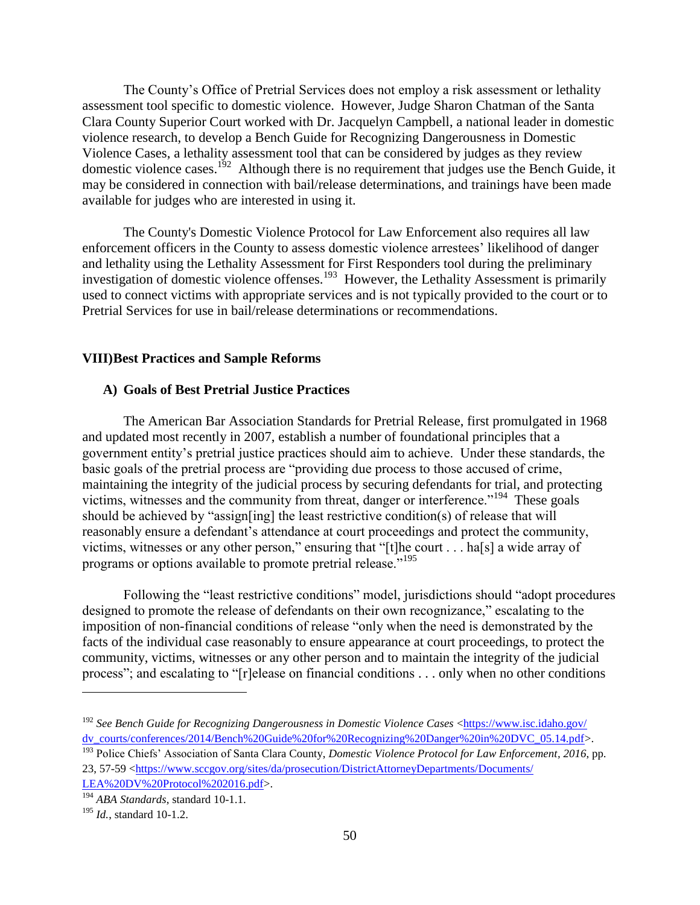The County's Office of Pretrial Services does not employ a risk assessment or lethality assessment tool specific to domestic violence. However, Judge Sharon Chatman of the Santa Clara County Superior Court worked with Dr. Jacquelyn Campbell, a national leader in domestic violence research, to develop a Bench Guide for Recognizing Dangerousness in Domestic Violence Cases, a lethality assessment tool that can be considered by judges as they review domestic violence cases.[192] Although there is no requirement that judges use the Bench Guide, it may be considered in connection with bail/release determinations, and trainings have been made available for judges who are interested in using it.

The County's Domestic Violence Protocol for Law Enforcement also requires all law enforcement officers in the County to assess domestic violence arrestees' likelihood of danger and lethality using the Lethality Assessment for First Responders tool during the preliminary investigation of domestic violence offenses.[193] However, the Lethality Assessment is primarily used to connect victims with appropriate services and is not typically provided to the court or to Pretrial Services for use in bail/release determinations or recommendations.

## VIII) Best Practices and Sample Reforms

### A) Goals of Best Pretrial Justice Practices

The American Bar Association Standards for Pretrial Release, first promulgated in 1968 and updated most recently in 2007, establish a number of foundational principles that a government entity's pretrial justice practices should aim to achieve. Under these standards, the basic goals of the pretrial process are "providing due process to those accused of crime, maintaining the integrity of the judicial process by securing defendants for trial, and protecting victims, witnesses and the community from threat, danger or interference."[194] These goals should be achieved by "assign[ing] the least restrictive condition(s) of release that will reasonably ensure a defendant's attendance at court proceedings and protect the community, victims, witnesses or any other person," ensuring that "[t]he court . . . ha[s] a wide array of programs or options available to promote pretrial release."[195]

Following the "least restrictive conditions" model, jurisdictions should "adopt procedures designed to promote the release of defendants on their own recognizance," escalating to the imposition of non-financial conditions of release "only when the need is demonstrated by the facts of the individual case reasonably to ensure appearance at court proceedings, to protect the community, victims, witnesses or any other person and to maintain the integrity of the judicial process"; and escalating to "[r]elease on financial conditions . . . only when no other conditions

---

[192] *See Bench Guide for Recognizing Dangerousness in Domestic Violence Cases* <https://www.isc.idaho.gov/dv_courts/conferences/2014/Bench%20Guide%20for%20Recognizing%20Danger%20in%20DVC_05.14.pdf>.

[193] Police Chiefs' Association of Santa Clara County, *Domestic Violence Protocol for Law Enforcement, 2016*, pp. 23, 57-59 <https://www.sccgov.org/sites/da/prosecution/DistrictAttorneyDepartments/Documents/LEA%20DV%20Protocol%202016.pdf>.

[194] *ABA Standards*, standard 10-1.1.

[195] *Id.*, standard 10-1.2.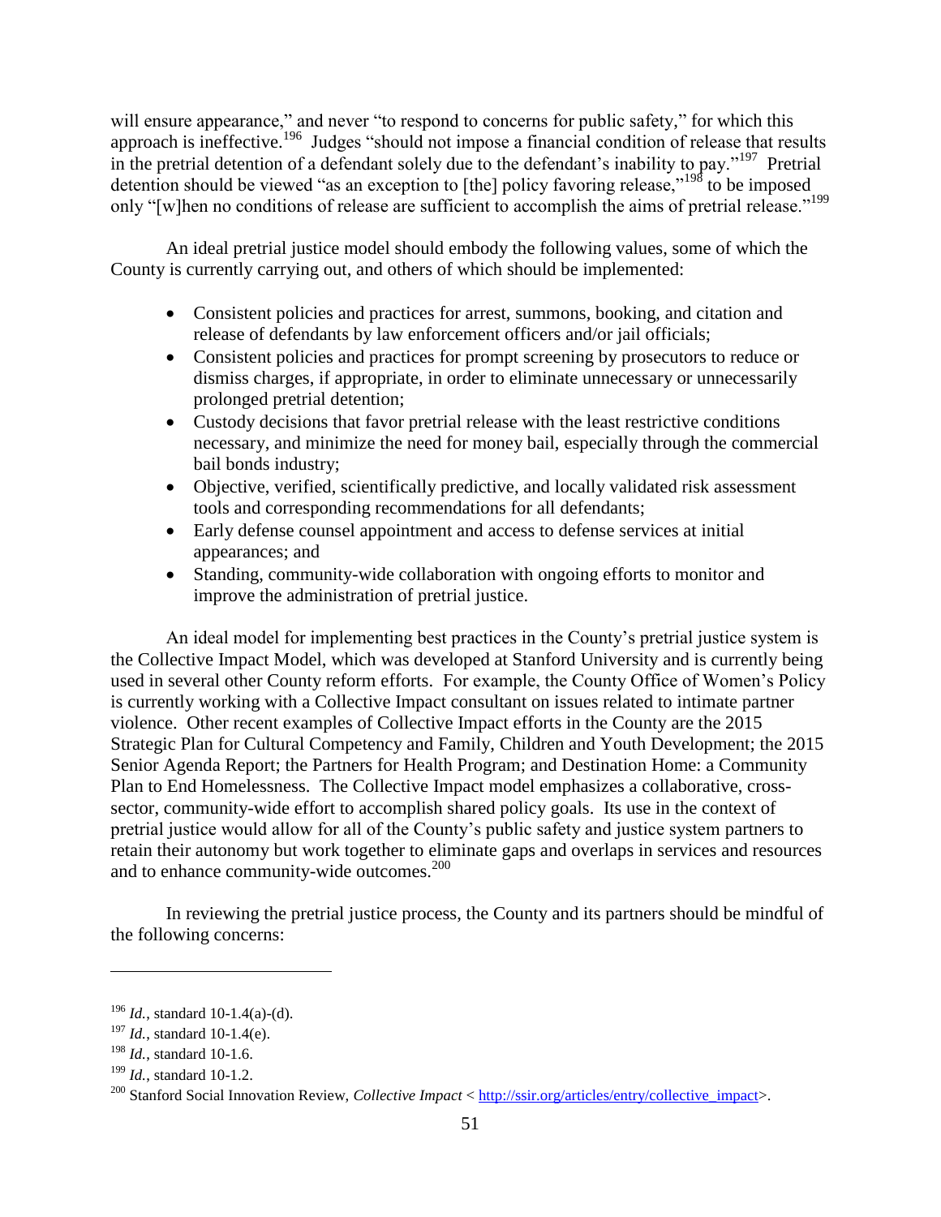will ensure appearance," and never "to respond to concerns for public safety," for which this approach is ineffective.[196] Judges "should not impose a financial condition of release that results in the pretrial detention of a defendant solely due to the defendant's inability to pay."[197] Pretrial detention should be viewed "as an exception to [the] policy favoring release,"[198] to be imposed only "[w]hen no conditions of release are sufficient to accomplish the aims of pretrial release."[199]

An ideal pretrial justice model should embody the following values, some of which the County is currently carrying out, and others of which should be implemented:

- Consistent policies and practices for arrest, summons, booking, and citation and release of defendants by law enforcement officers and/or jail officials;
- Consistent policies and practices for prompt screening by prosecutors to reduce or dismiss charges, if appropriate, in order to eliminate unnecessary or unnecessarily prolonged pretrial detention;
- Custody decisions that favor pretrial release with the least restrictive conditions necessary, and minimize the need for money bail, especially through the commercial bail bonds industry;
- Objective, verified, scientifically predictive, and locally validated risk assessment tools and corresponding recommendations for all defendants;
- Early defense counsel appointment and access to defense services at initial appearances; and
- Standing, community-wide collaboration with ongoing efforts to monitor and improve the administration of pretrial justice.

An ideal model for implementing best practices in the County's pretrial justice system is the Collective Impact Model, which was developed at Stanford University and is currently being used in several other County reform efforts. For example, the County Office of Women's Policy is currently working with a Collective Impact consultant on issues related to intimate partner violence. Other recent examples of Collective Impact efforts in the County are the 2015 Strategic Plan for Cultural Competency and Family, Children and Youth Development; the 2015 Senior Agenda Report; the Partners for Health Program; and Destination Home: a Community Plan to End Homelessness. The Collective Impact model emphasizes a collaborative, cross-sector, community-wide effort to accomplish shared policy goals. Its use in the context of pretrial justice would allow for all of the County's public safety and justice system partners to retain their autonomy but work together to eliminate gaps and overlaps in services and resources and to enhance community-wide outcomes.[200]

In reviewing the pretrial justice process, the County and its partners should be mindful of the following concerns:

---

[196] *Id.*, standard 10-1.4(a)-(d).

[197] *Id.*, standard 10-1.4(e).

[198] *Id.*, standard 10-1.6.

[199] *Id.*, standard 10-1.2.

[200] Stanford Social Innovation Review, *Collective Impact* <http://ssir.org/articles/entry/collective_impact>.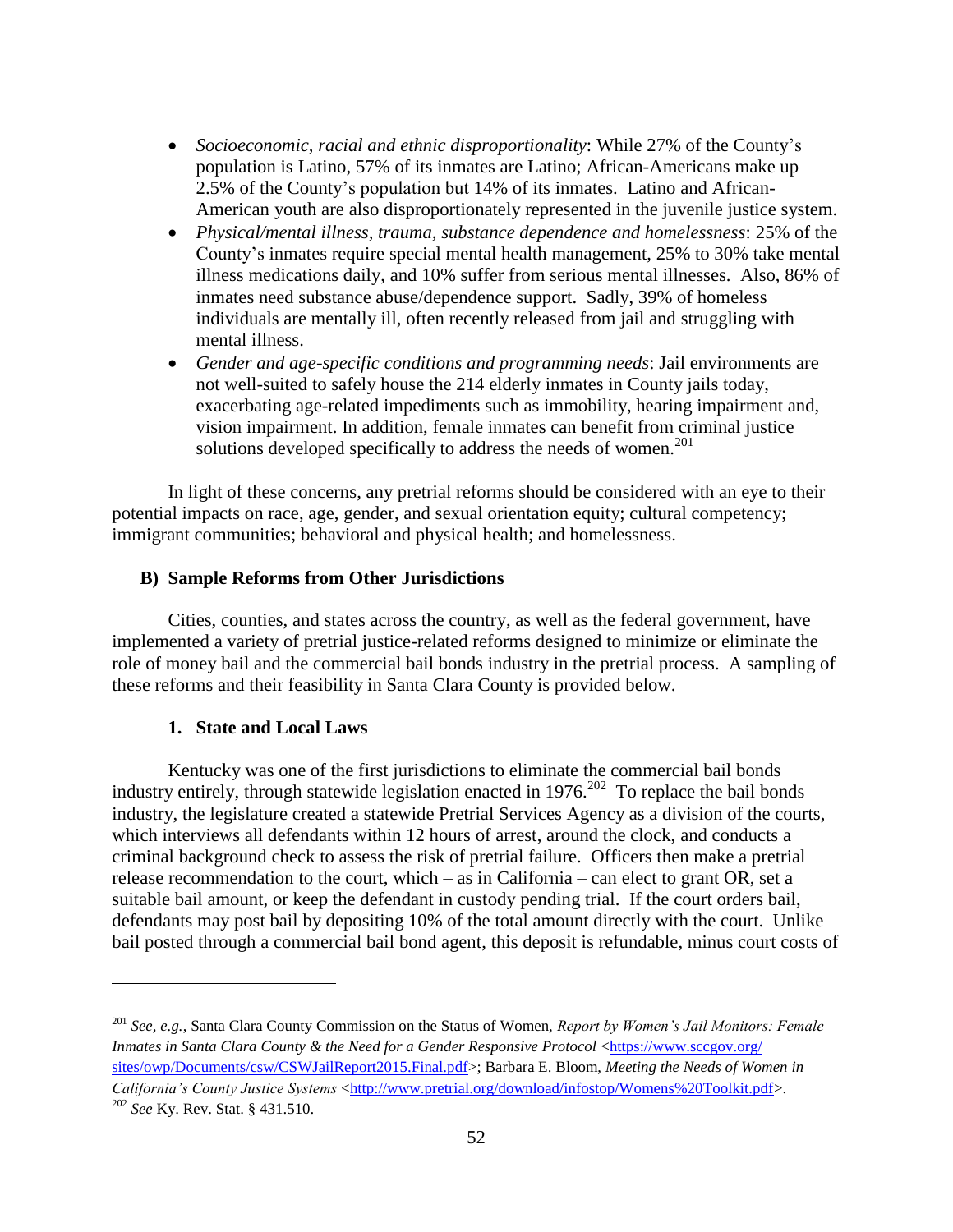- *Socioeconomic, racial and ethnic disproportionality*: While 27% of the County's population is Latino, 57% of its inmates are Latino; African-Americans make up 2.5% of the County's population but 14% of its inmates. Latino and African-American youth are also disproportionately represented in the juvenile justice system.
- *Physical/mental illness, trauma, substance dependence and homelessness*: 25% of the County's inmates require special mental health management, 25% to 30% take mental illness medications daily, and 10% suffer from serious mental illnesses. Also, 86% of inmates need substance abuse/dependence support. Sadly, 39% of homeless individuals are mentally ill, often recently released from jail and struggling with mental illness.
- *Gender and age-specific conditions and programming needs*: Jail environments are not well-suited to safely house the 214 elderly inmates in County jails today, exacerbating age-related impediments such as immobility, hearing impairment and, vision impairment. In addition, female inmates can benefit from criminal justice solutions developed specifically to address the needs of women.[201]

In light of these concerns, any pretrial reforms should be considered with an eye to their potential impacts on race, age, gender, and sexual orientation equity; cultural competency; immigrant communities; behavioral and physical health; and homelessness.

### B) Sample Reforms from Other Jurisdictions

Cities, counties, and states across the country, as well as the federal government, have implemented a variety of pretrial justice-related reforms designed to minimize or eliminate the role of money bail and the commercial bail bonds industry in the pretrial process. A sampling of these reforms and their feasibility in Santa Clara County is provided below.

#### 1. State and Local Laws

Kentucky was one of the first jurisdictions to eliminate the commercial bail bonds industry entirely, through statewide legislation enacted in 1976.[202] To replace the bail bonds industry, the legislature created a statewide Pretrial Services Agency as a division of the courts, which interviews all defendants within 12 hours of arrest, around the clock, and conducts a criminal background check to assess the risk of pretrial failure. Officers then make a pretrial release recommendation to the court, which – as in California – can elect to grant OR, set a suitable bail amount, or keep the defendant in custody pending trial. If the court orders bail, defendants may post bail by depositing 10% of the total amount directly with the court. Unlike bail posted through a commercial bail bond agent, this deposit is refundable, minus court costs of

---

[201] *See, e.g.*, Santa Clara County Commission on the Status of Women, *Report by Women's Jail Monitors: Female Inmates in Santa Clara County & the Need for a Gender Responsive Protocol* <https://www.sccgov.org/sites/owp/Documents/csw/CSWJailReport2015.Final.pdf>; Barbara E. Bloom, *Meeting the Needs of Women in California's County Justice Systems* <http://www.pretrial.org/download/infostop/Womens%20Toolkit.pdf>.

[202] *See* Ky. Rev. Stat. § 431.510.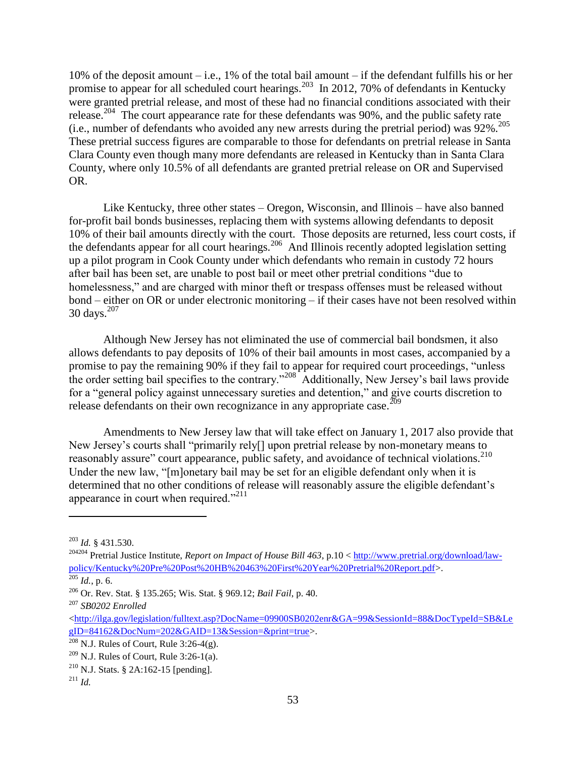10% of the deposit amount – i.e., 1% of the total bail amount – if the defendant fulfills his or her promise to appear for all scheduled court hearings.[203] In 2012, 70% of defendants in Kentucky were granted pretrial release, and most of these had no financial conditions associated with their release.[204] The court appearance rate for these defendants was 90%, and the public safety rate (i.e., number of defendants who avoided any new arrests during the pretrial period) was 92%.[205] These pretrial success figures are comparable to those for defendants on pretrial release in Santa Clara County even though many more defendants are released in Kentucky than in Santa Clara County, where only 10.5% of all defendants are granted pretrial release on OR and Supervised OR.

Like Kentucky, three other states – Oregon, Wisconsin, and Illinois – have also banned for-profit bail bonds businesses, replacing them with systems allowing defendants to deposit 10% of their bail amounts directly with the court. Those deposits are returned, less court costs, if the defendants appear for all court hearings.[206] And Illinois recently adopted legislation setting up a pilot program in Cook County under which defendants who remain in custody 72 hours after bail has been set, are unable to post bail or meet other pretrial conditions "due to homelessness," and are charged with minor theft or trespass offenses must be released without bond – either on OR or under electronic monitoring – if their cases have not been resolved within 30 days.[207]

Although New Jersey has not eliminated the use of commercial bail bondsmen, it also allows defendants to pay deposits of 10% of their bail amounts in most cases, accompanied by a promise to pay the remaining 90% if they fail to appear for required court proceedings, "unless the order setting bail specifies to the contrary."[208] Additionally, New Jersey's bail laws provide for a "general policy against unnecessary sureties and detention," and give courts discretion to release defendants on their own recognizance in any appropriate case.[209]

Amendments to New Jersey law that will take effect on January 1, 2017 also provide that New Jersey's courts shall "primarily rely[] upon pretrial release by non-monetary means to reasonably assure" court appearance, public safety, and avoidance of technical violations.[210] Under the new law, "[m]onetary bail may be set for an eligible defendant only when it is determined that no other conditions of release will reasonably assure the eligible defendant's appearance in court when required."[211]

---

[203] *Id.* § 431.530.

[204204] Pretrial Justice Institute, *Report on Impact of House Bill 463*, p.10 < http://www.pretrial.org/download/law-policy/Kentucky%20Pre%20Post%20HB%20463%20First%20Year%20Pretrial%20Report.pdf>.

[205] *Id.*, p. 6.

[206] Or. Rev. Stat. § 135.265; Wis. Stat. § 969.12; *Bail Fail*, p. 40.

[207] *SB0202 Enrolled* <http://ilga.gov/legislation/fulltext.asp?DocName=09900SB0202enr&GA=99&SessionId=88&DocTypeId=SB&LegID=84162&DocNum=202&GAID=13&Session=&print=true>.

[208] N.J. Rules of Court, Rule 3:26-4(g).

[209] N.J. Rules of Court, Rule 3:26-1(a).

[210] N.J. Stats. § 2A:162-15 [pending].

[211] *Id.*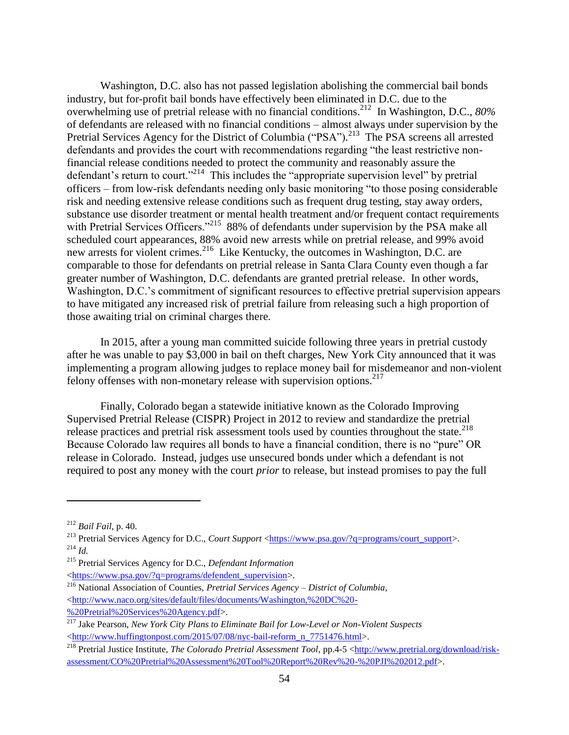Washington, D.C. also has not passed legislation abolishing the commercial bail bonds industry, but for-profit bail bonds have effectively been eliminated in D.C. due to the overwhelming use of pretrial release with no financial conditions.[212] In Washington, D.C., *80%* of defendants are released with no financial conditions – almost always under supervision by the Pretrial Services Agency for the District of Columbia ("PSA").[213] The PSA screens all arrested defendants and provides the court with recommendations regarding "the least restrictive non-financial release conditions needed to protect the community and reasonably assure the defendant's return to court."[214] This includes the "appropriate supervision level" by pretrial officers – from low-risk defendants needing only basic monitoring "to those posing considerable risk and needing extensive release conditions such as frequent drug testing, stay away orders, substance use disorder treatment or mental health treatment and/or frequent contact requirements with Pretrial Services Officers."[215] 88% of defendants under supervision by the PSA make all scheduled court appearances, 88% avoid new arrests while on pretrial release, and 99% avoid new arrests for violent crimes.[216] Like Kentucky, the outcomes in Washington, D.C. are comparable to those for defendants on pretrial release in Santa Clara County even though a far greater number of Washington, D.C. defendants are granted pretrial release. In other words, Washington, D.C.'s commitment of significant resources to effective pretrial supervision appears to have mitigated any increased risk of pretrial failure from releasing such a high proportion of those awaiting trial on criminal charges there.

In 2015, after a young man committed suicide following three years in pretrial custody after he was unable to pay $3,000 in bail on theft charges, New York City announced that it was implementing a program allowing judges to replace money bail for misdemeanor and non-violent felony offenses with non-monetary release with supervision options.[217]

Finally, Colorado began a statewide initiative known as the Colorado Improving Supervised Pretrial Release (CISPR) Project in 2012 to review and standardize the pretrial release practices and pretrial risk assessment tools used by counties throughout the state.[218] Because Colorado law requires all bonds to have a financial condition, there is no "pure" OR release in Colorado. Instead, judges use unsecured bonds under which a defendant is not required to post any money with the court *prior* to release, but instead promises to pay the full

---

[212] *Bail Fail*, p. 40.

[213] Pretrial Services Agency for D.C., *Court Support* <https://www.psa.gov/?q=programs/court_support>.

[214] *Id.*

[215] Pretrial Services Agency for D.C., *Defendant Information* <https://www.psa.gov/?q=programs/defendent_supervision>.

[216] National Association of Counties, *Pretrial Services Agency – District of Columbia*, <http://www.naco.org/sites/default/files/documents/Washington,%20DC%20-%20Pretrial%20Services%20Agency.pdf>.

[217] Jake Pearson, *New York City Plans to Eliminate Bail for Low-Level or Non-Violent Suspects* <http://www.huffingtonpost.com/2015/07/08/nyc-bail-reform_n_7751476.html>.

[218] Pretrial Justice Institute, *The Colorado Pretrial Assessment Tool*, pp.4-5 <http://www.pretrial.org/download/risk-assessment/CO%20Pretrial%20Assessment%20Tool%20Report%20Rev%20-%20PJI%202012.pdf>.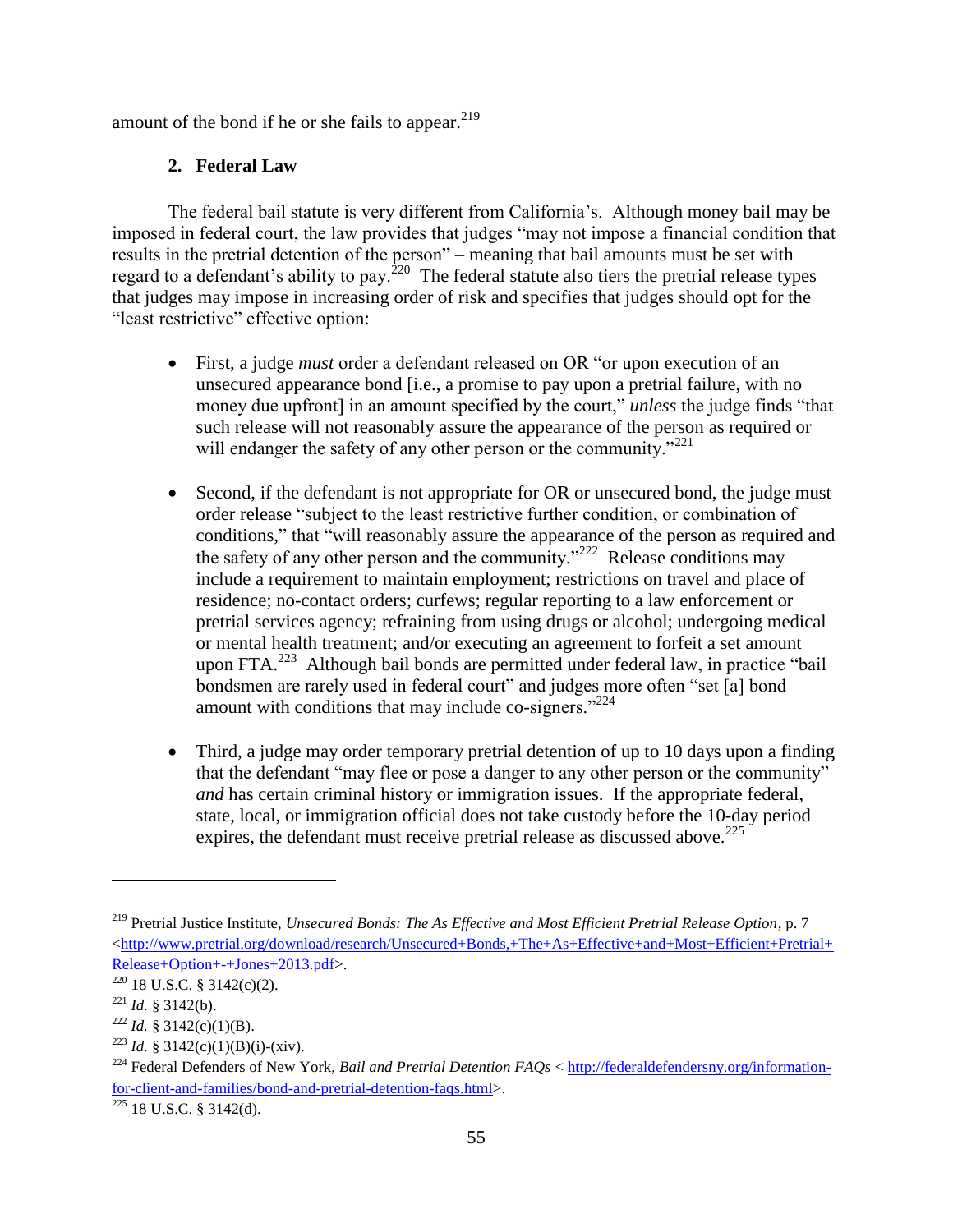amount of the bond if he or she fails to appear.[219]

### 2. Federal Law

The federal bail statute is very different from California's. Although money bail may be imposed in federal court, the law provides that judges "may not impose a financial condition that results in the pretrial detention of the person" – meaning that bail amounts must be set with regard to a defendant's ability to pay.[220] The federal statute also tiers the pretrial release types that judges may impose in increasing order of risk and specifies that judges should opt for the "least restrictive" effective option:

- First, a judge *must* order a defendant released on OR "or upon execution of an unsecured appearance bond [i.e., a promise to pay upon a pretrial failure, with no money due upfront] in an amount specified by the court," *unless* the judge finds "that such release will not reasonably assure the appearance of the person as required or will endanger the safety of any other person or the community."[221]

- Second, if the defendant is not appropriate for OR or unsecured bond, the judge must order release "subject to the least restrictive further condition, or combination of conditions," that "will reasonably assure the appearance of the person as required and the safety of any other person and the community."[222] Release conditions may include a requirement to maintain employment; restrictions on travel and place of residence; no-contact orders; curfews; regular reporting to a law enforcement or pretrial services agency; refraining from using drugs or alcohol; undergoing medical or mental health treatment; and/or executing an agreement to forfeit a set amount upon FTA.[223] Although bail bonds are permitted under federal law, in practice "bail bondsmen are rarely used in federal court" and judges more often "set [a] bond amount with conditions that may include co-signers."[224]

- Third, a judge may order temporary pretrial detention of up to 10 days upon a finding that the defendant "may flee or pose a danger to any other person or the community" *and* has certain criminal history or immigration issues. If the appropriate federal, state, local, or immigration official does not take custody before the 10-day period expires, the defendant must receive pretrial release as discussed above.[225]

---

[219] Pretrial Justice Institute, *Unsecured Bonds: The As Effective and Most Efficient Pretrial Release Option*, p. 7 <http://www.pretrial.org/download/research/Unsecured+Bonds,+The+As+Effective+and+Most+Efficient+Pretrial+Release+Option+-+Jones+2013.pdf>.

[220] 18 U.S.C. § 3142(c)(2).

[221] *Id.* § 3142(b).

[222] *Id.* § 3142(c)(1)(B).

[223] *Id.* § 3142(c)(1)(B)(i)-(xiv).

[224] Federal Defenders of New York, *Bail and Pretrial Detention FAQs* < http://federaldefendersny.org/information-for-client-and-families/bond-and-pretrial-detention-faqs.html>.

[225] 18 U.S.C. § 3142(d).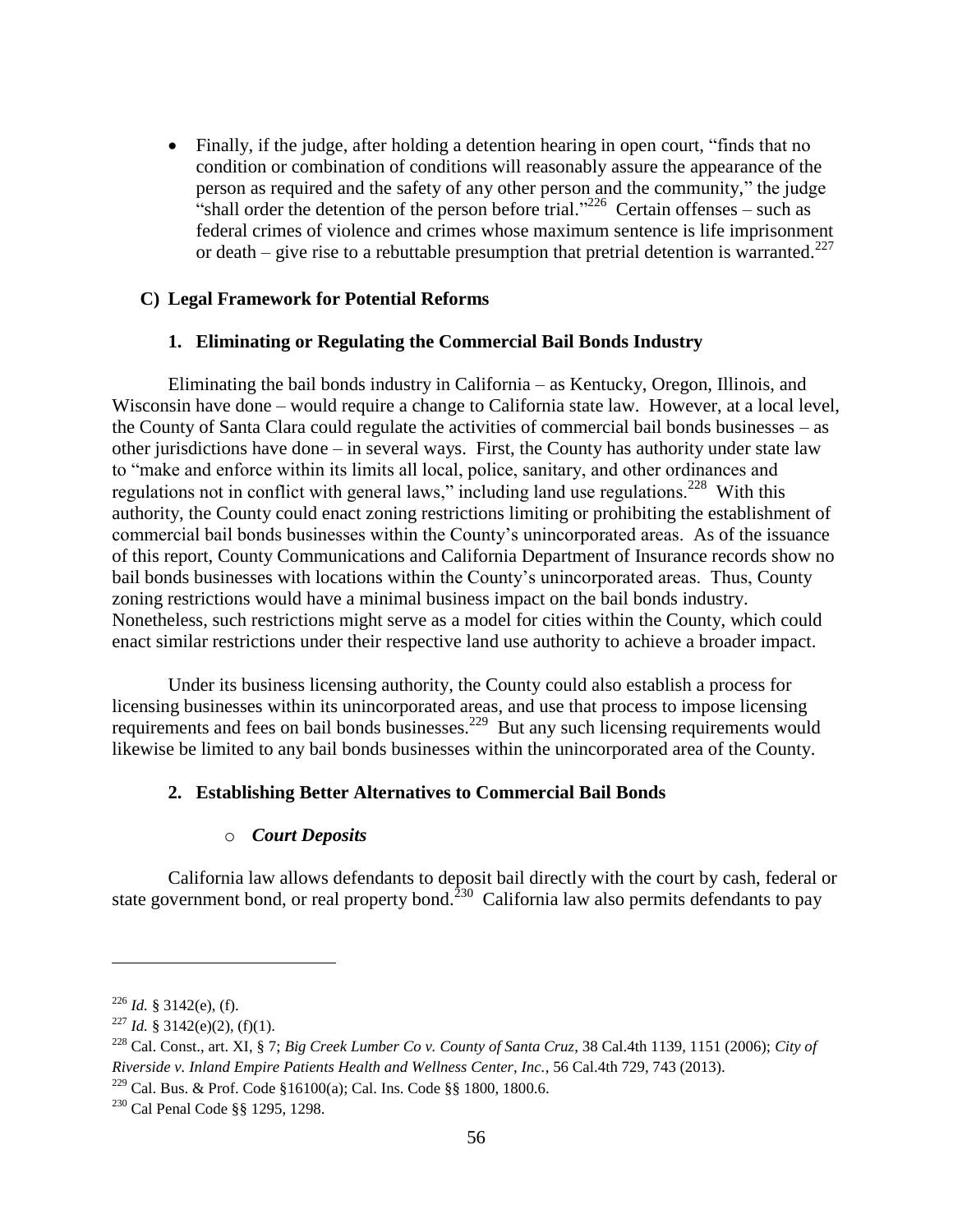- Finally, if the judge, after holding a detention hearing in open court, "finds that no condition or combination of conditions will reasonably assure the appearance of the person as required and the safety of any other person and the community," the judge "shall order the detention of the person before trial."[226] Certain offenses – such as federal crimes of violence and crimes whose maximum sentence is life imprisonment or death – give rise to a rebuttable presumption that pretrial detention is warranted.[227]

## C) Legal Framework for Potential Reforms

### 1. Eliminating or Regulating the Commercial Bail Bonds Industry

Eliminating the bail bonds industry in California – as Kentucky, Oregon, Illinois, and Wisconsin have done – would require a change to California state law. However, at a local level, the County of Santa Clara could regulate the activities of commercial bail bonds businesses – as other jurisdictions have done – in several ways. First, the County has authority under state law to "make and enforce within its limits all local, police, sanitary, and other ordinances and regulations not in conflict with general laws," including land use regulations.[228] With this authority, the County could enact zoning restrictions limiting or prohibiting the establishment of commercial bail bonds businesses within the County's unincorporated areas. As of the issuance of this report, County Communications and California Department of Insurance records show no bail bonds businesses with locations within the County's unincorporated areas. Thus, County zoning restrictions would have a minimal business impact on the bail bonds industry. Nonetheless, such restrictions might serve as a model for cities within the County, which could enact similar restrictions under their respective land use authority to achieve a broader impact.

Under its business licensing authority, the County could also establish a process for licensing businesses within its unincorporated areas, and use that process to impose licensing requirements and fees on bail bonds businesses.[229] But any such licensing requirements would likewise be limited to any bail bonds businesses within the unincorporated area of the County.

### 2. Establishing Better Alternatives to Commercial Bail Bonds

- ***Court Deposits***

California law allows defendants to deposit bail directly with the court by cash, federal or state government bond, or real property bond.[230] California law also permits defendants to pay

---

[226] *Id.* § 3142(e), (f).

[227] *Id.* § 3142(e)(2), (f)(1).

[228] Cal. Const., art. XI, § 7; *Big Creek Lumber Co v. County of Santa Cruz*, 38 Cal.4th 1139, 1151 (2006); *City of Riverside v. Inland Empire Patients Health and Wellness Center, Inc.*, 56 Cal.4th 729, 743 (2013).

[229] Cal. Bus. & Prof. Code §16100(a); Cal. Ins. Code §§ 1800, 1800.6.

[230] Cal Penal Code §§ 1295, 1298.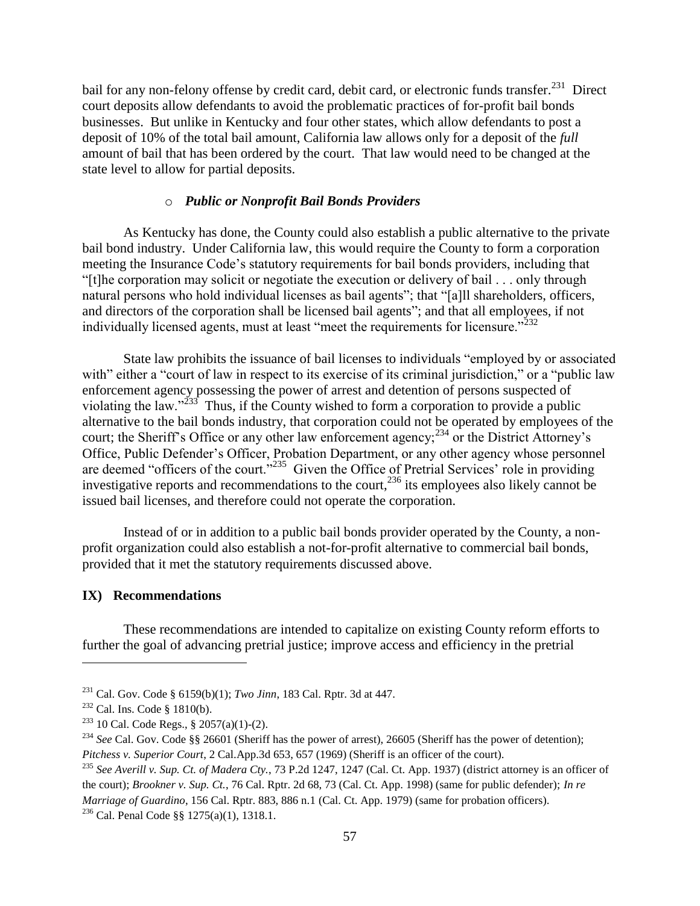bail for any non-felony offense by credit card, debit card, or electronic funds transfer.[231] Direct court deposits allow defendants to avoid the problematic practices of for-profit bail bonds businesses. But unlike in Kentucky and four other states, which allow defendants to post a deposit of 10% of the total bail amount, California law allows only for a deposit of the *full* amount of bail that has been ordered by the court. That law would need to be changed at the state level to allow for partial deposits.

- ***Public or Nonprofit Bail Bonds Providers***

As Kentucky has done, the County could also establish a public alternative to the private bail bond industry. Under California law, this would require the County to form a corporation meeting the Insurance Code's statutory requirements for bail bonds providers, including that "[t]he corporation may solicit or negotiate the execution or delivery of bail . . . only through natural persons who hold individual licenses as bail agents"; that "[a]ll shareholders, officers, and directors of the corporation shall be licensed bail agents"; and that all employees, if not individually licensed agents, must at least "meet the requirements for licensure."[232]

State law prohibits the issuance of bail licenses to individuals "employed by or associated with" either a "court of law in respect to its exercise of its criminal jurisdiction," or a "public law enforcement agency possessing the power of arrest and detention of persons suspected of violating the law."[233] Thus, if the County wished to form a corporation to provide a public alternative to the bail bonds industry, that corporation could not be operated by employees of the court; the Sheriff's Office or any other law enforcement agency;[234] or the District Attorney's Office, Public Defender's Officer, Probation Department, or any other agency whose personnel are deemed "officers of the court."[235] Given the Office of Pretrial Services' role in providing investigative reports and recommendations to the court,[236] its employees also likely cannot be issued bail licenses, and therefore could not operate the corporation.

Instead of or in addition to a public bail bonds provider operated by the County, a non-profit organization could also establish a not-for-profit alternative to commercial bail bonds, provided that it met the statutory requirements discussed above.

## IX) Recommendations

These recommendations are intended to capitalize on existing County reform efforts to further the goal of advancing pretrial justice; improve access and efficiency in the pretrial

---

[231] Cal. Gov. Code § 6159(b)(1); *Two Jinn*, 183 Cal. Rptr. 3d at 447.

[232] Cal. Ins. Code § 1810(b).

[233] 10 Cal. Code Regs., § 2057(a)(1)-(2).

[234] *See* Cal. Gov. Code §§ 26601 (Sheriff has the power of arrest), 26605 (Sheriff has the power of detention); *Pitchess v. Superior Court*, 2 Cal.App.3d 653, 657 (1969) (Sheriff is an officer of the court).

[235] *See Averill v. Sup. Ct. of Madera Cty.*, 73 P.2d 1247, 1247 (Cal. Ct. App. 1937) (district attorney is an officer of the court); *Brookner v. Sup. Ct.*, 76 Cal. Rptr. 2d 68, 73 (Cal. Ct. App. 1998) (same for public defender); *In re Marriage of Guardino*, 156 Cal. Rptr. 883, 886 n.1 (Cal. Ct. App. 1979) (same for probation officers).

[236] Cal. Penal Code §§ 1275(a)(1), 1318.1.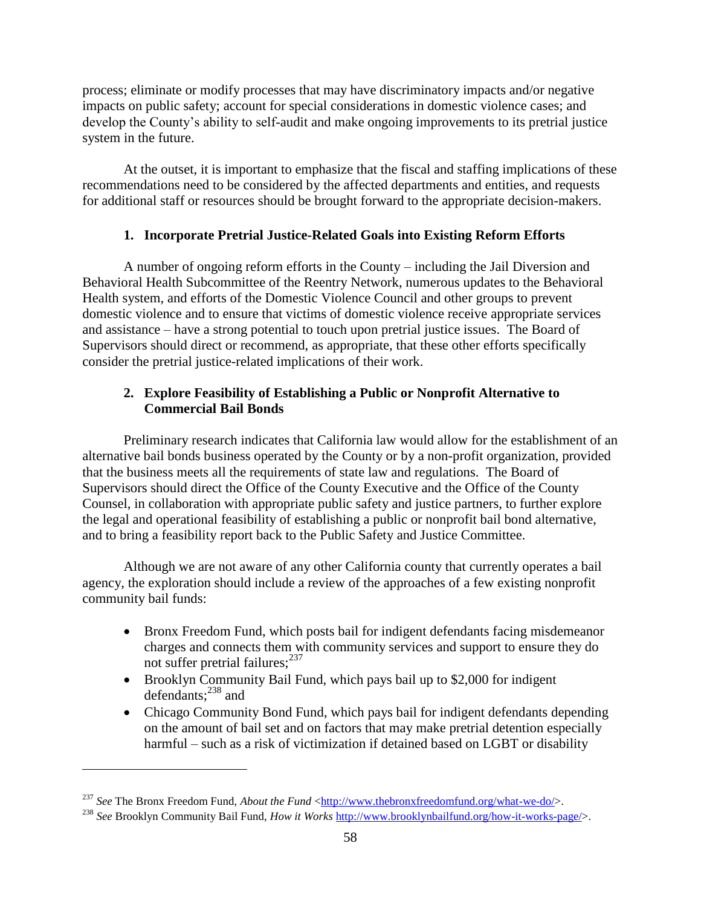process; eliminate or modify processes that may have discriminatory impacts and/or negative impacts on public safety; account for special considerations in domestic violence cases; and develop the County's ability to self-audit and make ongoing improvements to its pretrial justice system in the future.

At the outset, it is important to emphasize that the fiscal and staffing implications of these recommendations need to be considered by the affected departments and entities, and requests for additional staff or resources should be brought forward to the appropriate decision-makers.

### 1. Incorporate Pretrial Justice-Related Goals into Existing Reform Efforts

A number of ongoing reform efforts in the County – including the Jail Diversion and Behavioral Health Subcommittee of the Reentry Network, numerous updates to the Behavioral Health system, and efforts of the Domestic Violence Council and other groups to prevent domestic violence and to ensure that victims of domestic violence receive appropriate services and assistance – have a strong potential to touch upon pretrial justice issues. The Board of Supervisors should direct or recommend, as appropriate, that these other efforts specifically consider the pretrial justice-related implications of their work.

### 2. Explore Feasibility of Establishing a Public or Nonprofit Alternative to Commercial Bail Bonds

Preliminary research indicates that California law would allow for the establishment of an alternative bail bonds business operated by the County or by a non-profit organization, provided that the business meets all the requirements of state law and regulations. The Board of Supervisors should direct the Office of the County Executive and the Office of the County Counsel, in collaboration with appropriate public safety and justice partners, to further explore the legal and operational feasibility of establishing a public or nonprofit bail bond alternative, and to bring a feasibility report back to the Public Safety and Justice Committee.

Although we are not aware of any other California county that currently operates a bail agency, the exploration should include a review of the approaches of a few existing nonprofit community bail funds:

- Bronx Freedom Fund, which posts bail for indigent defendants facing misdemeanor charges and connects them with community services and support to ensure they do not suffer pretrial failures;[237]
- Brooklyn Community Bail Fund, which pays bail up to $2,000 for indigent defendants;[238] and
- Chicago Community Bond Fund, which pays bail for indigent defendants depending on the amount of bail set and on factors that may make pretrial detention especially harmful – such as a risk of victimization if detained based on LGBT or disability

---

[237] *See* The Bronx Freedom Fund, *About the Fund* <http://www.thebronxfreedomfund.org/what-we-do/>.

[238] *See* Brooklyn Community Bail Fund, *How it Works* http://www.brooklynbailfund.org/how-it-works-page/>.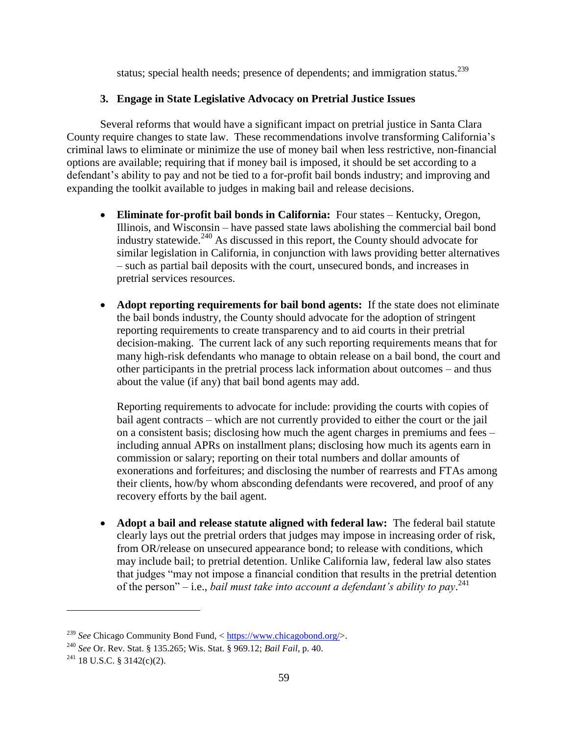status; special health needs; presence of dependents; and immigration status.[239]

### 3. Engage in State Legislative Advocacy on Pretrial Justice Issues

Several reforms that would have a significant impact on pretrial justice in Santa Clara County require changes to state law. These recommendations involve transforming California's criminal laws to eliminate or minimize the use of money bail when less restrictive, non-financial options are available; requiring that if money bail is imposed, it should be set according to a defendant's ability to pay and not be tied to a for-profit bail bonds industry; and improving and expanding the toolkit available to judges in making bail and release decisions.

- **Eliminate for-profit bail bonds in California:** Four states – Kentucky, Oregon, Illinois, and Wisconsin – have passed state laws abolishing the commercial bail bond industry statewide.[240] As discussed in this report, the County should advocate for similar legislation in California, in conjunction with laws providing better alternatives – such as partial bail deposits with the court, unsecured bonds, and increases in pretrial services resources.

- **Adopt reporting requirements for bail bond agents:** If the state does not eliminate the bail bonds industry, the County should advocate for the adoption of stringent reporting requirements to create transparency and to aid courts in their pretrial decision-making. The current lack of any such reporting requirements means that for many high-risk defendants who manage to obtain release on a bail bond, the court and other participants in the pretrial process lack information about outcomes – and thus about the value (if any) that bail bond agents may add.

  Reporting requirements to advocate for include: providing the courts with copies of bail agent contracts – which are not currently provided to either the court or the jail on a consistent basis; disclosing how much the agent charges in premiums and fees – including annual APRs on installment plans; disclosing how much its agents earn in commission or salary; reporting on their total numbers and dollar amounts of exonerations and forfeitures; and disclosing the number of rearrests and FTAs among their clients, how/by whom absconding defendants were recovered, and proof of any recovery efforts by the bail agent.

- **Adopt a bail and release statute aligned with federal law:** The federal bail statute clearly lays out the pretrial orders that judges may impose in increasing order of risk, from OR/release on unsecured appearance bond; to release with conditions, which may include bail; to pretrial detention. Unlike California law, federal law also states that judges "may not impose a financial condition that results in the pretrial detention of the person" – i.e., *bail must take into account a defendant's ability to pay*.[241]

---

[239] *See* Chicago Community Bond Fund, < https://www.chicagobond.org/>.

[240] *See* Or. Rev. Stat. § 135.265; Wis. Stat. § 969.12; *Bail Fail*, p. 40.

[241] 18 U.S.C. § 3142(c)(2).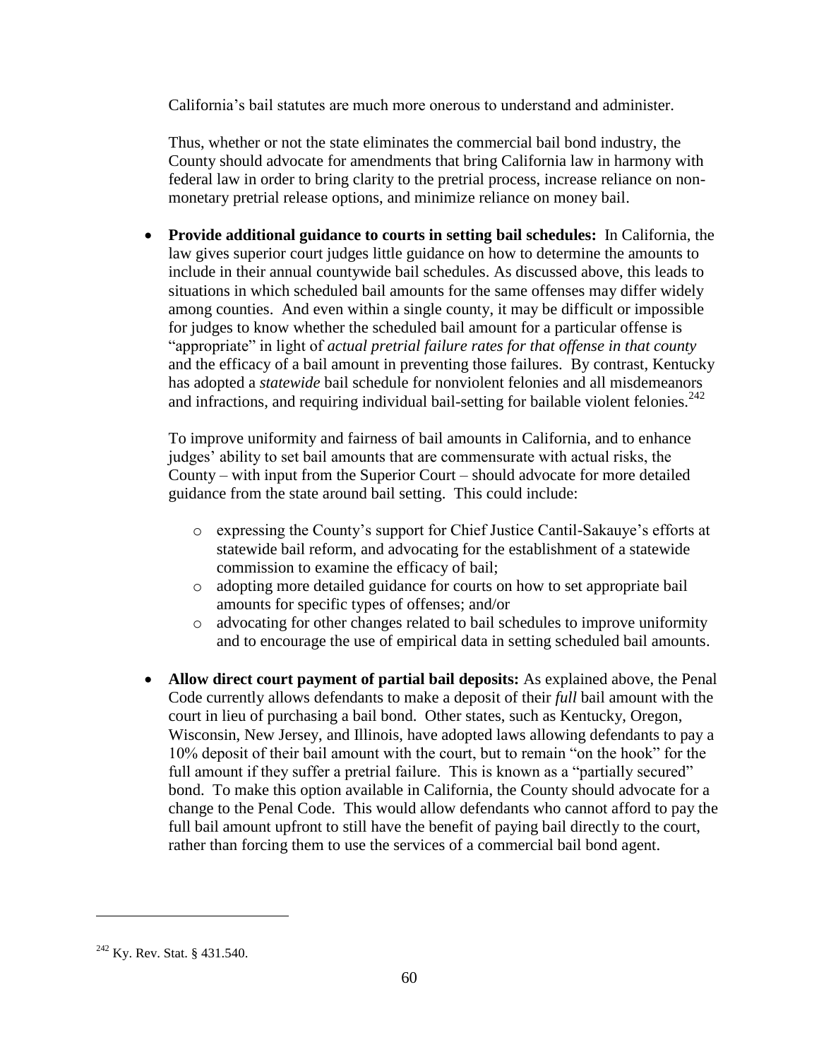California's bail statutes are much more onerous to understand and administer.

Thus, whether or not the state eliminates the commercial bail bond industry, the County should advocate for amendments that bring California law in harmony with federal law in order to bring clarity to the pretrial process, increase reliance on non-monetary pretrial release options, and minimize reliance on money bail.

- **Provide additional guidance to courts in setting bail schedules:** In California, the law gives superior court judges little guidance on how to determine the amounts to include in their annual countywide bail schedules. As discussed above, this leads to situations in which scheduled bail amounts for the same offenses may differ widely among counties. And even within a single county, it may be difficult or impossible for judges to know whether the scheduled bail amount for a particular offense is "appropriate" in light of *actual pretrial failure rates for that offense in that county* and the efficacy of a bail amount in preventing those failures. By contrast, Kentucky has adopted a *statewide* bail schedule for nonviolent felonies and all misdemeanors and infractions, and requiring individual bail-setting for bailable violent felonies.[242]

  To improve uniformity and fairness of bail amounts in California, and to enhance judges' ability to set bail amounts that are commensurate with actual risks, the County – with input from the Superior Court – should advocate for more detailed guidance from the state around bail setting. This could include:

  - expressing the County's support for Chief Justice Cantil-Sakauye's efforts at statewide bail reform, and advocating for the establishment of a statewide commission to examine the efficacy of bail;
  - adopting more detailed guidance for courts on how to set appropriate bail amounts for specific types of offenses; and/or
  - advocating for other changes related to bail schedules to improve uniformity and to encourage the use of empirical data in setting scheduled bail amounts.

- **Allow direct court payment of partial bail deposits:** As explained above, the Penal Code currently allows defendants to make a deposit of their *full* bail amount with the court in lieu of purchasing a bail bond. Other states, such as Kentucky, Oregon, Wisconsin, New Jersey, and Illinois, have adopted laws allowing defendants to pay a 10% deposit of their bail amount with the court, but to remain "on the hook" for the full amount if they suffer a pretrial failure. This is known as a "partially secured" bond. To make this option available in California, the County should advocate for a change to the Penal Code. This would allow defendants who cannot afford to pay the full bail amount upfront to still have the benefit of paying bail directly to the court, rather than forcing them to use the services of a commercial bail bond agent.

---

[242] Ky. Rev. Stat. § 431.540.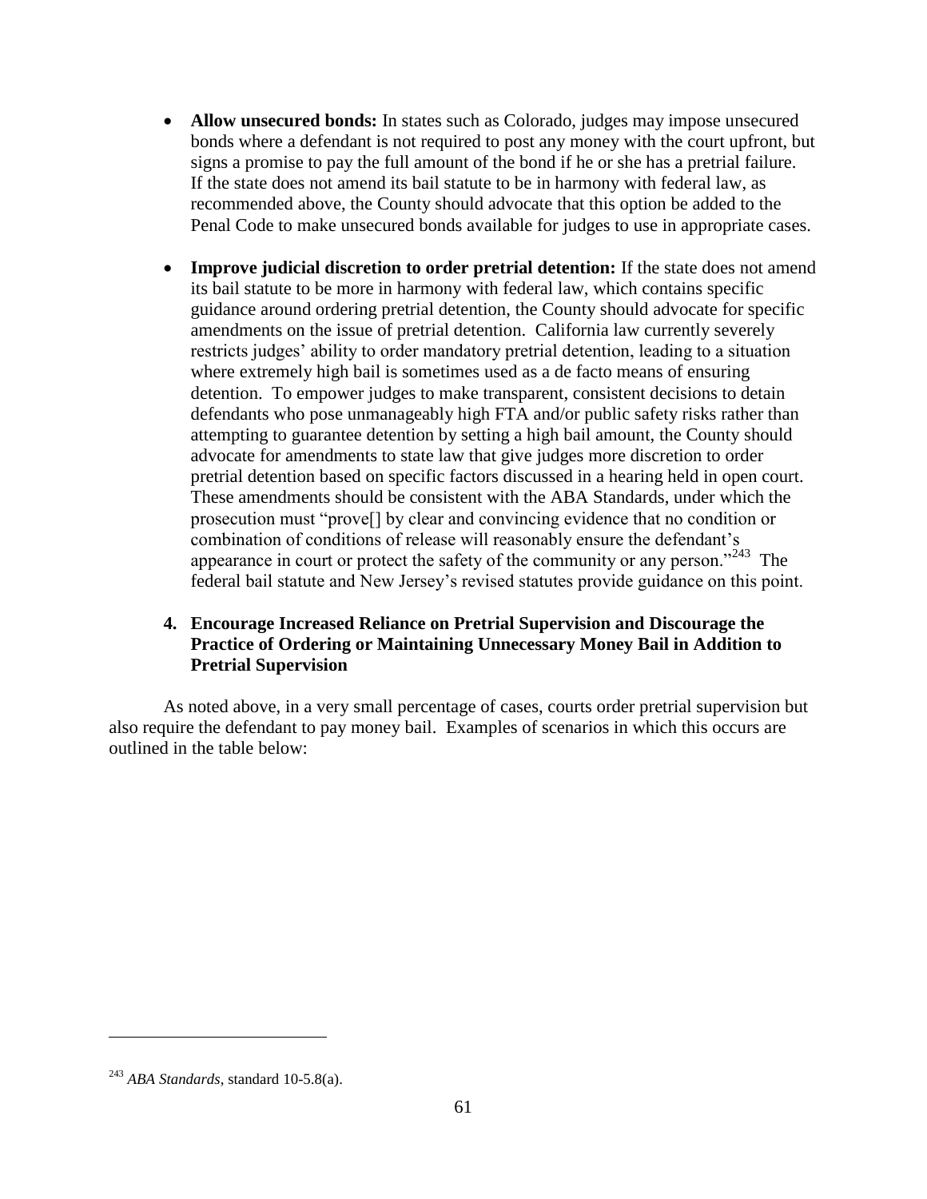- **Allow unsecured bonds:** In states such as Colorado, judges may impose unsecured bonds where a defendant is not required to post any money with the court upfront, but signs a promise to pay the full amount of the bond if he or she has a pretrial failure. If the state does not amend its bail statute to be in harmony with federal law, as recommended above, the County should advocate that this option be added to the Penal Code to make unsecured bonds available for judges to use in appropriate cases.

- **Improve judicial discretion to order pretrial detention:** If the state does not amend its bail statute to be more in harmony with federal law, which contains specific guidance around ordering pretrial detention, the County should advocate for specific amendments on the issue of pretrial detention. California law currently severely restricts judges' ability to order mandatory pretrial detention, leading to a situation where extremely high bail is sometimes used as a de facto means of ensuring detention. To empower judges to make transparent, consistent decisions to detain defendants who pose unmanageably high FTA and/or public safety risks rather than attempting to guarantee detention by setting a high bail amount, the County should advocate for amendments to state law that give judges more discretion to order pretrial detention based on specific factors discussed in a hearing held in open court. These amendments should be consistent with the ABA Standards, under which the prosecution must "prove[] by clear and convincing evidence that no condition or combination of conditions of release will reasonably ensure the defendant's appearance in court or protect the safety of the community or any person."[243] The federal bail statute and New Jersey's revised statutes provide guidance on this point.

### 4. Encourage Increased Reliance on Pretrial Supervision and Discourage the Practice of Ordering or Maintaining Unnecessary Money Bail in Addition to Pretrial Supervision

As noted above, in a very small percentage of cases, courts order pretrial supervision but also require the defendant to pay money bail. Examples of scenarios in which this occurs are outlined in the table below:

---

[243] *ABA Standards*, standard 10-5.8(a).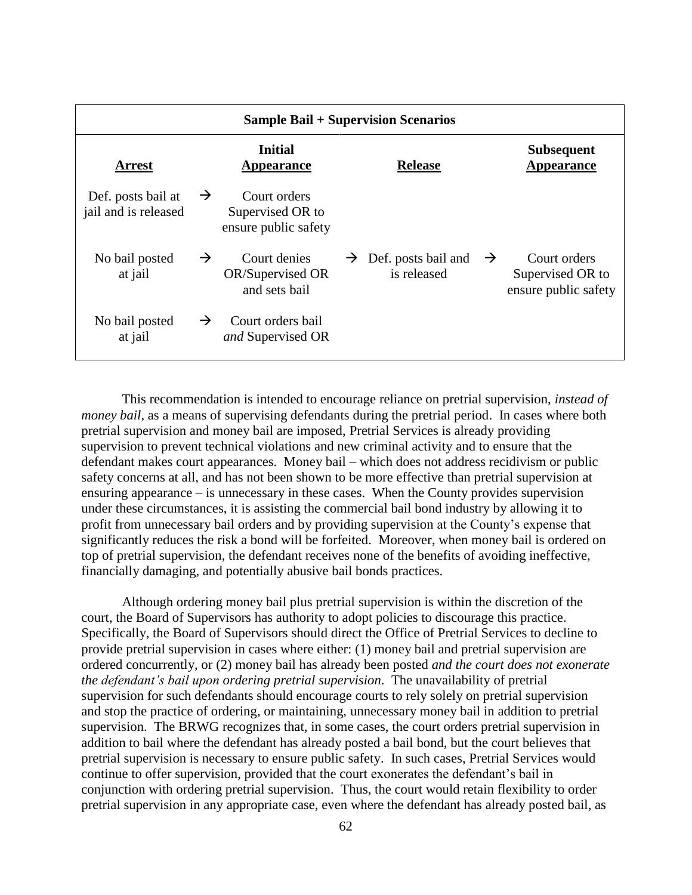| Sample Bail + Supervision Scenarios | | | | | | |
|---|---|---|---|---|---|---|
| **Arrest** | | **Initial Appearance** | | **Release** | | **Subsequent Appearance** |
| Def. posts bail at jail and is released | → | Court orders Supervised OR to ensure public safety | | | | |
| No bail posted at jail | → | Court denies OR/Supervised OR and sets bail | → | Def. posts bail and is released | → | Court orders Supervised OR to ensure public safety |
| No bail posted at jail | → | Court orders bail *and* Supervised OR | | | | |

This recommendation is intended to encourage reliance on pretrial supervision, *instead of money bail*, as a means of supervising defendants during the pretrial period. In cases where both pretrial supervision and money bail are imposed, Pretrial Services is already providing supervision to prevent technical violations and new criminal activity and to ensure that the defendant makes court appearances. Money bail – which does not address recidivism or public safety concerns at all, and has not been shown to be more effective than pretrial supervision at ensuring appearance – is unnecessary in these cases. When the County provides supervision under these circumstances, it is assisting the commercial bail bond industry by allowing it to profit from unnecessary bail orders and by providing supervision at the County's expense that significantly reduces the risk a bond will be forfeited. Moreover, when money bail is ordered on top of pretrial supervision, the defendant receives none of the benefits of avoiding ineffective, financially damaging, and potentially abusive bail bonds practices.

Although ordering money bail plus pretrial supervision is within the discretion of the court, the Board of Supervisors has authority to adopt policies to discourage this practice. Specifically, the Board of Supervisors should direct the Office of Pretrial Services to decline to provide pretrial supervision in cases where either: (1) money bail and pretrial supervision are ordered concurrently, or (2) money bail has already been posted *and the court does not exonerate the defendant's bail upon ordering pretrial supervision*. The unavailability of pretrial supervision for such defendants should encourage courts to rely solely on pretrial supervision and stop the practice of ordering, or maintaining, unnecessary money bail in addition to pretrial supervision. The BRWG recognizes that, in some cases, the court orders pretrial supervision in addition to bail where the defendant has already posted a bail bond, but the court believes that pretrial supervision is necessary to ensure public safety. In such cases, Pretrial Services would continue to offer supervision, provided that the court exonerates the defendant's bail in conjunction with ordering pretrial supervision. Thus, the court would retain flexibility to order pretrial supervision in any appropriate case, even where the defendant has already posted bail, as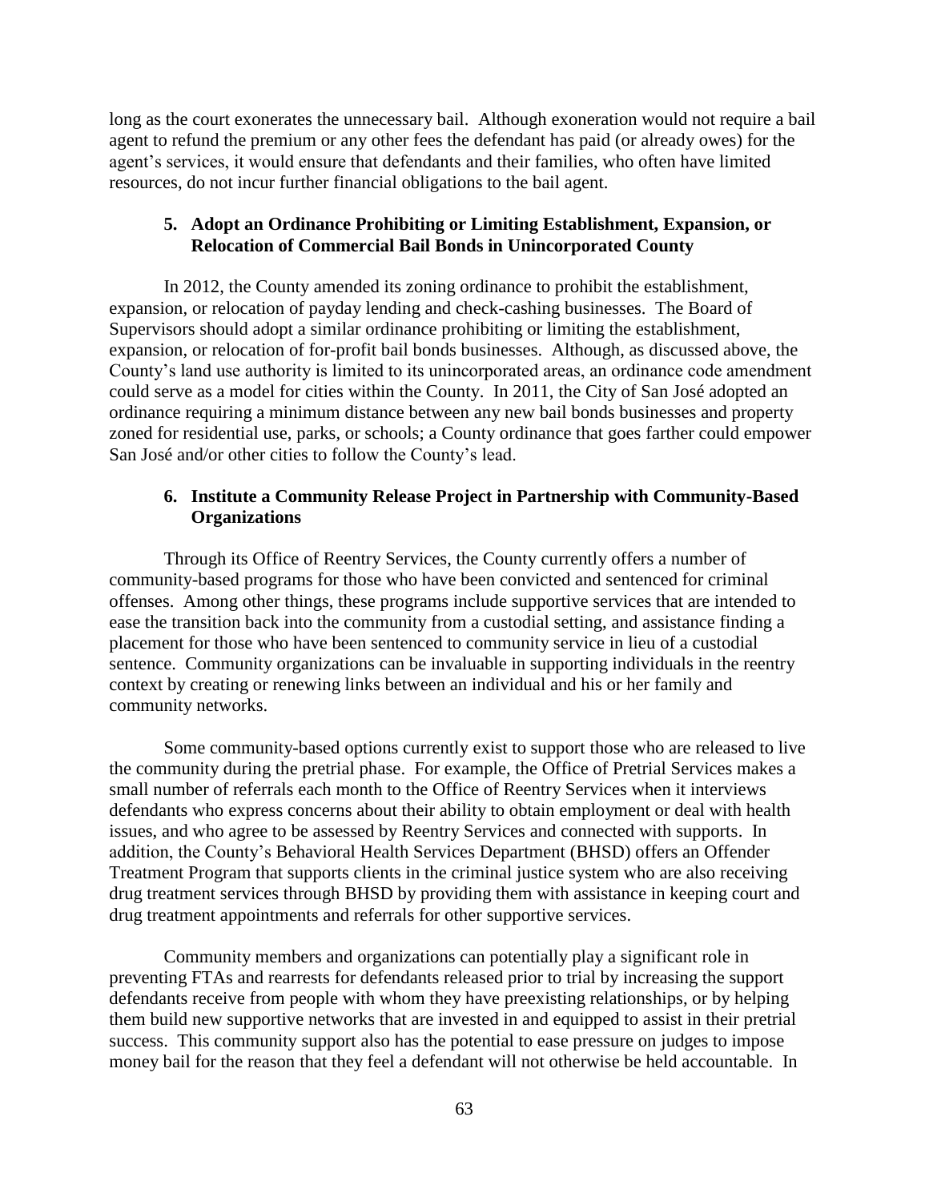long as the court exonerates the unnecessary bail. Although exoneration would not require a bail agent to refund the premium or any other fees the defendant has paid (or already owes) for the agent's services, it would ensure that defendants and their families, who often have limited resources, do not incur further financial obligations to the bail agent.

### 5. Adopt an Ordinance Prohibiting or Limiting Establishment, Expansion, or Relocation of Commercial Bail Bonds in Unincorporated County

In 2012, the County amended its zoning ordinance to prohibit the establishment, expansion, or relocation of payday lending and check-cashing businesses. The Board of Supervisors should adopt a similar ordinance prohibiting or limiting the establishment, expansion, or relocation of for-profit bail bonds businesses. Although, as discussed above, the County's land use authority is limited to its unincorporated areas, an ordinance code amendment could serve as a model for cities within the County. In 2011, the City of San José adopted an ordinance requiring a minimum distance between any new bail bonds businesses and property zoned for residential use, parks, or schools; a County ordinance that goes farther could empower San José and/or other cities to follow the County's lead.

### 6. Institute a Community Release Project in Partnership with Community-Based Organizations

Through its Office of Reentry Services, the County currently offers a number of community-based programs for those who have been convicted and sentenced for criminal offenses. Among other things, these programs include supportive services that are intended to ease the transition back into the community from a custodial setting, and assistance finding a placement for those who have been sentenced to community service in lieu of a custodial sentence. Community organizations can be invaluable in supporting individuals in the reentry context by creating or renewing links between an individual and his or her family and community networks.

Some community-based options currently exist to support those who are released to live the community during the pretrial phase. For example, the Office of Pretrial Services makes a small number of referrals each month to the Office of Reentry Services when it interviews defendants who express concerns about their ability to obtain employment or deal with health issues, and who agree to be assessed by Reentry Services and connected with supports. In addition, the County's Behavioral Health Services Department (BHSD) offers an Offender Treatment Program that supports clients in the criminal justice system who are also receiving drug treatment services through BHSD by providing them with assistance in keeping court and drug treatment appointments and referrals for other supportive services.

Community members and organizations can potentially play a significant role in preventing FTAs and rearrests for defendants released prior to trial by increasing the support defendants receive from people with whom they have preexisting relationships, or by helping them build new supportive networks that are invested in and equipped to assist in their pretrial success. This community support also has the potential to ease pressure on judges to impose money bail for the reason that they feel a defendant will not otherwise be held accountable. In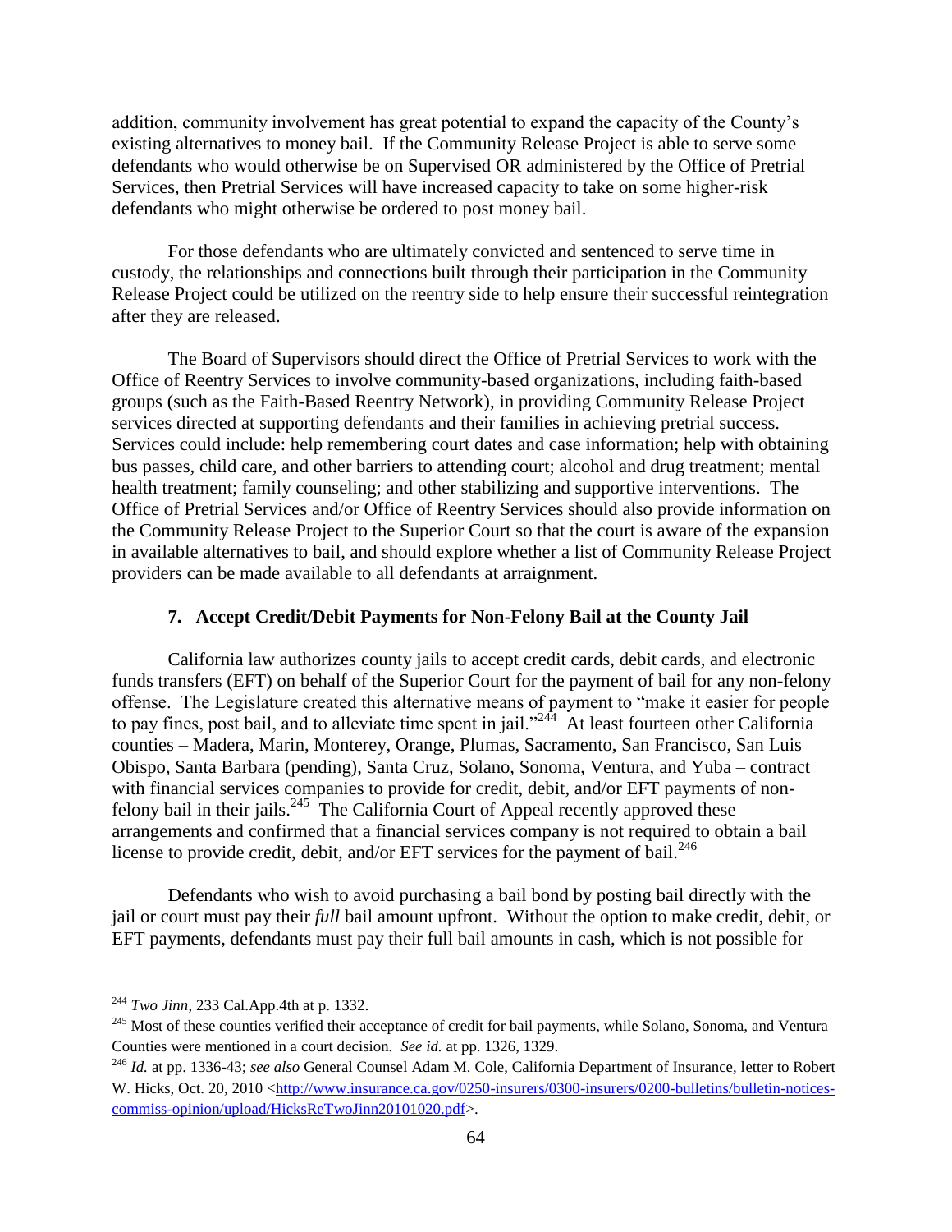addition, community involvement has great potential to expand the capacity of the County's existing alternatives to money bail. If the Community Release Project is able to serve some defendants who would otherwise be on Supervised OR administered by the Office of Pretrial Services, then Pretrial Services will have increased capacity to take on some higher-risk defendants who might otherwise be ordered to post money bail.

For those defendants who are ultimately convicted and sentenced to serve time in custody, the relationships and connections built through their participation in the Community Release Project could be utilized on the reentry side to help ensure their successful reintegration after they are released.

The Board of Supervisors should direct the Office of Pretrial Services to work with the Office of Reentry Services to involve community-based organizations, including faith-based groups (such as the Faith-Based Reentry Network), in providing Community Release Project services directed at supporting defendants and their families in achieving pretrial success. Services could include: help remembering court dates and case information; help with obtaining bus passes, child care, and other barriers to attending court; alcohol and drug treatment; mental health treatment; family counseling; and other stabilizing and supportive interventions. The Office of Pretrial Services and/or Office of Reentry Services should also provide information on the Community Release Project to the Superior Court so that the court is aware of the expansion in available alternatives to bail, and should explore whether a list of Community Release Project providers can be made available to all defendants at arraignment.

### 7. Accept Credit/Debit Payments for Non-Felony Bail at the County Jail

California law authorizes county jails to accept credit cards, debit cards, and electronic funds transfers (EFT) on behalf of the Superior Court for the payment of bail for any non-felony offense. The Legislature created this alternative means of payment to "make it easier for people to pay fines, post bail, and to alleviate time spent in jail."[244] At least fourteen other California counties – Madera, Marin, Monterey, Orange, Plumas, Sacramento, San Francisco, San Luis Obispo, Santa Barbara (pending), Santa Cruz, Solano, Sonoma, Ventura, and Yuba – contract with financial services companies to provide for credit, debit, and/or EFT payments of non-felony bail in their jails.[245] The California Court of Appeal recently approved these arrangements and confirmed that a financial services company is not required to obtain a bail license to provide credit, debit, and/or EFT services for the payment of bail.[246]

Defendants who wish to avoid purchasing a bail bond by posting bail directly with the jail or court must pay their *full* bail amount upfront. Without the option to make credit, debit, or EFT payments, defendants must pay their full bail amounts in cash, which is not possible for

---

[244] *Two Jinn*, 233 Cal.App.4th at p. 1332.

[245] Most of these counties verified their acceptance of credit for bail payments, while Solano, Sonoma, and Ventura Counties were mentioned in a court decision. *See id.* at pp. 1326, 1329.

[246] *Id.* at pp. 1336-43; *see also* General Counsel Adam M. Cole, California Department of Insurance, letter to Robert W. Hicks, Oct. 20, 2010 <http://www.insurance.ca.gov/0250-insurers/0300-insurers/0200-bulletins/bulletin-notices-commiss-opinion/upload/HicksReTwoJinn20101020.pdf>.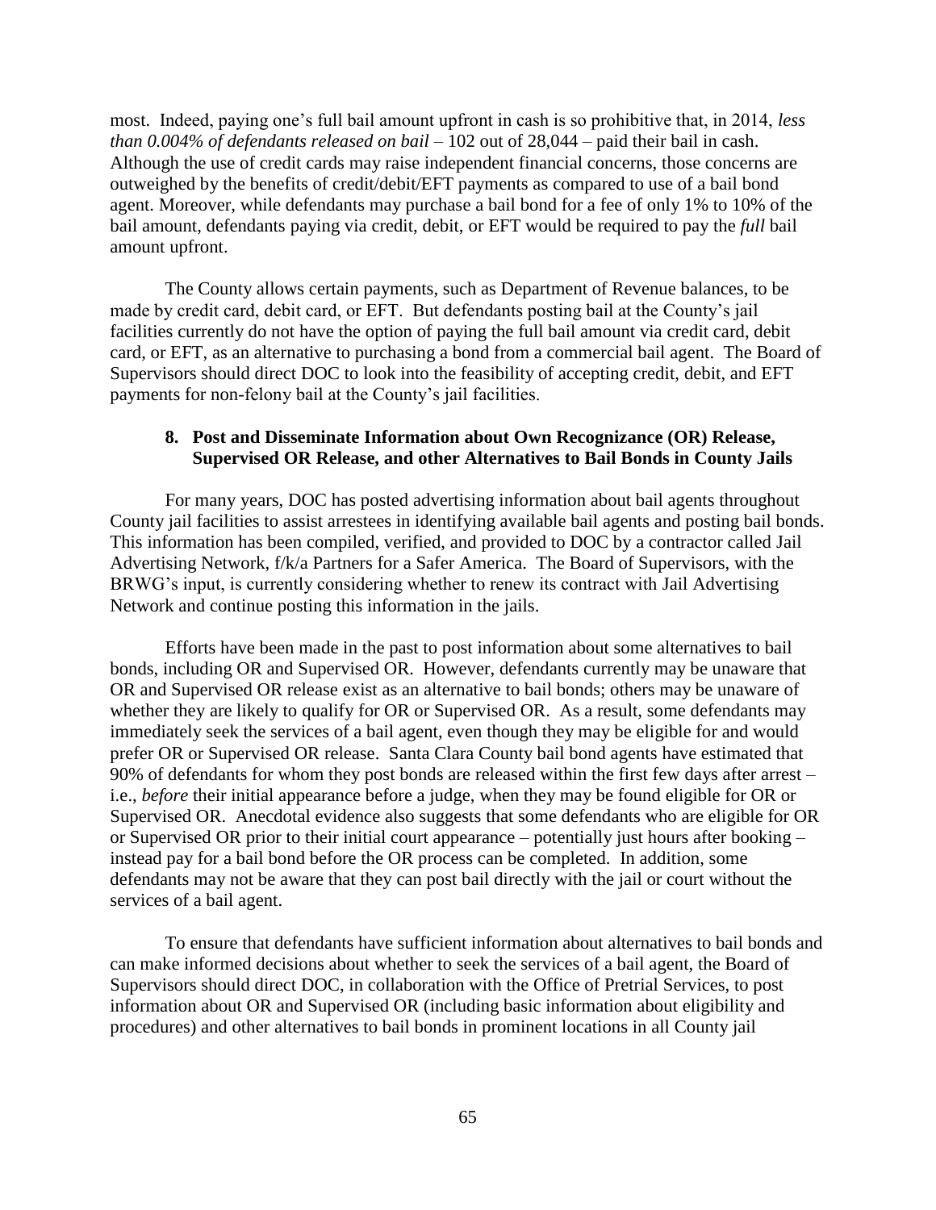most. Indeed, paying one's full bail amount upfront in cash is so prohibitive that, in 2014, *less than 0.004% of defendants released on bail* – 102 out of 28,044 – paid their bail in cash. Although the use of credit cards may raise independent financial concerns, those concerns are outweighed by the benefits of credit/debit/EFT payments as compared to use of a bail bond agent. Moreover, while defendants may purchase a bail bond for a fee of only 1% to 10% of the bail amount, defendants paying via credit, debit, or EFT would be required to pay the *full* bail amount upfront.

The County allows certain payments, such as Department of Revenue balances, to be made by credit card, debit card, or EFT. But defendants posting bail at the County's jail facilities currently do not have the option of paying the full bail amount via credit card, debit card, or EFT, as an alternative to purchasing a bond from a commercial bail agent. The Board of Supervisors should direct DOC to look into the feasibility of accepting credit, debit, and EFT payments for non-felony bail at the County's jail facilities.

### 8. Post and Disseminate Information about Own Recognizance (OR) Release, Supervised OR Release, and other Alternatives to Bail Bonds in County Jails

For many years, DOC has posted advertising information about bail agents throughout County jail facilities to assist arrestees in identifying available bail agents and posting bail bonds. This information has been compiled, verified, and provided to DOC by a contractor called Jail Advertising Network, f/k/a Partners for a Safer America. The Board of Supervisors, with the BRWG's input, is currently considering whether to renew its contract with Jail Advertising Network and continue posting this information in the jails.

Efforts have been made in the past to post information about some alternatives to bail bonds, including OR and Supervised OR. However, defendants currently may be unaware that OR and Supervised OR release exist as an alternative to bail bonds; others may be unaware of whether they are likely to qualify for OR or Supervised OR. As a result, some defendants may immediately seek the services of a bail agent, even though they may be eligible for and would prefer OR or Supervised OR release. Santa Clara County bail bond agents have estimated that 90% of defendants for whom they post bonds are released within the first few days after arrest – i.e., *before* their initial appearance before a judge, when they may be found eligible for OR or Supervised OR. Anecdotal evidence also suggests that some defendants who are eligible for OR or Supervised OR prior to their initial court appearance – potentially just hours after booking – instead pay for a bail bond before the OR process can be completed. In addition, some defendants may not be aware that they can post bail directly with the jail or court without the services of a bail agent.

To ensure that defendants have sufficient information about alternatives to bail bonds and can make informed decisions about whether to seek the services of a bail agent, the Board of Supervisors should direct DOC, in collaboration with the Office of Pretrial Services, to post information about OR and Supervised OR (including basic information about eligibility and procedures) and other alternatives to bail bonds in prominent locations in all County jail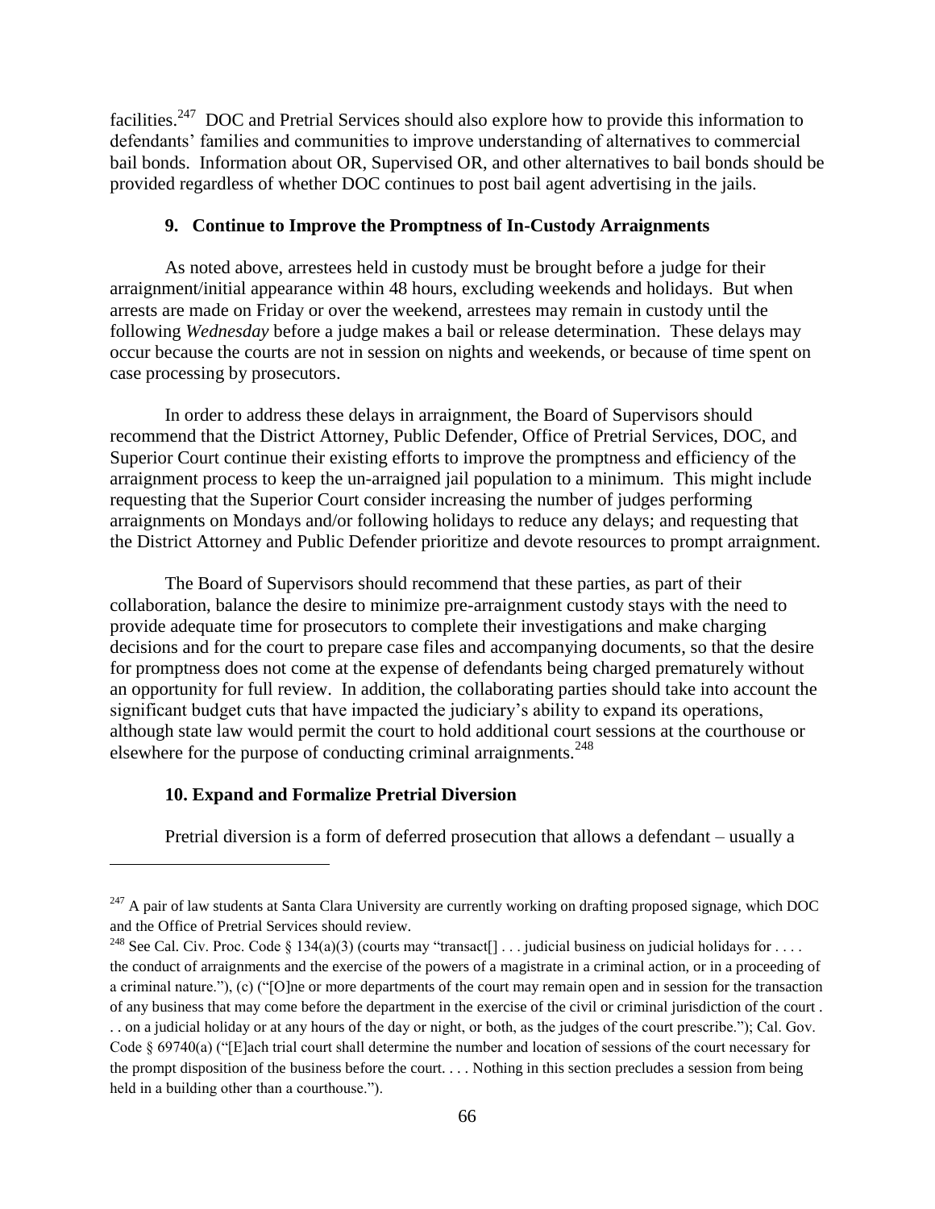facilities.[247] DOC and Pretrial Services should also explore how to provide this information to defendants' families and communities to improve understanding of alternatives to commercial bail bonds. Information about OR, Supervised OR, and other alternatives to bail bonds should be provided regardless of whether DOC continues to post bail agent advertising in the jails.

### 9. Continue to Improve the Promptness of In-Custody Arraignments

As noted above, arrestees held in custody must be brought before a judge for their arraignment/initial appearance within 48 hours, excluding weekends and holidays. But when arrests are made on Friday or over the weekend, arrestees may remain in custody until the following *Wednesday* before a judge makes a bail or release determination. These delays may occur because the courts are not in session on nights and weekends, or because of time spent on case processing by prosecutors.

In order to address these delays in arraignment, the Board of Supervisors should recommend that the District Attorney, Public Defender, Office of Pretrial Services, DOC, and Superior Court continue their existing efforts to improve the promptness and efficiency of the arraignment process to keep the un-arraigned jail population to a minimum. This might include requesting that the Superior Court consider increasing the number of judges performing arraignments on Mondays and/or following holidays to reduce any delays; and requesting that the District Attorney and Public Defender prioritize and devote resources to prompt arraignment.

The Board of Supervisors should recommend that these parties, as part of their collaboration, balance the desire to minimize pre-arraignment custody stays with the need to provide adequate time for prosecutors to complete their investigations and make charging decisions and for the court to prepare case files and accompanying documents, so that the desire for promptness does not come at the expense of defendants being charged prematurely without an opportunity for full review. In addition, the collaborating parties should take into account the significant budget cuts that have impacted the judiciary's ability to expand its operations, although state law would permit the court to hold additional court sessions at the courthouse or elsewhere for the purpose of conducting criminal arraignments.[248]

### 10. Expand and Formalize Pretrial Diversion

Pretrial diversion is a form of deferred prosecution that allows a defendant – usually a

---

[247] A pair of law students at Santa Clara University are currently working on drafting proposed signage, which DOC and the Office of Pretrial Services should review.

[248] See Cal. Civ. Proc. Code § 134(a)(3) (courts may "transact[] . . . judicial business on judicial holidays for . . . . the conduct of arraignments and the exercise of the powers of a magistrate in a criminal action, or in a proceeding of a criminal nature."), (c) ("[O]ne or more departments of the court may remain open and in session for the transaction of any business that may come before the department in the exercise of the civil or criminal jurisdiction of the court . . . on a judicial holiday or at any hours of the day or night, or both, as the judges of the court prescribe."); Cal. Gov. Code § 69740(a) ("[E]ach trial court shall determine the number and location of sessions of the court necessary for the prompt disposition of the business before the court. . . . Nothing in this section precludes a session from being held in a building other than a courthouse.").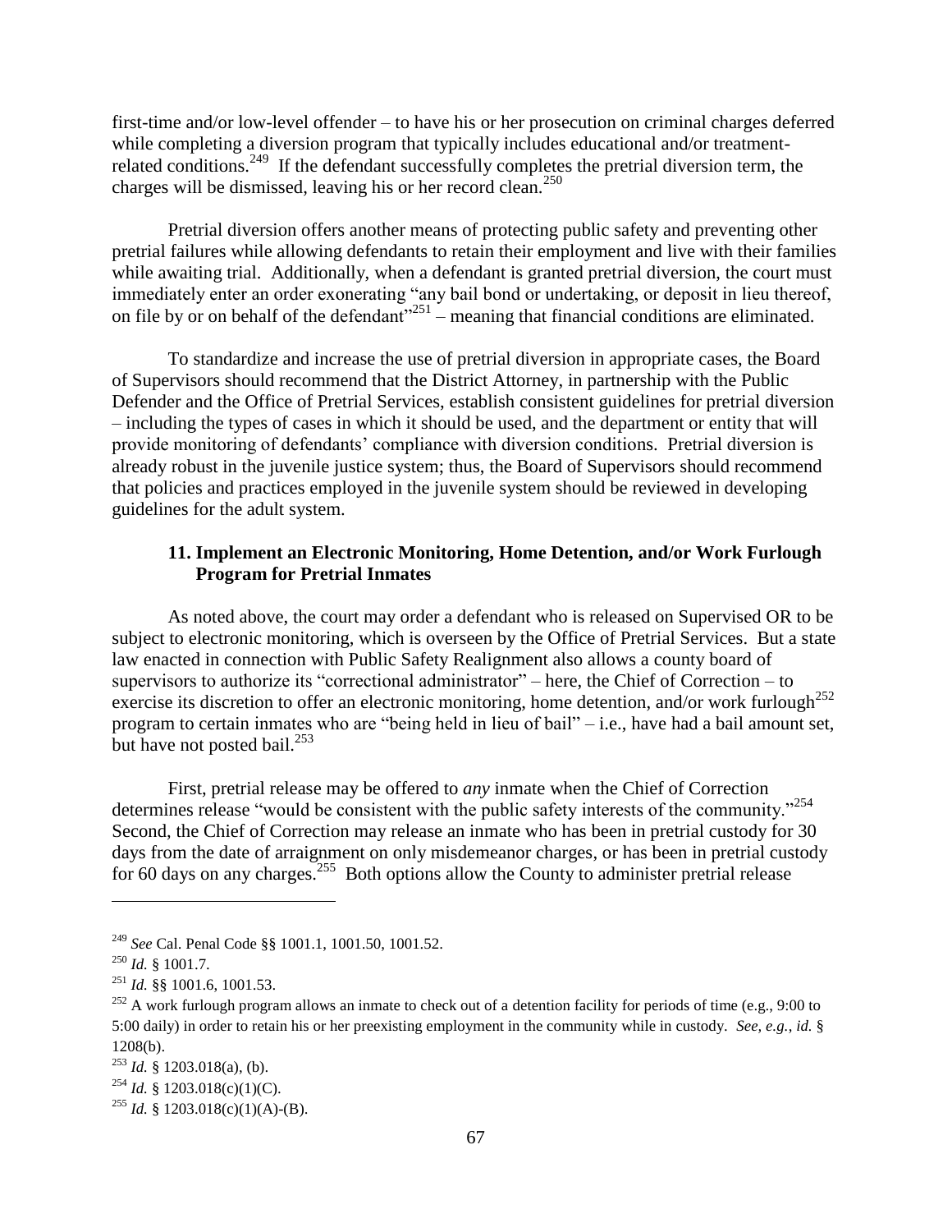first-time and/or low-level offender – to have his or her prosecution on criminal charges deferred while completing a diversion program that typically includes educational and/or treatment-related conditions.[249] If the defendant successfully completes the pretrial diversion term, the charges will be dismissed, leaving his or her record clean.[250]

Pretrial diversion offers another means of protecting public safety and preventing other pretrial failures while allowing defendants to retain their employment and live with their families while awaiting trial. Additionally, when a defendant is granted pretrial diversion, the court must immediately enter an order exonerating "any bail bond or undertaking, or deposit in lieu thereof, on file by or on behalf of the defendant"[251] – meaning that financial conditions are eliminated.

To standardize and increase the use of pretrial diversion in appropriate cases, the Board of Supervisors should recommend that the District Attorney, in partnership with the Public Defender and the Office of Pretrial Services, establish consistent guidelines for pretrial diversion – including the types of cases in which it should be used, and the department or entity that will provide monitoring of defendants' compliance with diversion conditions. Pretrial diversion is already robust in the juvenile justice system; thus, the Board of Supervisors should recommend that policies and practices employed in the juvenile system should be reviewed in developing guidelines for the adult system.

### 11. Implement an Electronic Monitoring, Home Detention, and/or Work Furlough Program for Pretrial Inmates

As noted above, the court may order a defendant who is released on Supervised OR to be subject to electronic monitoring, which is overseen by the Office of Pretrial Services. But a state law enacted in connection with Public Safety Realignment also allows a county board of supervisors to authorize its "correctional administrator" – here, the Chief of Correction – to exercise its discretion to offer an electronic monitoring, home detention, and/or work furlough[252] program to certain inmates who are "being held in lieu of bail" – i.e., have had a bail amount set, but have not posted bail.[253]

First, pretrial release may be offered to *any* inmate when the Chief of Correction determines release "would be consistent with the public safety interests of the community."[254] Second, the Chief of Correction may release an inmate who has been in pretrial custody for 30 days from the date of arraignment on only misdemeanor charges, or has been in pretrial custody for 60 days on any charges.[255] Both options allow the County to administer pretrial release

---

[249] *See* Cal. Penal Code §§ 1001.1, 1001.50, 1001.52.

[250] *Id.* § 1001.7.

[251] *Id.* §§ 1001.6, 1001.53.

[252] A work furlough program allows an inmate to check out of a detention facility for periods of time (e.g., 9:00 to 5:00 daily) in order to retain his or her preexisting employment in the community while in custody. *See, e.g.*, *id.* § 1208(b).

[253] *Id.* § 1203.018(a), (b).

[254] *Id.* § 1203.018(c)(1)(C).

[255] *Id.* § 1203.018(c)(1)(A)-(B).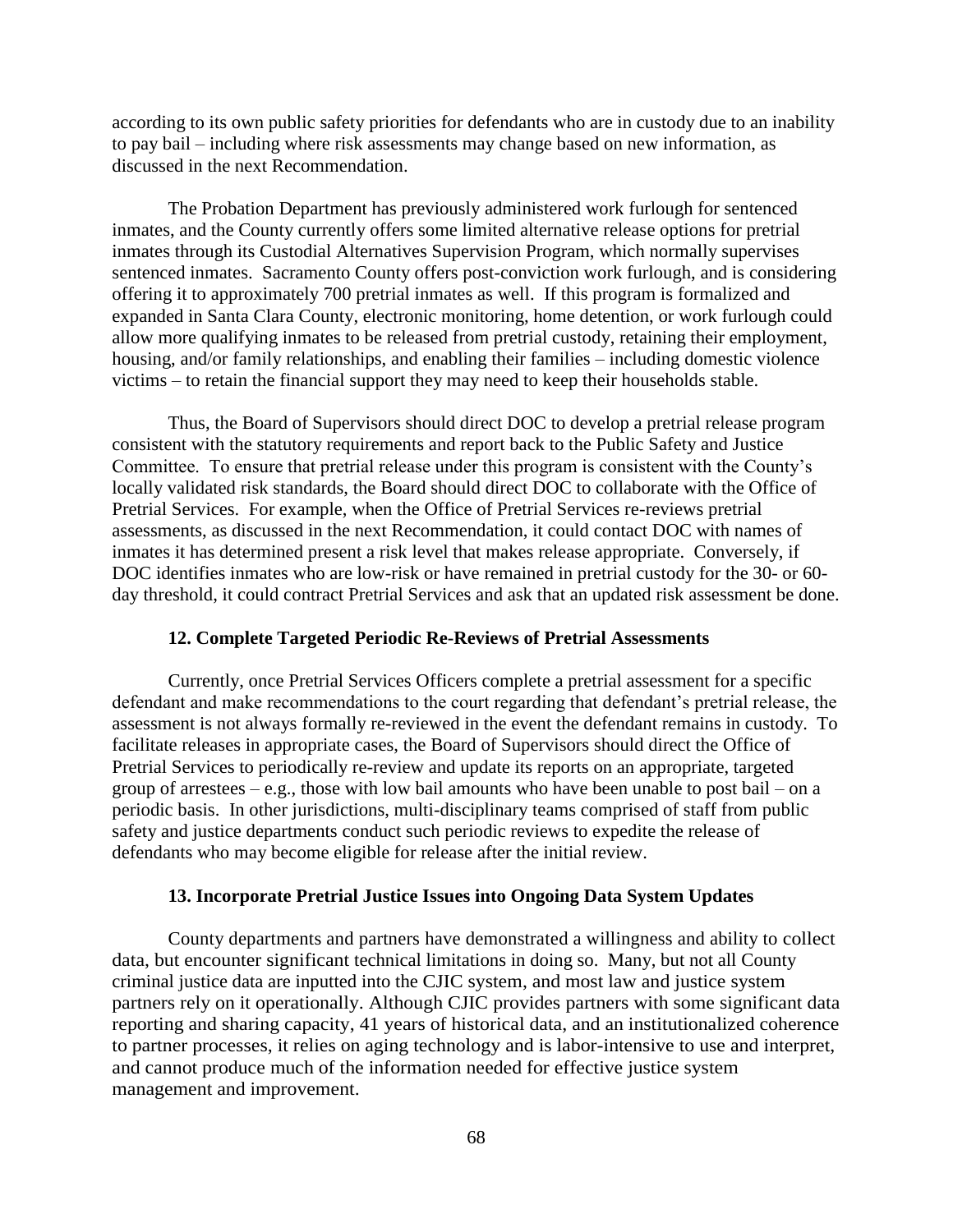according to its own public safety priorities for defendants who are in custody due to an inability to pay bail – including where risk assessments may change based on new information, as discussed in the next Recommendation.

The Probation Department has previously administered work furlough for sentenced inmates, and the County currently offers some limited alternative release options for pretrial inmates through its Custodial Alternatives Supervision Program, which normally supervises sentenced inmates. Sacramento County offers post-conviction work furlough, and is considering offering it to approximately 700 pretrial inmates as well. If this program is formalized and expanded in Santa Clara County, electronic monitoring, home detention, or work furlough could allow more qualifying inmates to be released from pretrial custody, retaining their employment, housing, and/or family relationships, and enabling their families – including domestic violence victims – to retain the financial support they may need to keep their households stable.

Thus, the Board of Supervisors should direct DOC to develop a pretrial release program consistent with the statutory requirements and report back to the Public Safety and Justice Committee. To ensure that pretrial release under this program is consistent with the County's locally validated risk standards, the Board should direct DOC to collaborate with the Office of Pretrial Services. For example, when the Office of Pretrial Services re-reviews pretrial assessments, as discussed in the next Recommendation, it could contact DOC with names of inmates it has determined present a risk level that makes release appropriate. Conversely, if DOC identifies inmates who are low-risk or have remained in pretrial custody for the 30- or 60-day threshold, it could contract Pretrial Services and ask that an updated risk assessment be done.

### 12. Complete Targeted Periodic Re-Reviews of Pretrial Assessments

Currently, once Pretrial Services Officers complete a pretrial assessment for a specific defendant and make recommendations to the court regarding that defendant's pretrial release, the assessment is not always formally re-reviewed in the event the defendant remains in custody. To facilitate releases in appropriate cases, the Board of Supervisors should direct the Office of Pretrial Services to periodically re-review and update its reports on an appropriate, targeted group of arrestees – e.g., those with low bail amounts who have been unable to post bail – on a periodic basis. In other jurisdictions, multi-disciplinary teams comprised of staff from public safety and justice departments conduct such periodic reviews to expedite the release of defendants who may become eligible for release after the initial review.

### 13. Incorporate Pretrial Justice Issues into Ongoing Data System Updates

County departments and partners have demonstrated a willingness and ability to collect data, but encounter significant technical limitations in doing so. Many, but not all County criminal justice data are inputted into the CJIC system, and most law and justice system partners rely on it operationally. Although CJIC provides partners with some significant data reporting and sharing capacity, 41 years of historical data, and an institutionalized coherence to partner processes, it relies on aging technology and is labor-intensive to use and interpret, and cannot produce much of the information needed for effective justice system management and improvement.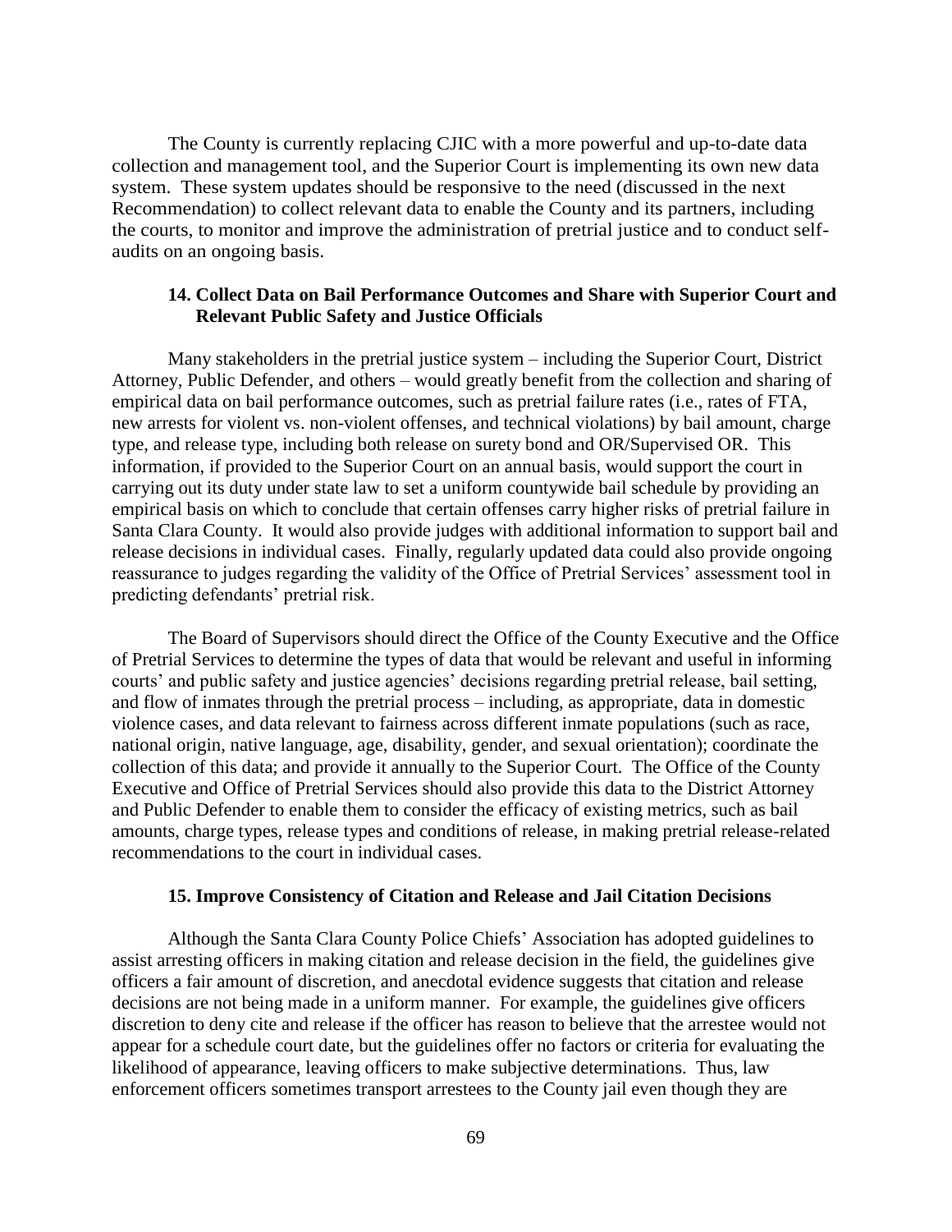The County is currently replacing CJIC with a more powerful and up-to-date data collection and management tool, and the Superior Court is implementing its own new data system. These system updates should be responsive to the need (discussed in the next Recommendation) to collect relevant data to enable the County and its partners, including the courts, to monitor and improve the administration of pretrial justice and to conduct self-audits on an ongoing basis.

### 14. Collect Data on Bail Performance Outcomes and Share with Superior Court and Relevant Public Safety and Justice Officials

Many stakeholders in the pretrial justice system – including the Superior Court, District Attorney, Public Defender, and others – would greatly benefit from the collection and sharing of empirical data on bail performance outcomes, such as pretrial failure rates (i.e., rates of FTA, new arrests for violent vs. non-violent offenses, and technical violations) by bail amount, charge type, and release type, including both release on surety bond and OR/Supervised OR. This information, if provided to the Superior Court on an annual basis, would support the court in carrying out its duty under state law to set a uniform countywide bail schedule by providing an empirical basis on which to conclude that certain offenses carry higher risks of pretrial failure in Santa Clara County. It would also provide judges with additional information to support bail and release decisions in individual cases. Finally, regularly updated data could also provide ongoing reassurance to judges regarding the validity of the Office of Pretrial Services' assessment tool in predicting defendants' pretrial risk.

The Board of Supervisors should direct the Office of the County Executive and the Office of Pretrial Services to determine the types of data that would be relevant and useful in informing courts' and public safety and justice agencies' decisions regarding pretrial release, bail setting, and flow of inmates through the pretrial process – including, as appropriate, data in domestic violence cases, and data relevant to fairness across different inmate populations (such as race, national origin, native language, age, disability, gender, and sexual orientation); coordinate the collection of this data; and provide it annually to the Superior Court. The Office of the County Executive and Office of Pretrial Services should also provide this data to the District Attorney and Public Defender to enable them to consider the efficacy of existing metrics, such as bail amounts, charge types, release types and conditions of release, in making pretrial release-related recommendations to the court in individual cases.

### 15. Improve Consistency of Citation and Release and Jail Citation Decisions

Although the Santa Clara County Police Chiefs' Association has adopted guidelines to assist arresting officers in making citation and release decision in the field, the guidelines give officers a fair amount of discretion, and anecdotal evidence suggests that citation and release decisions are not being made in a uniform manner. For example, the guidelines give officers discretion to deny cite and release if the officer has reason to believe that the arrestee would not appear for a schedule court date, but the guidelines offer no factors or criteria for evaluating the likelihood of appearance, leaving officers to make subjective determinations. Thus, law enforcement officers sometimes transport arrestees to the County jail even though they are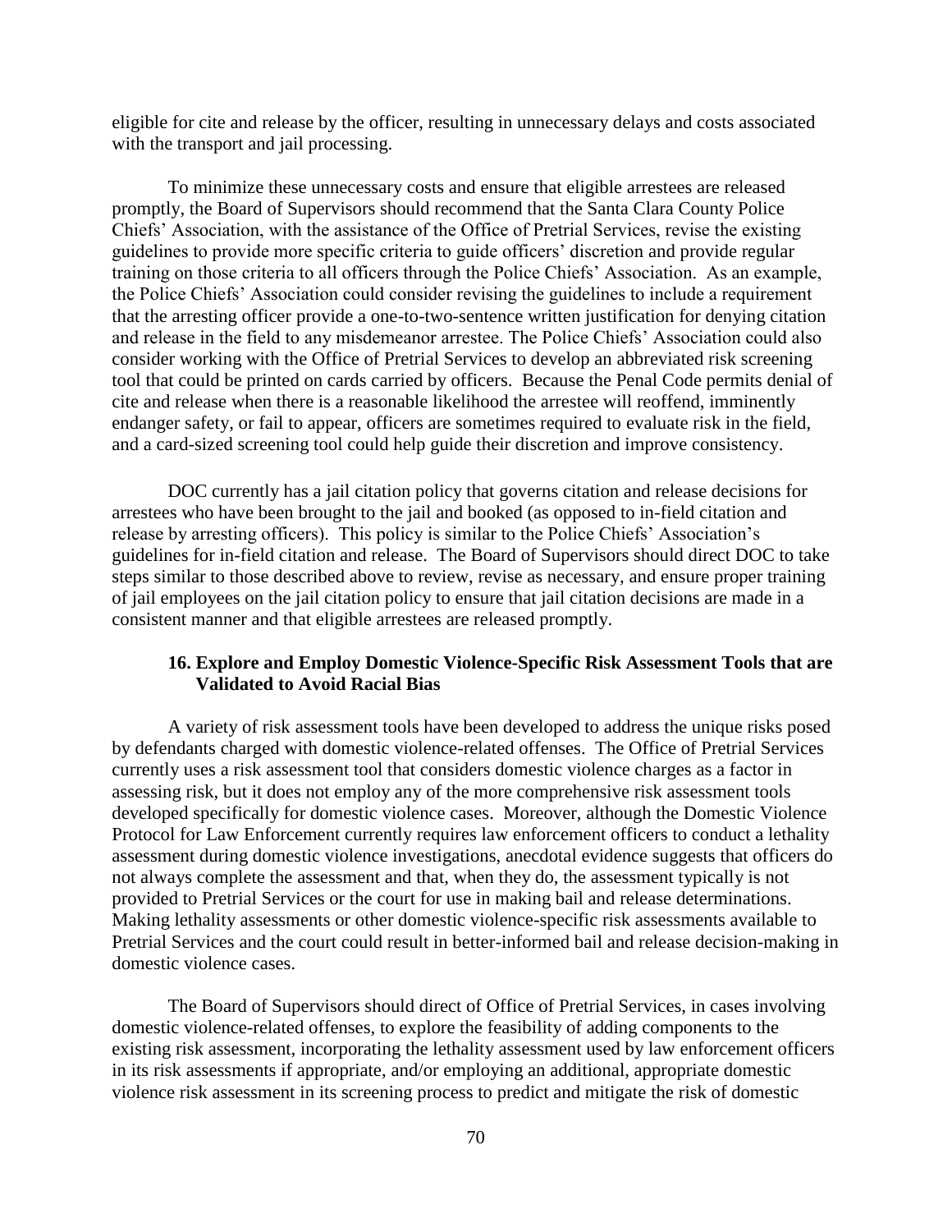eligible for cite and release by the officer, resulting in unnecessary delays and costs associated with the transport and jail processing.

To minimize these unnecessary costs and ensure that eligible arrestees are released promptly, the Board of Supervisors should recommend that the Santa Clara County Police Chiefs' Association, with the assistance of the Office of Pretrial Services, revise the existing guidelines to provide more specific criteria to guide officers' discretion and provide regular training on those criteria to all officers through the Police Chiefs' Association. As an example, the Police Chiefs' Association could consider revising the guidelines to include a requirement that the arresting officer provide a one-to-two-sentence written justification for denying citation and release in the field to any misdemeanor arrestee. The Police Chiefs' Association could also consider working with the Office of Pretrial Services to develop an abbreviated risk screening tool that could be printed on cards carried by officers. Because the Penal Code permits denial of cite and release when there is a reasonable likelihood the arrestee will reoffend, imminently endanger safety, or fail to appear, officers are sometimes required to evaluate risk in the field, and a card-sized screening tool could help guide their discretion and improve consistency.

DOC currently has a jail citation policy that governs citation and release decisions for arrestees who have been brought to the jail and booked (as opposed to in-field citation and release by arresting officers). This policy is similar to the Police Chiefs' Association's guidelines for in-field citation and release. The Board of Supervisors should direct DOC to take steps similar to those described above to review, revise as necessary, and ensure proper training of jail employees on the jail citation policy to ensure that jail citation decisions are made in a consistent manner and that eligible arrestees are released promptly.

### 16. Explore and Employ Domestic Violence-Specific Risk Assessment Tools that are Validated to Avoid Racial Bias

A variety of risk assessment tools have been developed to address the unique risks posed by defendants charged with domestic violence-related offenses. The Office of Pretrial Services currently uses a risk assessment tool that considers domestic violence charges as a factor in assessing risk, but it does not employ any of the more comprehensive risk assessment tools developed specifically for domestic violence cases. Moreover, although the Domestic Violence Protocol for Law Enforcement currently requires law enforcement officers to conduct a lethality assessment during domestic violence investigations, anecdotal evidence suggests that officers do not always complete the assessment and that, when they do, the assessment typically is not provided to Pretrial Services or the court for use in making bail and release determinations. Making lethality assessments or other domestic violence-specific risk assessments available to Pretrial Services and the court could result in better-informed bail and release decision-making in domestic violence cases.

The Board of Supervisors should direct of Office of Pretrial Services, in cases involving domestic violence-related offenses, to explore the feasibility of adding components to the existing risk assessment, incorporating the lethality assessment used by law enforcement officers in its risk assessments if appropriate, and/or employing an additional, appropriate domestic violence risk assessment in its screening process to predict and mitigate the risk of domestic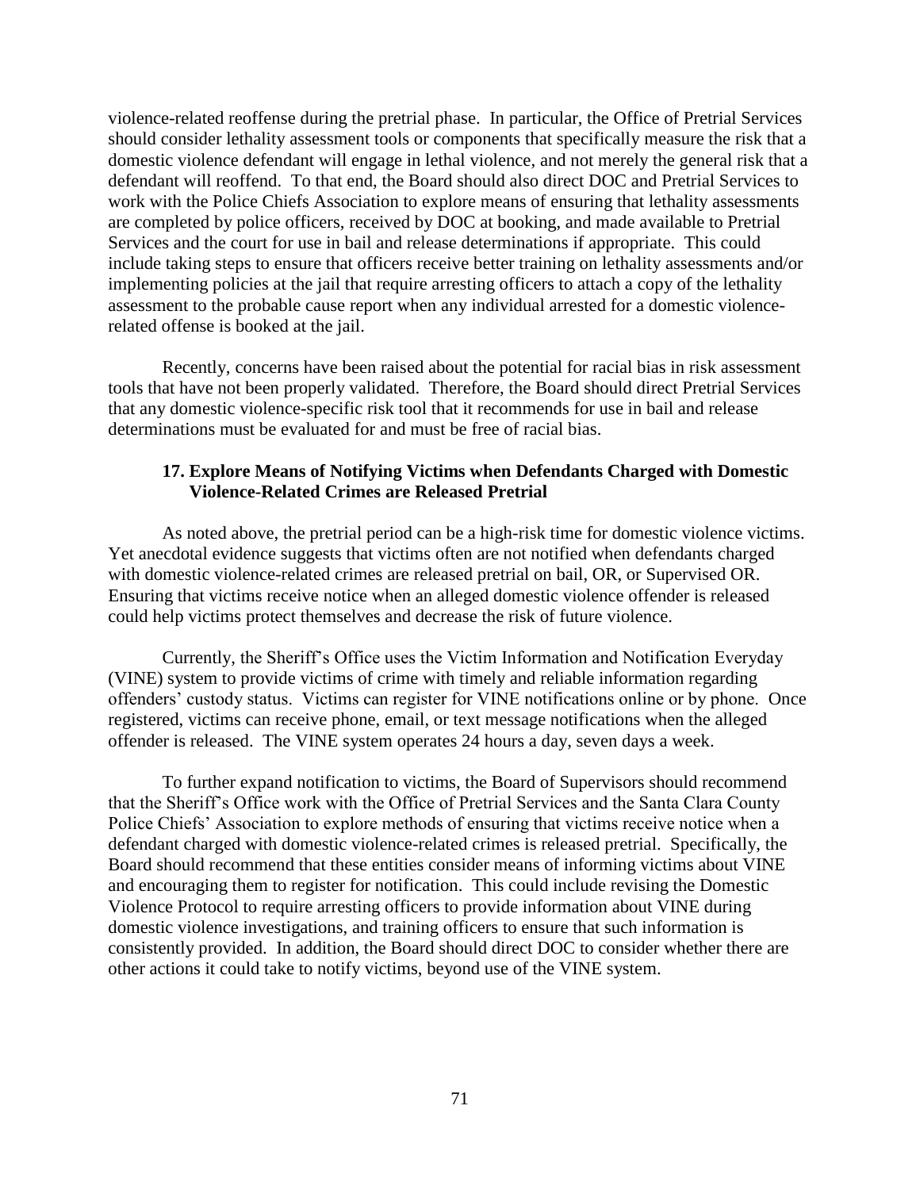violence-related reoffense during the pretrial phase. In particular, the Office of Pretrial Services should consider lethality assessment tools or components that specifically measure the risk that a domestic violence defendant will engage in lethal violence, and not merely the general risk that a defendant will reoffend. To that end, the Board should also direct DOC and Pretrial Services to work with the Police Chiefs Association to explore means of ensuring that lethality assessments are completed by police officers, received by DOC at booking, and made available to Pretrial Services and the court for use in bail and release determinations if appropriate. This could include taking steps to ensure that officers receive better training on lethality assessments and/or implementing policies at the jail that require arresting officers to attach a copy of the lethality assessment to the probable cause report when any individual arrested for a domestic violence-related offense is booked at the jail.

Recently, concerns have been raised about the potential for racial bias in risk assessment tools that have not been properly validated. Therefore, the Board should direct Pretrial Services that any domestic violence-specific risk tool that it recommends for use in bail and release determinations must be evaluated for and must be free of racial bias.

### 17. Explore Means of Notifying Victims when Defendants Charged with Domestic Violence-Related Crimes are Released Pretrial

As noted above, the pretrial period can be a high-risk time for domestic violence victims. Yet anecdotal evidence suggests that victims often are not notified when defendants charged with domestic violence-related crimes are released pretrial on bail, OR, or Supervised OR. Ensuring that victims receive notice when an alleged domestic violence offender is released could help victims protect themselves and decrease the risk of future violence.

Currently, the Sheriff's Office uses the Victim Information and Notification Everyday (VINE) system to provide victims of crime with timely and reliable information regarding offenders' custody status. Victims can register for VINE notifications online or by phone. Once registered, victims can receive phone, email, or text message notifications when the alleged offender is released. The VINE system operates 24 hours a day, seven days a week.

To further expand notification to victims, the Board of Supervisors should recommend that the Sheriff's Office work with the Office of Pretrial Services and the Santa Clara County Police Chiefs' Association to explore methods of ensuring that victims receive notice when a defendant charged with domestic violence-related crimes is released pretrial. Specifically, the Board should recommend that these entities consider means of informing victims about VINE and encouraging them to register for notification. This could include revising the Domestic Violence Protocol to require arresting officers to provide information about VINE during domestic violence investigations, and training officers to ensure that such information is consistently provided. In addition, the Board should direct DOC to consider whether there are other actions it could take to notify victims, beyond use of the VINE system.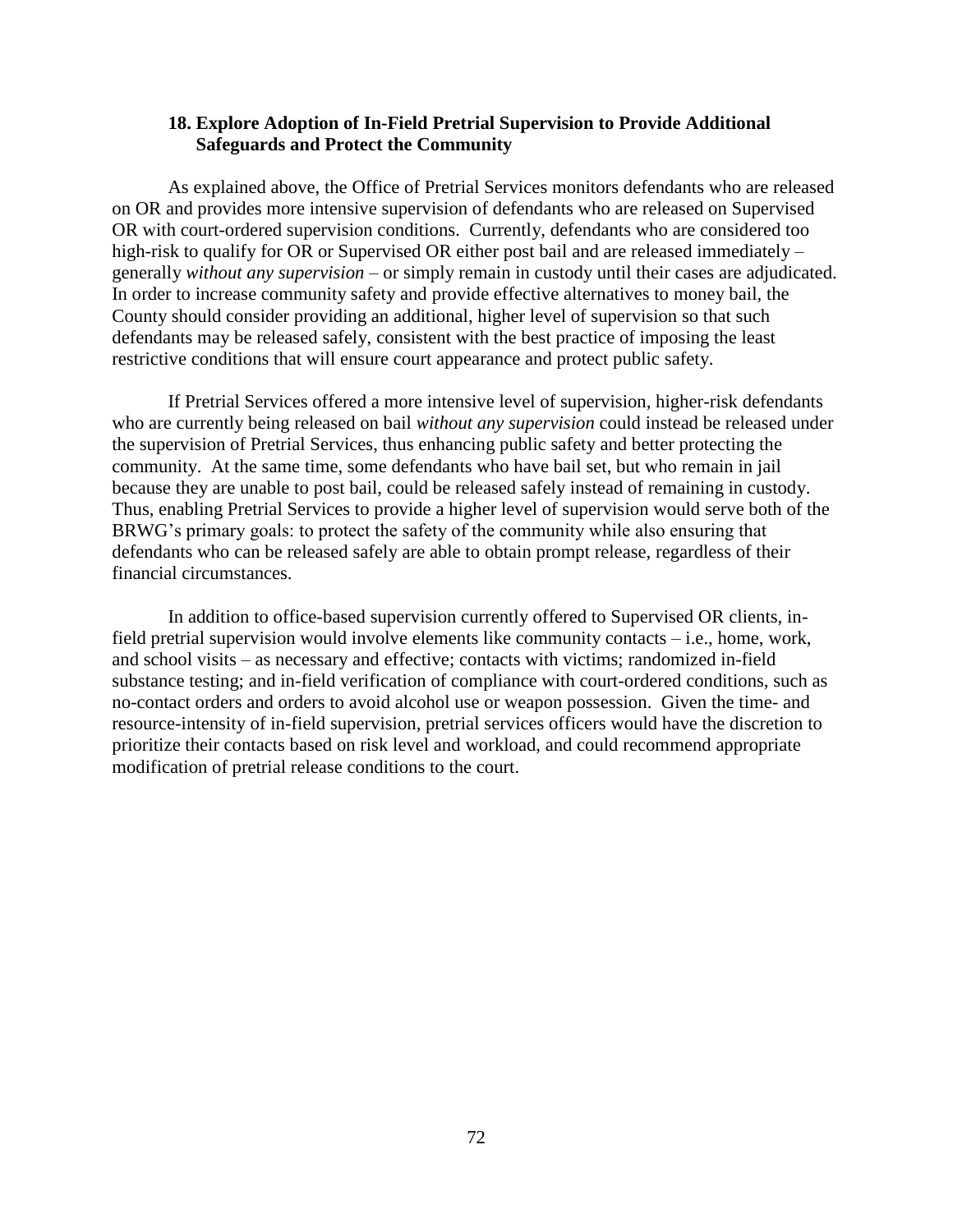### 18. Explore Adoption of In-Field Pretrial Supervision to Provide Additional Safeguards and Protect the Community

As explained above, the Office of Pretrial Services monitors defendants who are released on OR and provides more intensive supervision of defendants who are released on Supervised OR with court-ordered supervision conditions. Currently, defendants who are considered too high-risk to qualify for OR or Supervised OR either post bail and are released immediately – generally *without any supervision* – or simply remain in custody until their cases are adjudicated. In order to increase community safety and provide effective alternatives to money bail, the County should consider providing an additional, higher level of supervision so that such defendants may be released safely, consistent with the best practice of imposing the least restrictive conditions that will ensure court appearance and protect public safety.

If Pretrial Services offered a more intensive level of supervision, higher-risk defendants who are currently being released on bail *without any supervision* could instead be released under the supervision of Pretrial Services, thus enhancing public safety and better protecting the community. At the same time, some defendants who have bail set, but who remain in jail because they are unable to post bail, could be released safely instead of remaining in custody. Thus, enabling Pretrial Services to provide a higher level of supervision would serve both of the BRWG's primary goals: to protect the safety of the community while also ensuring that defendants who can be released safely are able to obtain prompt release, regardless of their financial circumstances.

In addition to office-based supervision currently offered to Supervised OR clients, in-field pretrial supervision would involve elements like community contacts – i.e., home, work, and school visits – as necessary and effective; contacts with victims; randomized in-field substance testing; and in-field verification of compliance with court-ordered conditions, such as no-contact orders and orders to avoid alcohol use or weapon possession. Given the time- and resource-intensity of in-field supervision, pretrial services officers would have the discretion to prioritize their contacts based on risk level and workload, and could recommend appropriate modification of pretrial release conditions to the court.